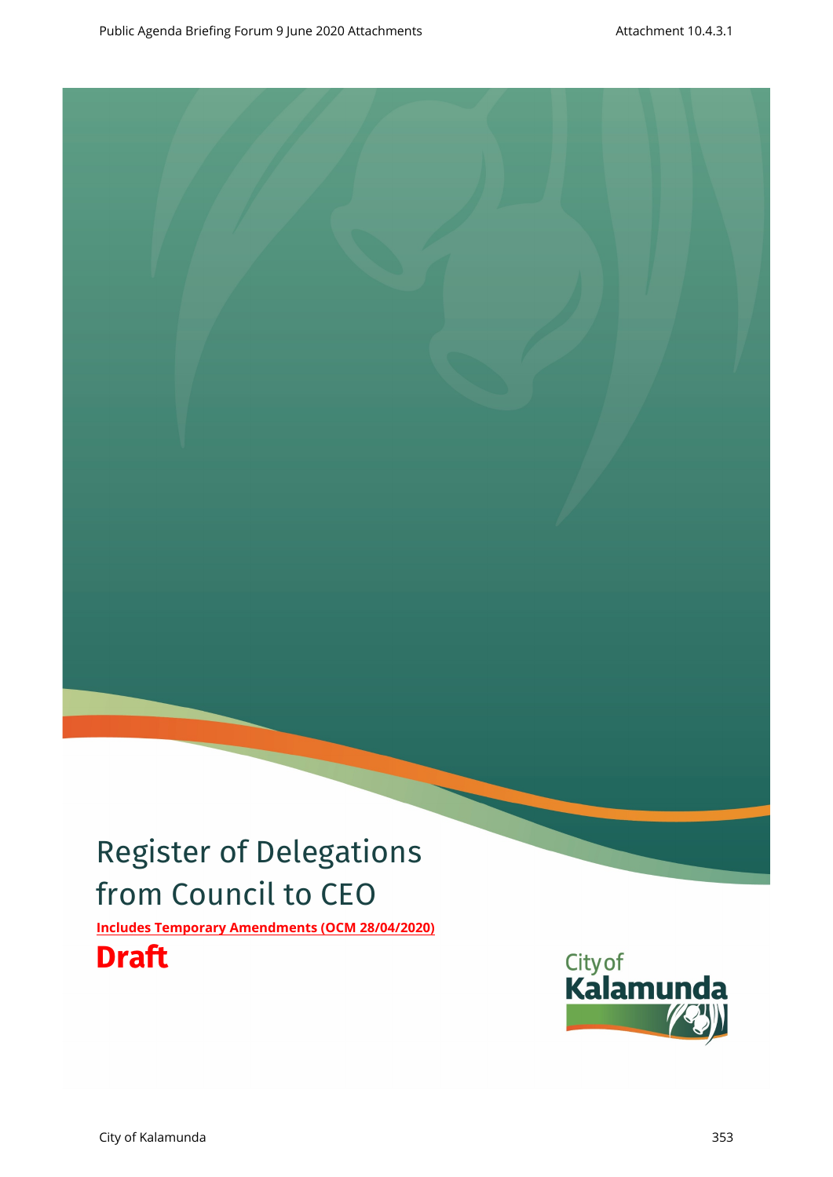# Register of Delegations from Council to CEO

**Includes Temporary Amendments (OCM 28/04/2020)**

**Draft**

City of Kalamunda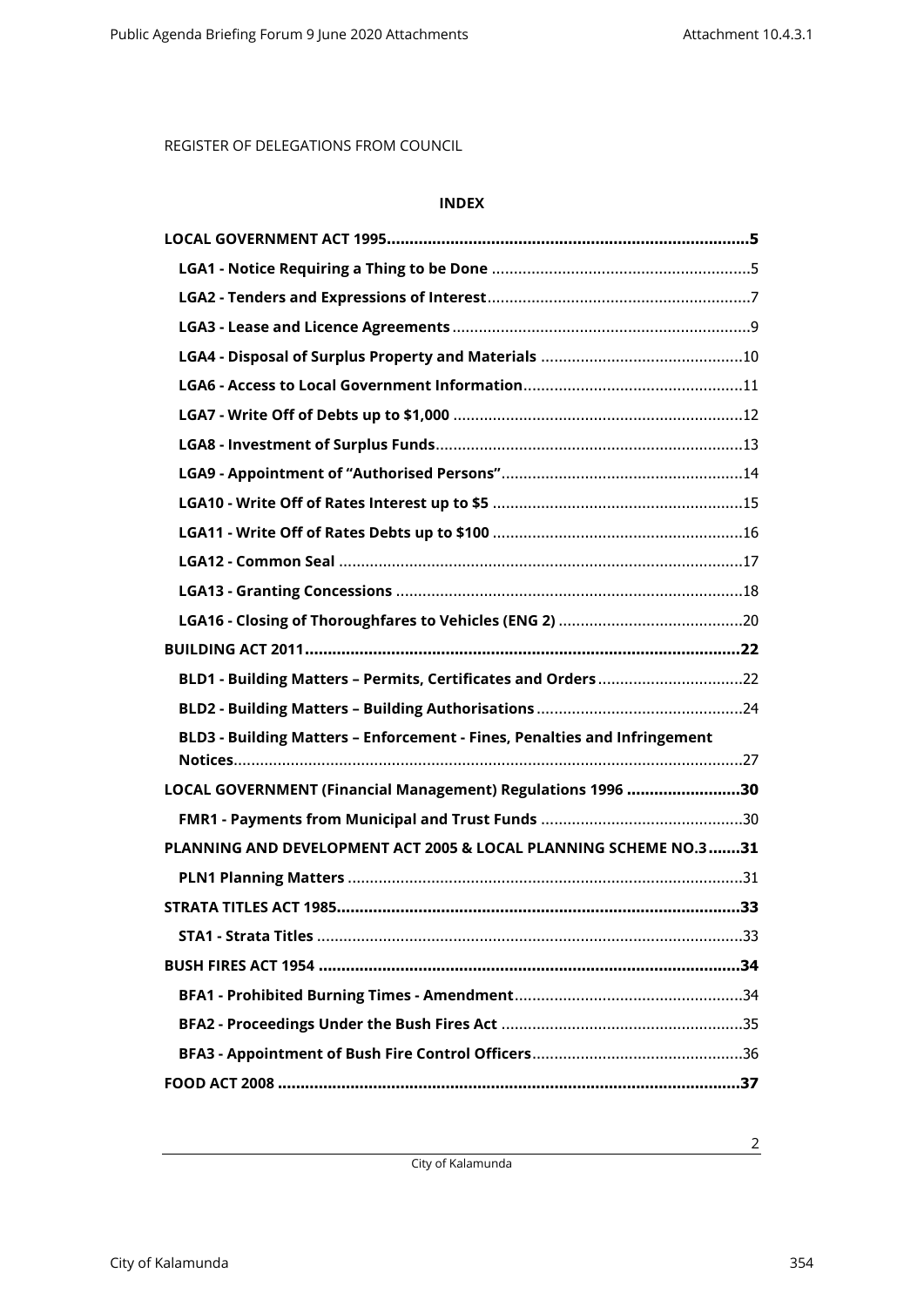REGISTER OF DELEGATIONS FROM COUNCIL

**INDEX**

**LOCAL GOVERNMENT ACT 1995....................................................................................5**

**LGA1 - Notice Requiring a Thing to be Done** ...........................................................5

**LGA2 - Tenders and Expressions of Interest**............................................................7

**LGA3 - Lease and Licence Agreements**....................................................................9

**LGA4 - Disposal of Surplus Property and Materials** ..............................................10

**LGA6 - Access to Local Government Information**..................................................11

**LGA7 - Write Off of Debts up to $1,000** ..................................................................12

**LGA8 - Investment of Surplus Funds**......................................................................13

**LGA9 - Appointment of "Authorised Persons"**.......................................................14

**LGA10 - Write Off of Rates Interest up to $5** .........................................................15

**LGA11 - Write Off of Rates Debts up to $100** .........................................................16

**LGA12 - Common Seal** ............................................................................................17

**LGA13 - Granting Concessions** ...............................................................................18

**LGA16 - Closing of Thoroughfares to Vehicles (ENG 2)** ..........................................20

**BUILDING ACT 2011....................................................................................................22**

**BLD1 - Building Matters – Permits, Certificates and Orders**.................................22

**BLD2 - Building Matters – Building Authorisations**..............................................24

**BLD3 - Building Matters – Enforcement - Fines, Penalties and Infringement Notices**..................................................................................................................27

**LOCAL GOVERNMENT (Financial Management) Regulations 1996 .........................30**

**FMR1 - Payments from Municipal and Trust Funds** ..............................................30

**PLANNING AND DEVELOPMENT ACT 2005 & LOCAL PLANNING SCHEME NO.3.......31**

**PLN1 Planning Matters** ...........................................................................................31

**STRATA TITLES ACT 1985..........................................................................................33**

**STA1 - Strata Titles** .................................................................................................33

**BUSH FIRES ACT 1954 ...............................................................................................34**

**BFA1 - Prohibited Burning Times - Amendment**....................................................34

**BFA2 - Proceedings Under the Bush Fires Act** .......................................................35

**BFA3 - Appointment of Bush Fire Control Officers**................................................36

**FOOD ACT 2008 .........................................................................................................37**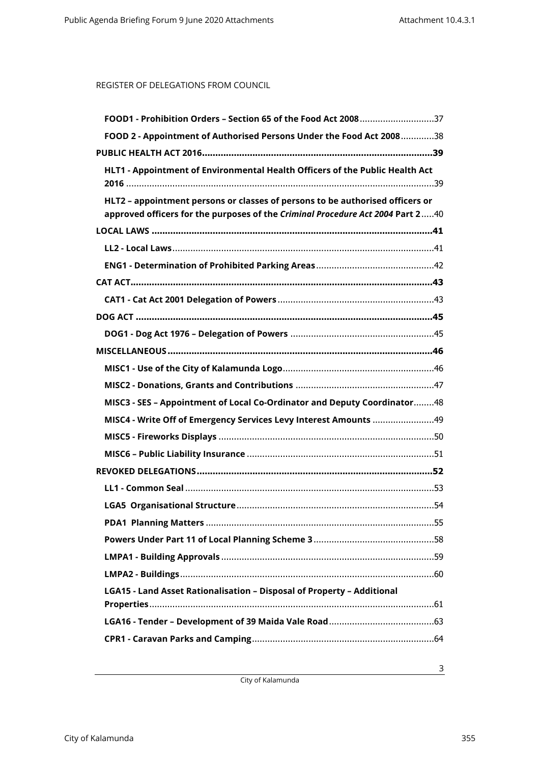REGISTER OF DELEGATIONS FROM COUNCIL

- **FOOD1 - Prohibition Orders – Section 65 of the Food Act 2008**.....37
- **FOOD 2 - Appointment of Authorised Persons Under the Food Act 2008**.....38

**PUBLIC HEALTH ACT 2016**.....39

- **HLT1 - Appointment of Environmental Health Officers of the Public Health Act 2016**.....39
- **HLT2 – appointment persons or classes of persons to be authorised officers or approved officers for the purposes of the *Criminal Procedure Act 2004* Part 2**.....40

**LOCAL LAWS**.....41

- **LL2 - Local Laws**.....41
- **ENG1 - Determination of Prohibited Parking Areas**.....42

**CAT ACT**.....43

- **CAT1 - Cat Act 2001 Delegation of Powers**.....43

**DOG ACT**.....45

- **DOG1 - Dog Act 1976 – Delegation of Powers**.....45

**MISCELLANEOUS**.....46

- **MISC1 - Use of the City of Kalamunda Logo**.....46
- **MISC2 - Donations, Grants and Contributions**.....47
- **MISC3 - SES – Appointment of Local Co-Ordinator and Deputy Coordinator**.....48
- **MISC4 - Write Off of Emergency Services Levy Interest Amounts**.....49
- **MISC5 - Fireworks Displays**.....50
- **MISC6 – Public Liability Insurance**.....51

**REVOKED DELEGATIONS**.....52

- **LL1 - Common Seal**.....53
- **LGA5 Organisational Structure**.....54
- **PDA1 Planning Matters**.....55
- **Powers Under Part 11 of Local Planning Scheme 3**.....58
- **LMPA1 - Building Approvals**.....59
- **LMPA2 - Buildings**.....60
- **LGA15 - Land Asset Rationalisation – Disposal of Property – Additional Properties**.....61
- **LGA16 - Tender – Development of 39 Maida Vale Road**.....63
- **CPR1 - Caravan Parks and Camping**.....64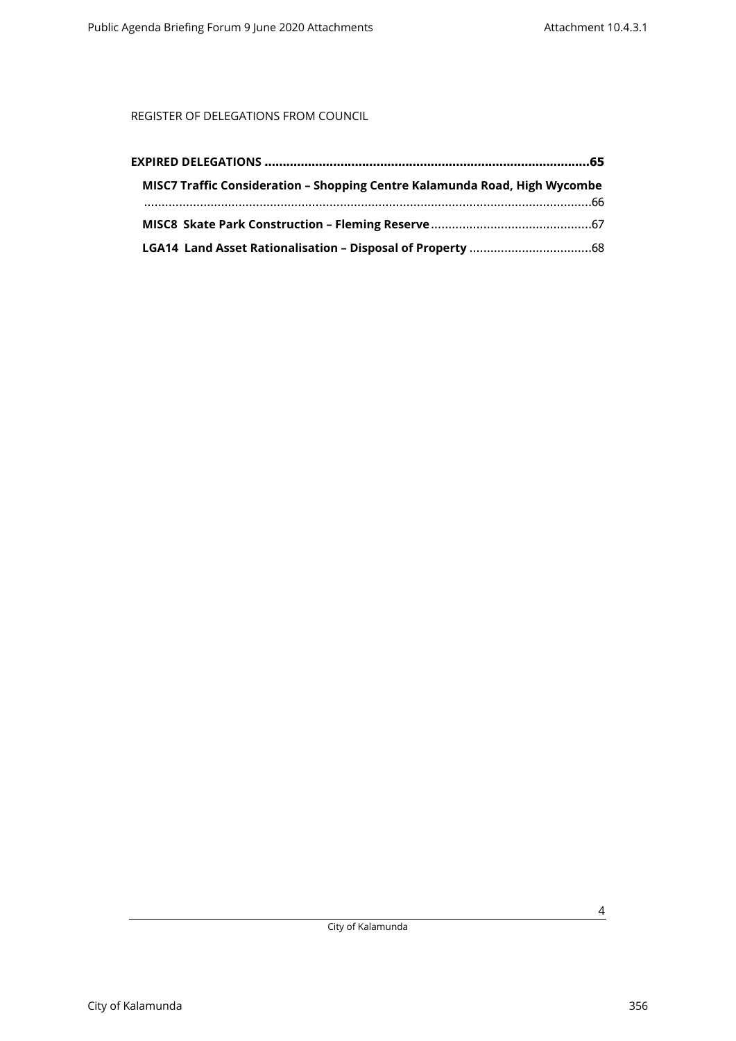REGISTER OF DELEGATIONS FROM COUNCIL

**EXPIRED DELEGATIONS ........................................................................................65**

**MISC7 Traffic Consideration – Shopping Centre Kalamunda Road, High Wycombe** ..............................................................................................................................66

**MISC8 Skate Park Construction – Fleming Reserve** .............................................67

**LGA14 Land Asset Rationalisation – Disposal of Property** ...................................68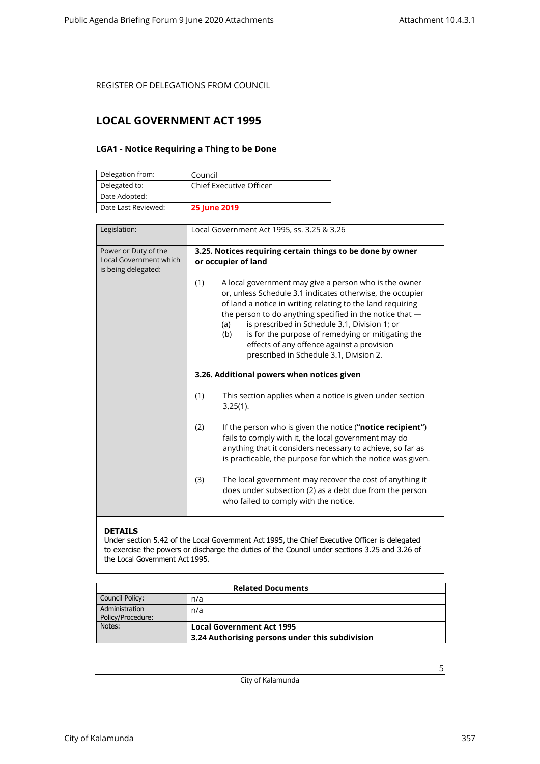REGISTER OF DELEGATIONS FROM COUNCIL

# LOCAL GOVERNMENT ACT 1995

## LGA1 - Notice Requiring a Thing to be Done

| Delegation from: | Council |
|---|---|
| Delegated to: | Chief Executive Officer |
| Date Adopted: | |
| Date Last Reviewed: | **25 June 2019** |

| Legislation: | Local Government Act 1995, ss. 3.25 & 3.26 |
|---|---|
| Power or Duty of the Local Government which is being delegated: | **3.25. Notices requiring certain things to be done by owner or occupier of land**<br><br>(1) A local government may give a person who is the owner or, unless Schedule 3.1 indicates otherwise, the occupier of land a notice in writing relating to the land requiring the person to do anything specified in the notice that —<br>(a) is prescribed in Schedule 3.1, Division 1; or<br>(b) is for the purpose of remedying or mitigating the effects of any offence against a provision prescribed in Schedule 3.1, Division 2.<br><br>**3.26. Additional powers when notices given**<br><br>(1) This section applies when a notice is given under section 3.25(1).<br><br>(2) If the person who is given the notice (**"notice recipient"**) fails to comply with it, the local government may do anything that it considers necessary to achieve, so far as is practicable, the purpose for which the notice was given.<br><br>(3) The local government may recover the cost of anything it does under subsection (2) as a debt due from the person who failed to comply with the notice. |

**DETAILS**

Under section 5.42 of the Local Government Act 1995, the Chief Executive Officer is delegated to exercise the powers or discharge the duties of the Council under sections 3.25 and 3.26 of the Local Government Act 1995.

| Related Documents | |
|---|---|
| Council Policy: | n/a |
| Administration Policy/Procedure: | n/a |
| Notes: | **Local Government Act 1995**<br>**3.24 Authorising persons under this subdivision** |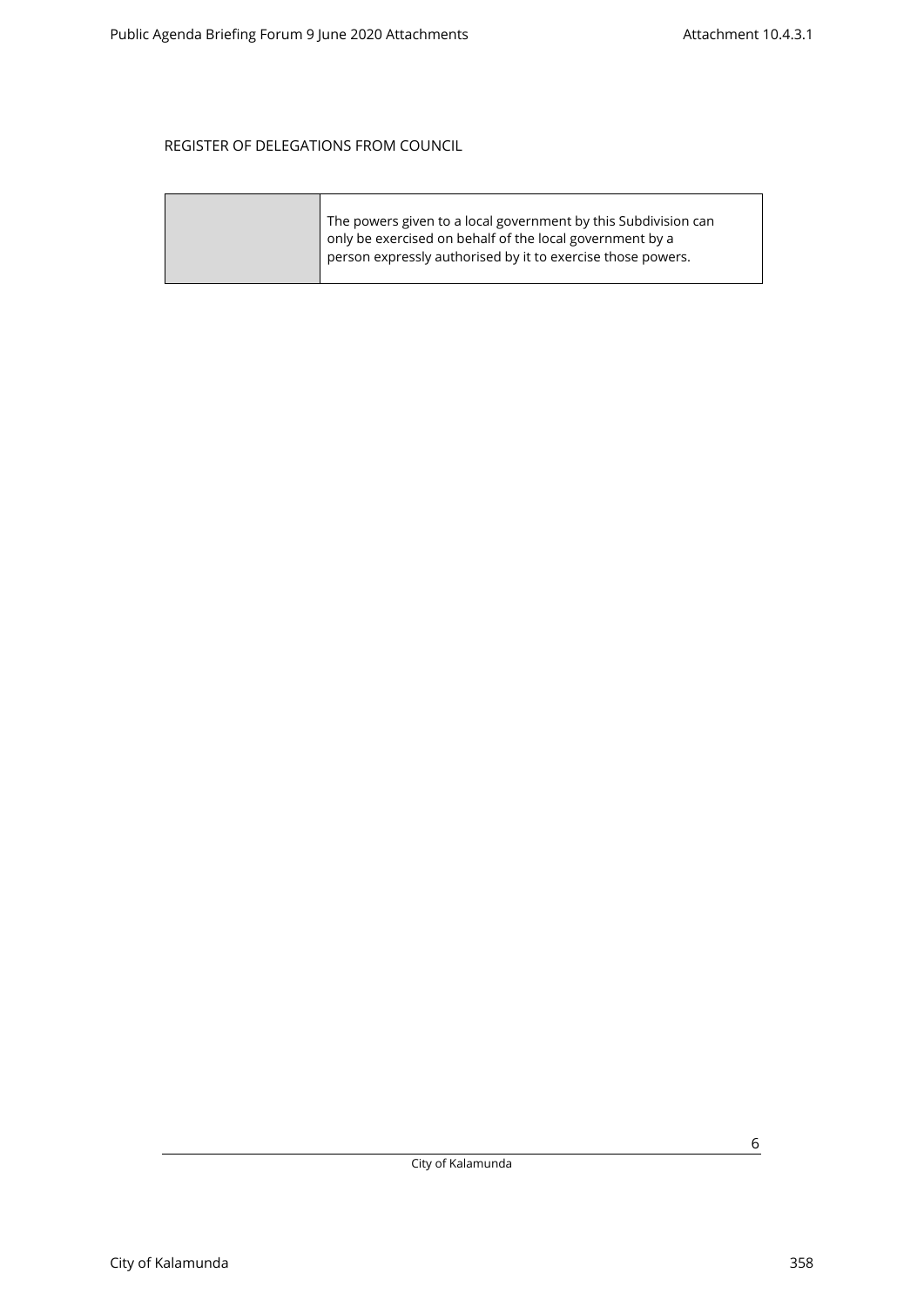REGISTER OF DELEGATIONS FROM COUNCIL

| | |
|---|---|
| | The powers given to a local government by this Subdivision can only be exercised on behalf of the local government by a person expressly authorised by it to exercise those powers. |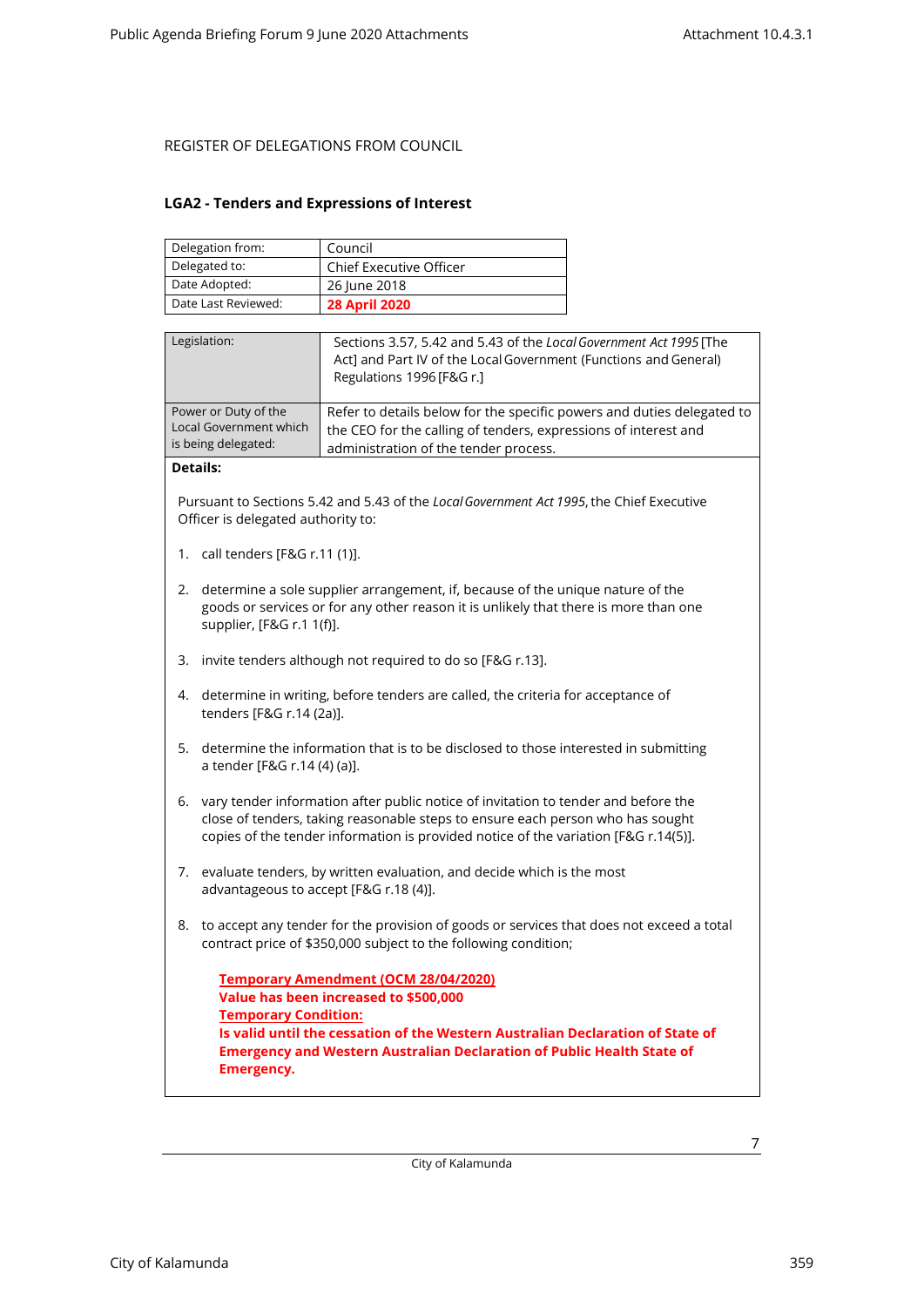REGISTER OF DELEGATIONS FROM COUNCIL

## LGA2 - Tenders and Expressions of Interest

| Delegation from: | Council |
|---|---|
| Delegated to: | Chief Executive Officer |
| Date Adopted: | 26 June 2018 |
| Date Last Reviewed: | **28 April 2020** |

| Legislation: | Sections 3.57, 5.42 and 5.43 of the *Local Government Act 1995* [The Act] and Part IV of the Local Government (Functions and General) Regulations 1996 [F&G r.] |
|---|---|
| Power or Duty of the Local Government which is being delegated: | Refer to details below for the specific powers and duties delegated to the CEO for the calling of tenders, expressions of interest and administration of the tender process. |

**Details:**

Pursuant to Sections 5.42 and 5.43 of the *Local Government Act 1995*, the Chief Executive Officer is delegated authority to:

1. call tenders [F&G r.11 (1)].
2. determine a sole supplier arrangement, if, because of the unique nature of the goods or services or for any other reason it is unlikely that there is more than one supplier, [F&G r.1 1(f)].
3. invite tenders although not required to do so [F&G r.13].
4. determine in writing, before tenders are called, the criteria for acceptance of tenders [F&G r.14 (2a)].
5. determine the information that is to be disclosed to those interested in submitting a tender [F&G r.14 (4) (a)].
6. vary tender information after public notice of invitation to tender and before the close of tenders, taking reasonable steps to ensure each person who has sought copies of the tender information is provided notice of the variation [F&G r.14(5)].
7. evaluate tenders, by written evaluation, and decide which is the most advantageous to accept [F&G r.18 (4)].
8. to accept any tender for the provision of goods or services that does not exceed a total contract price of $350,000 subject to the following condition;

   **Temporary Amendment (OCM 28/04/2020)**
   **Value has been increased to $500,000**
   **Temporary Condition:**
   **Is valid until the cessation of the Western Australian Declaration of State of Emergency and Western Australian Declaration of Public Health State of Emergency.**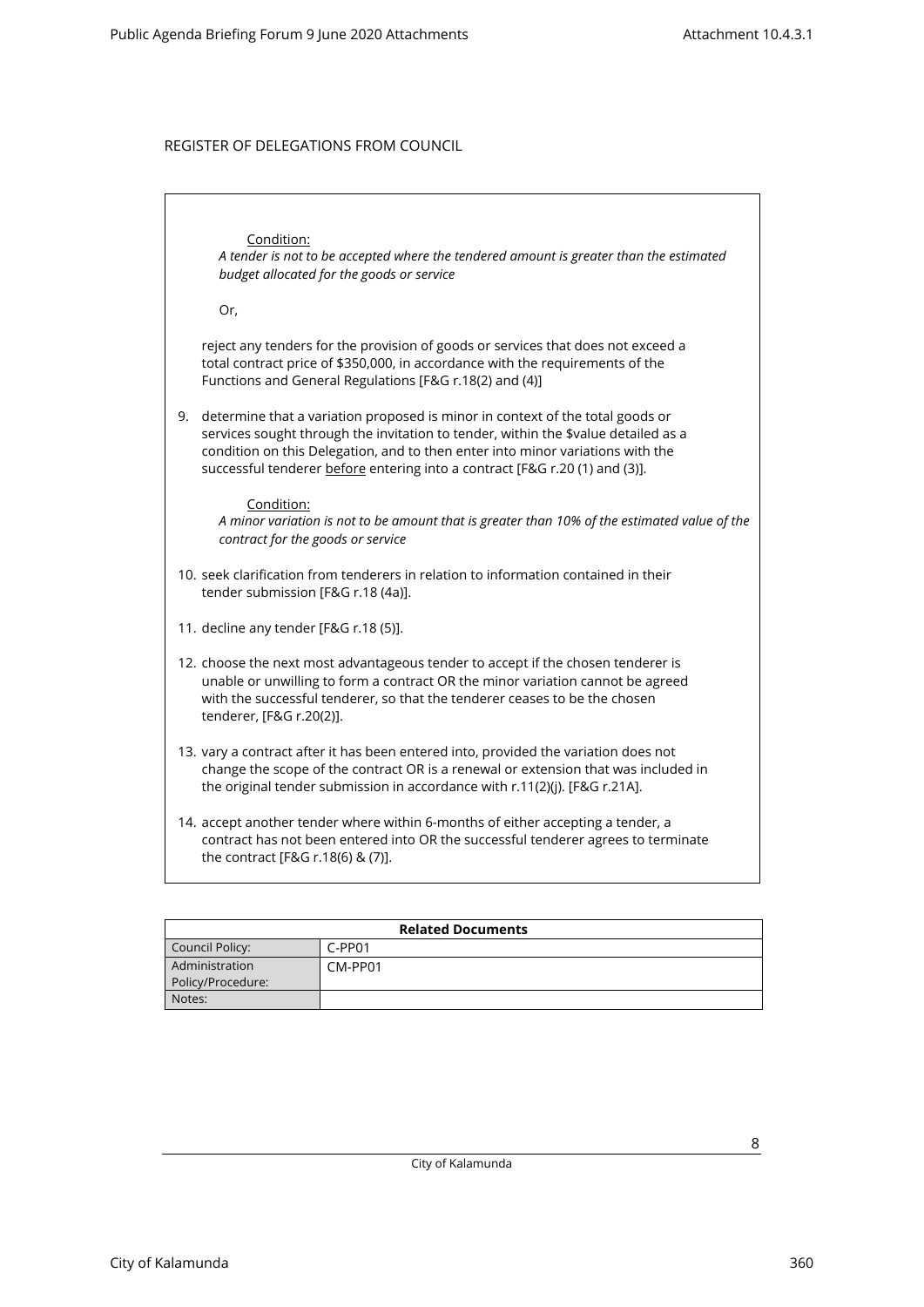REGISTER OF DELEGATIONS FROM COUNCIL

Condition:
*A tender is not to be accepted where the tendered amount is greater than the estimated budget allocated for the goods or service*

Or,

reject any tenders for the provision of goods or services that does not exceed a total contract price of $350,000, in accordance with the requirements of the Functions and General Regulations [F&G r.18(2) and (4)]

9. determine that a variation proposed is minor in context of the total goods or services sought through the invitation to tender, within the $value detailed as a condition on this Delegation, and to then enter into minor variations with the successful tenderer <u>before</u> entering into a contract [F&G r.20 (1) and (3)].

   Condition:
   *A minor variation is not to be amount that is greater than 10% of the estimated value of the contract for the goods or service*

10. seek clarification from tenderers in relation to information contained in their tender submission [F&G r.18 (4a)].

11. decline any tender [F&G r.18 (5)].

12. choose the next most advantageous tender to accept if the chosen tenderer is unable or unwilling to form a contract OR the minor variation cannot be agreed with the successful tenderer, so that the tenderer ceases to be the chosen tenderer, [F&G r.20(2)].

13. vary a contract after it has been entered into, provided the variation does not change the scope of the contract OR is a renewal or extension that was included in the original tender submission in accordance with r.11(2)(j). [F&G r.21A].

14. accept another tender where within 6-months of either accepting a tender, a contract has not been entered into OR the successful tenderer agrees to terminate the contract [F&G r.18(6) & (7)].

| **Related Documents** | |
|---|---|
| Council Policy: | C-PP01 |
| Administration Policy/Procedure: | CM-PP01 |
| Notes: | |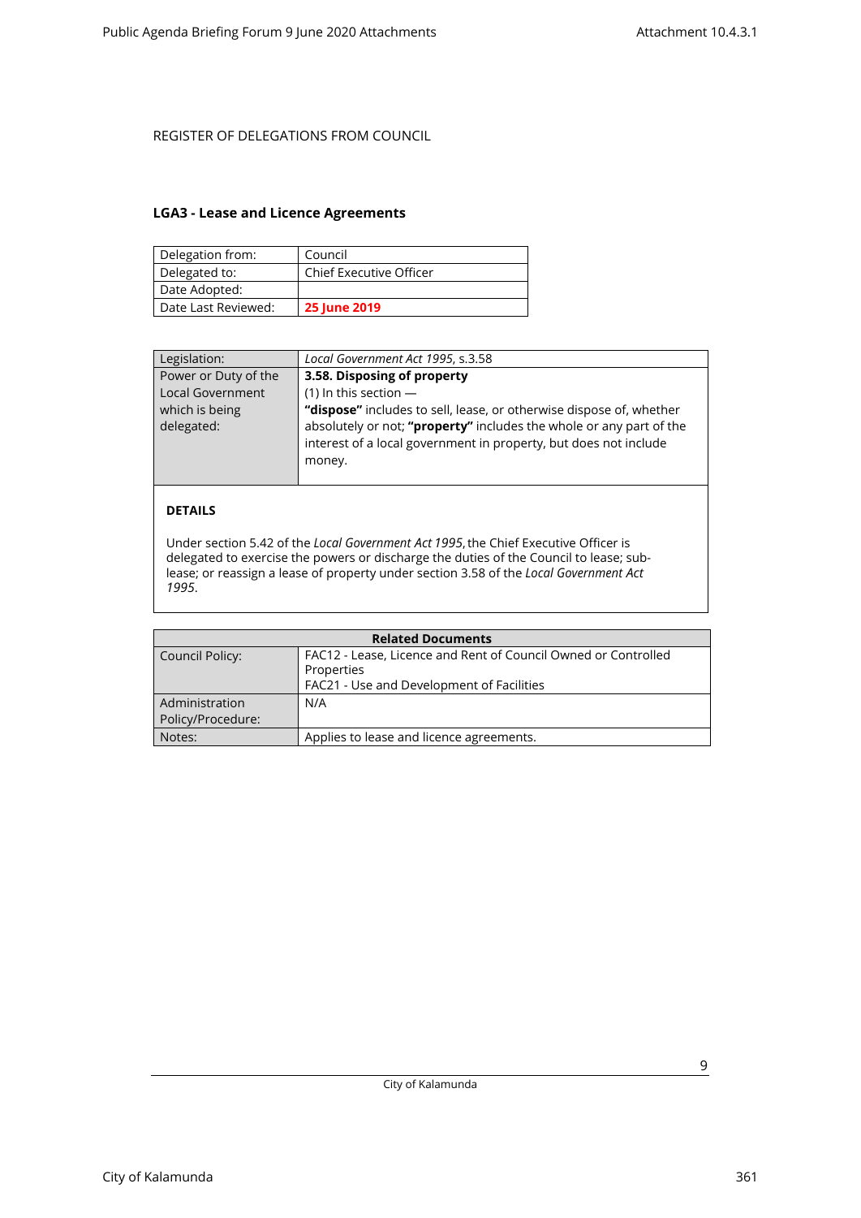REGISTER OF DELEGATIONS FROM COUNCIL

### LGA3 - Lease and Licence Agreements

| Delegation from: | Council |
|---|---|
| Delegated to: | Chief Executive Officer |
| Date Adopted: | |
| Date Last Reviewed: | **25 June 2019** |

| Legislation: | *Local Government Act 1995*, s.3.58 |
|---|---|
| Power or Duty of the Local Government which is being delegated: | **3.58. Disposing of property**<br>(1) In this section —<br>**"dispose"** includes to sell, lease, or otherwise dispose of, whether absolutely or not; **"property"** includes the whole or any part of the interest of a local government in property, but does not include money. |

**DETAILS**

Under section 5.42 of the *Local Government Act 1995*, the Chief Executive Officer is delegated to exercise the powers or discharge the duties of the Council to lease; sub-lease; or reassign a lease of property under section 3.58 of the *Local Government Act 1995*.

| Related Documents | |
|---|---|
| Council Policy: | FAC12 - Lease, Licence and Rent of Council Owned or Controlled Properties<br>FAC21 - Use and Development of Facilities |
| Administration Policy/Procedure: | N/A |
| Notes: | Applies to lease and licence agreements. |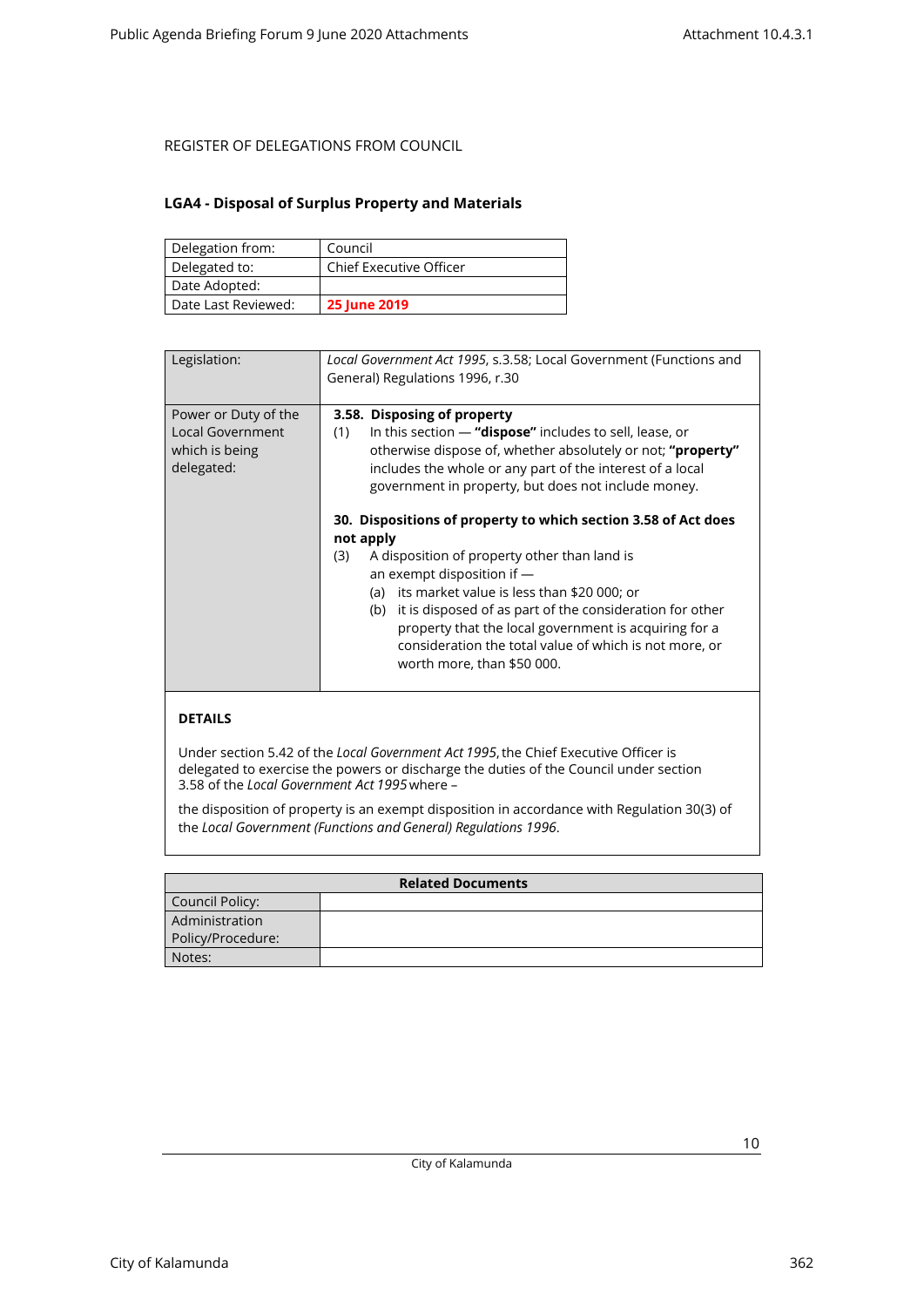REGISTER OF DELEGATIONS FROM COUNCIL

## LGA4 - Disposal of Surplus Property and Materials

| Delegation from: | Council |
|---|---|
| Delegated to: | Chief Executive Officer |
| Date Adopted: | |
| Date Last Reviewed: | **25 June 2019** |

| Legislation: | *Local Government Act 1995*, s.3.58; Local Government (Functions and General) Regulations 1996, r.30 |
|---|---|
| Power or Duty of the Local Government which is being delegated: | **3.58. Disposing of property**<br>(1) In this section — **"dispose"** includes to sell, lease, or otherwise dispose of, whether absolutely or not; **"property"** includes the whole or any part of the interest of a local government in property, but does not include money.<br><br>**30. Dispositions of property to which section 3.58 of Act does not apply**<br>(3) A disposition of property other than land is an exempt disposition if —<br>(a) its market value is less than $20 000; or<br>(b) it is disposed of as part of the consideration for other property that the local government is acquiring for a consideration the total value of which is not more, or worth more, than $50 000. |

**DETAILS**

Under section 5.42 of the *Local Government Act 1995*, the Chief Executive Officer is delegated to exercise the powers or discharge the duties of the Council under section 3.58 of the *Local Government Act 1995* where –

the disposition of property is an exempt disposition in accordance with Regulation 30(3) of the *Local Government (Functions and General) Regulations 1996*.

| Related Documents | |
|---|---|
| Council Policy: | |
| Administration Policy/Procedure: | |
| Notes: | |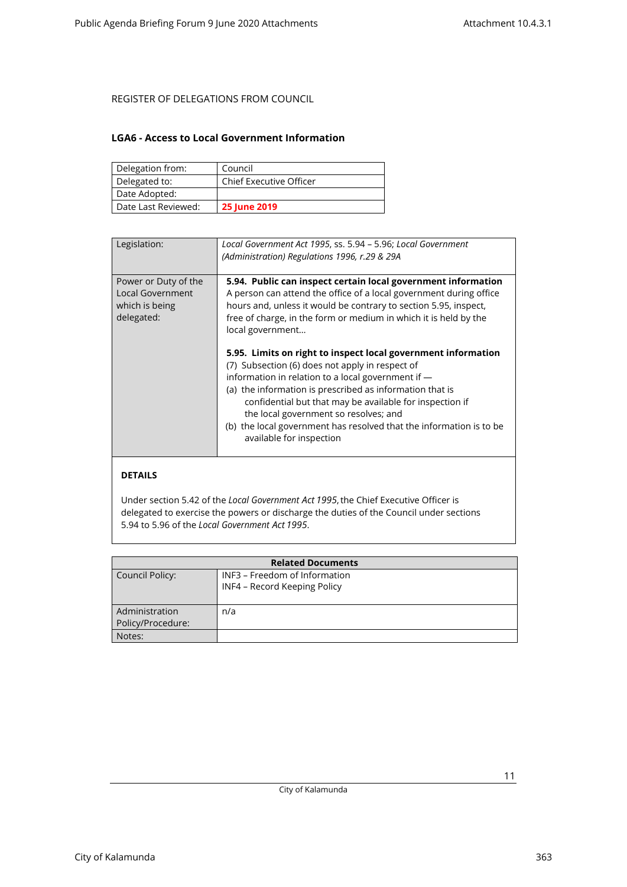REGISTER OF DELEGATIONS FROM COUNCIL

## LGA6 - Access to Local Government Information

| Delegation from: | Council |
|---|---|
| Delegated to: | Chief Executive Officer |
| Date Adopted: | |
| Date Last Reviewed: | **25 June 2019** |

| Legislation: | *Local Government Act 1995*, ss. 5.94 – 5.96; *Local Government (Administration) Regulations 1996, r.29 & 29A* |
|---|---|
| Power or Duty of the Local Government which is being delegated: | **5.94. Public can inspect certain local government information** A person can attend the office of a local government during office hours and, unless it would be contrary to section 5.95, inspect, free of charge, in the form or medium in which it is held by the local government… **5.95. Limits on right to inspect local government information** (7) Subsection (6) does not apply in respect of information in relation to a local government if — (a) the information is prescribed as information that is confidential but that may be available for inspection if the local government so resolves; and (b) the local government has resolved that the information is to be available for inspection |

**DETAILS**

Under section 5.42 of the *Local Government Act 1995*, the Chief Executive Officer is delegated to exercise the powers or discharge the duties of the Council under sections 5.94 to 5.96 of the *Local Government Act 1995*.

| Related Documents | |
|---|---|
| Council Policy: | INF3 – Freedom of Information<br>INF4 – Record Keeping Policy |
| Administration Policy/Procedure: | n/a |
| Notes: | |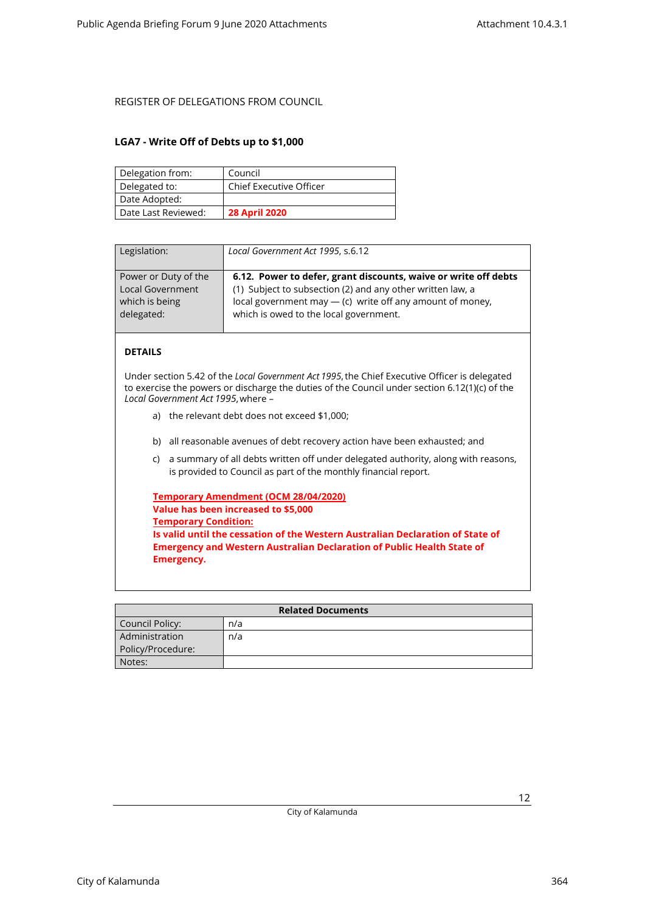REGISTER OF DELEGATIONS FROM COUNCIL

### LGA7 - Write Off of Debts up to $1,000

| Delegation from: | Council |
|---|---|
| Delegated to: | Chief Executive Officer |
| Date Adopted: | |
| Date Last Reviewed: | **28 April 2020** |

| Legislation: | *Local Government Act 1995*, s.6.12 |
|---|---|
| Power or Duty of the Local Government which is being delegated: | **6.12. Power to defer, grant discounts, waive or write off debts** (1) Subject to subsection (2) and any other written law, a local government may — (c) write off any amount of money, which is owed to the local government. |

**DETAILS**

Under section 5.42 of the *Local Government Act 1995*, the Chief Executive Officer is delegated to exercise the powers or discharge the duties of the Council under section 6.12(1)(c) of the *Local Government Act 1995*, where –

a) the relevant debt does not exceed $1,000;

b) all reasonable avenues of debt recovery action have been exhausted; and

c) a summary of all debts written off under delegated authority, along with reasons, is provided to Council as part of the monthly financial report.

**Temporary Amendment (OCM 28/04/2020)**
**Value has been increased to $5,000**
**Temporary Condition:**
**Is valid until the cessation of the Western Australian Declaration of State of Emergency and Western Australian Declaration of Public Health State of Emergency.**

| Related Documents | |
|---|---|
| Council Policy: | n/a |
| Administration Policy/Procedure: | n/a |
| Notes: | |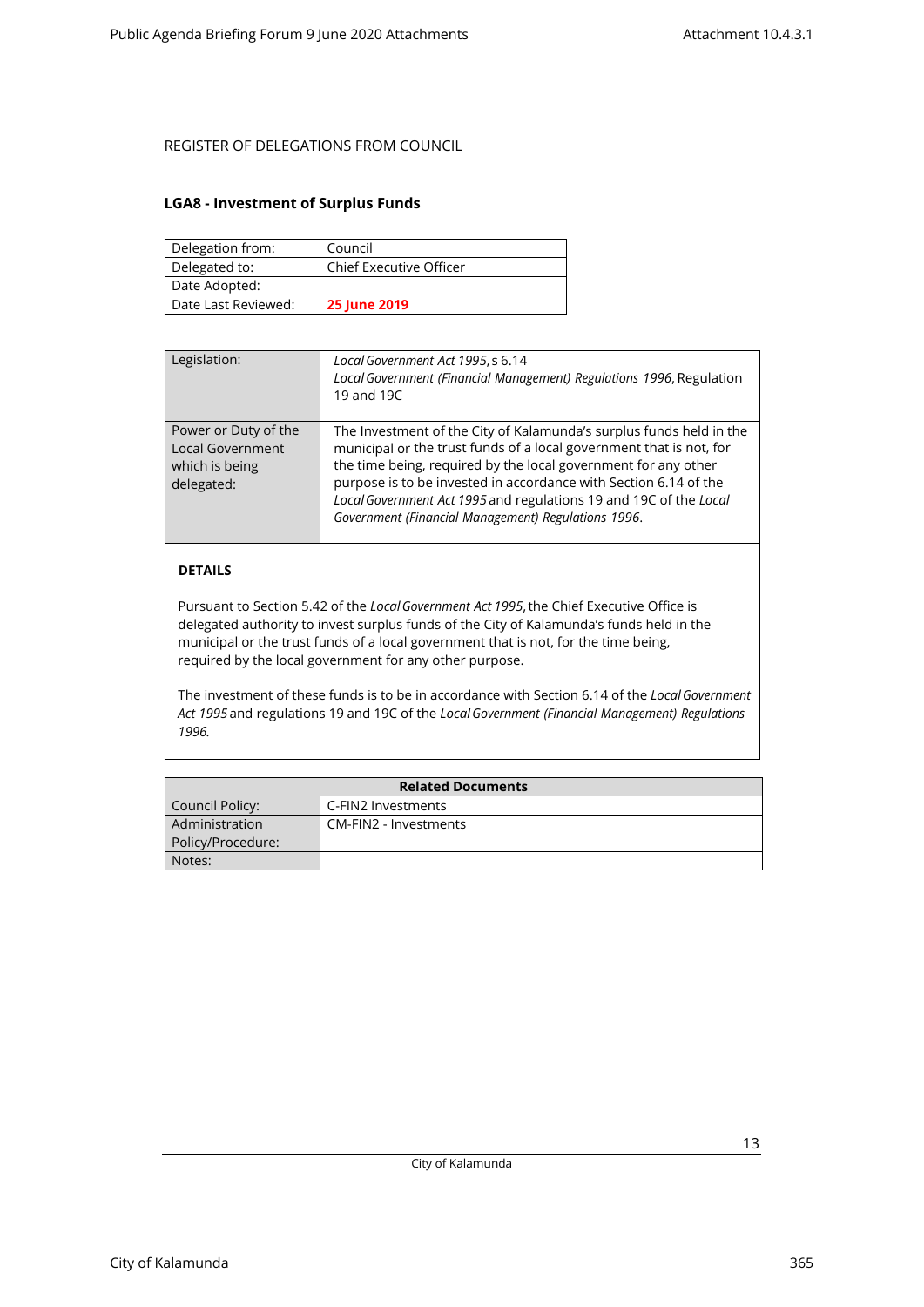REGISTER OF DELEGATIONS FROM COUNCIL

### LGA8 - Investment of Surplus Funds

| Delegation from: | Council |
|---|---|
| Delegated to: | Chief Executive Officer |
| Date Adopted: | |
| Date Last Reviewed: | **25 June 2019** |

| Legislation: | *Local Government Act 1995*, s 6.14<br>*Local Government (Financial Management) Regulations 1996*, Regulation 19 and 19C |
|---|---|
| Power or Duty of the Local Government which is being delegated: | The Investment of the City of Kalamunda's surplus funds held in the municipal or the trust funds of a local government that is not, for the time being, required by the local government for any other purpose is to be invested in accordance with Section 6.14 of the *Local Government Act 1995* and regulations 19 and 19C of the *Local Government (Financial Management) Regulations 1996*. |

**DETAILS**

Pursuant to Section 5.42 of the *Local Government Act 1995*, the Chief Executive Office is delegated authority to invest surplus funds of the City of Kalamunda's funds held in the municipal or the trust funds of a local government that is not, for the time being, required by the local government for any other purpose.

The investment of these funds is to be in accordance with Section 6.14 of the *Local Government Act 1995* and regulations 19 and 19C of the *Local Government (Financial Management) Regulations 1996.*

| **Related Documents** | |
|---|---|
| Council Policy: | C-FIN2 Investments |
| Administration Policy/Procedure: | CM-FIN2 - Investments |
| Notes: | |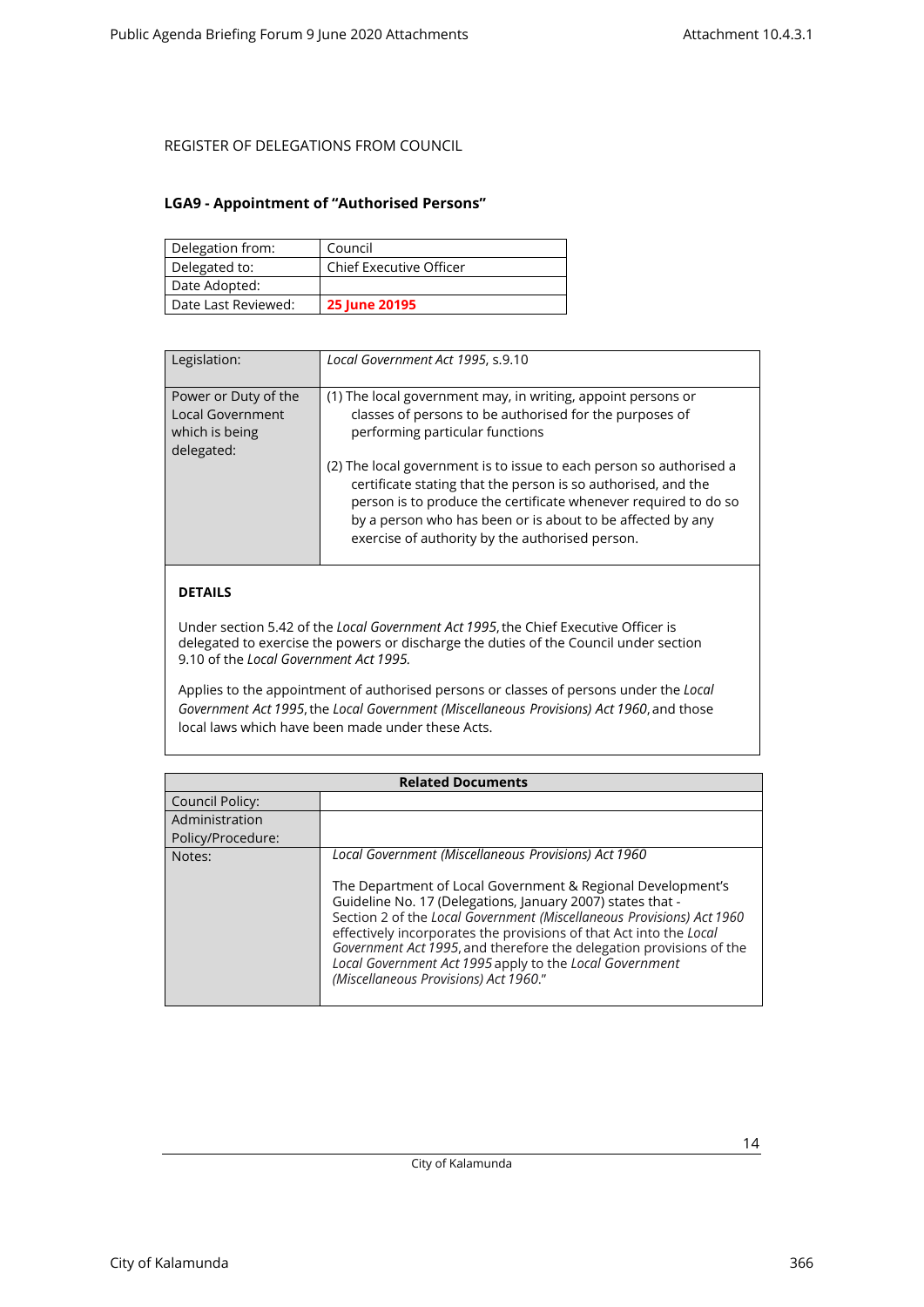REGISTER OF DELEGATIONS FROM COUNCIL

## LGA9 - Appointment of "Authorised Persons"

| Delegation from: | Council |
|---|---|
| Delegated to: | Chief Executive Officer |
| Date Adopted: | |
| Date Last Reviewed: | **25 June 20195** |

| Legislation: | *Local Government Act 1995*, s.9.10 |
|---|---|
| Power or Duty of the Local Government which is being delegated: | (1) The local government may, in writing, appoint persons or classes of persons to be authorised for the purposes of performing particular functions<br><br>(2) The local government is to issue to each person so authorised a certificate stating that the person is so authorised, and the person is to produce the certificate whenever required to do so by a person who has been or is about to be affected by any exercise of authority by the authorised person. |

**DETAILS**

Under section 5.42 of the *Local Government Act 1995*, the Chief Executive Officer is delegated to exercise the powers or discharge the duties of the Council under section 9.10 of the *Local Government Act 1995.*

Applies to the appointment of authorised persons or classes of persons under the *Local Government Act 1995*, the *Local Government (Miscellaneous Provisions) Act 1960*, and those local laws which have been made under these Acts.

| Related Documents | |
|---|---|
| Council Policy: | |
| Administration Policy/Procedure: | |
| Notes: | *Local Government (Miscellaneous Provisions) Act 1960*<br><br>The Department of Local Government & Regional Development's Guideline No. 17 (Delegations, January 2007) states that - Section 2 of the *Local Government (Miscellaneous Provisions) Act 1960* effectively incorporates the provisions of that Act into the *Local Government Act 1995*, and therefore the delegation provisions of the *Local Government Act 1995* apply to the *Local Government (Miscellaneous Provisions) Act 1960*." |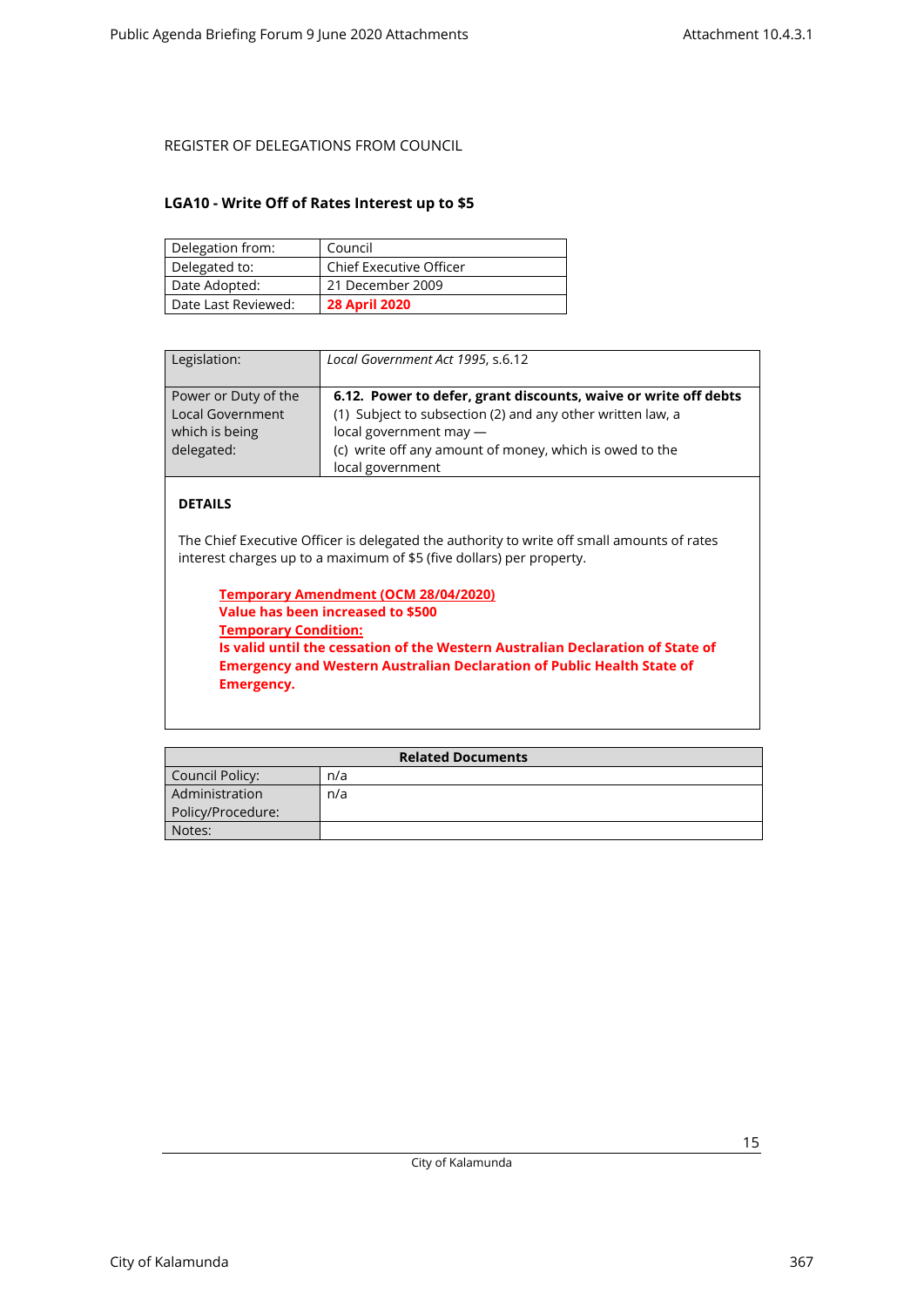REGISTER OF DELEGATIONS FROM COUNCIL

## LGA10 - Write Off of Rates Interest up to $5

| Delegation from: | Council |
|---|---|
| Delegated to: | Chief Executive Officer |
| Date Adopted: | 21 December 2009 |
| Date Last Reviewed: | **28 April 2020** |

| Legislation: | *Local Government Act 1995*, s.6.12 |
|---|---|
| Power or Duty of the Local Government which is being delegated: | **6.12. Power to defer, grant discounts, waive or write off debts** (1) Subject to subsection (2) and any other written law, a local government may — (c) write off any amount of money, which is owed to the local government |

**DETAILS**

The Chief Executive Officer is delegated the authority to write off small amounts of rates interest charges up to a maximum of $5 (five dollars) per property.

> **Temporary Amendment (OCM 28/04/2020)**
> **Value has been increased to $500**
> **Temporary Condition:**
> **Is valid until the cessation of the Western Australian Declaration of State of Emergency and Western Australian Declaration of Public Health State of Emergency.**

| Related Documents | |
|---|---|
| Council Policy: | n/a |
| Administration Policy/Procedure: | n/a |
| Notes: | |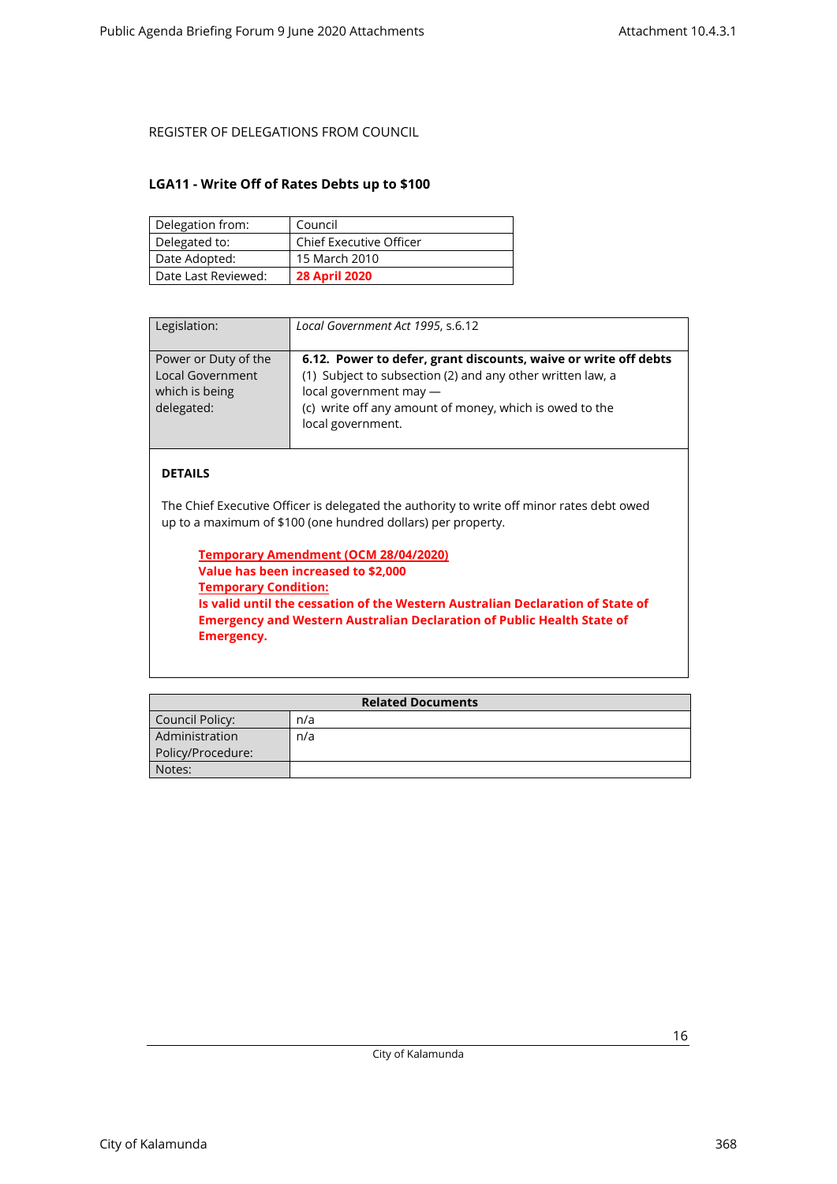REGISTER OF DELEGATIONS FROM COUNCIL

### LGA11 - Write Off of Rates Debts up to $100

| Delegation from: | Council |
|---|---|
| Delegated to: | Chief Executive Officer |
| Date Adopted: | 15 March 2010 |
| Date Last Reviewed: | **28 April 2020** |

| Legislation: | *Local Government Act 1995*, s.6.12 |
|---|---|
| Power or Duty of the Local Government which is being delegated: | **6.12. Power to defer, grant discounts, waive or write off debts**<br>(1) Subject to subsection (2) and any other written law, a local government may —<br>(c) write off any amount of money, which is owed to the local government. |

**DETAILS**

The Chief Executive Officer is delegated the authority to write off minor rates debt owed up to a maximum of $100 (one hundred dollars) per property.

> **Temporary Amendment (OCM 28/04/2020)**
> **Value has been increased to $2,000**
> **Temporary Condition:**
> **Is valid until the cessation of the Western Australian Declaration of State of Emergency and Western Australian Declaration of Public Health State of Emergency.**

| Related Documents | |
|---|---|
| Council Policy: | n/a |
| Administration Policy/Procedure: | n/a |
| Notes: | |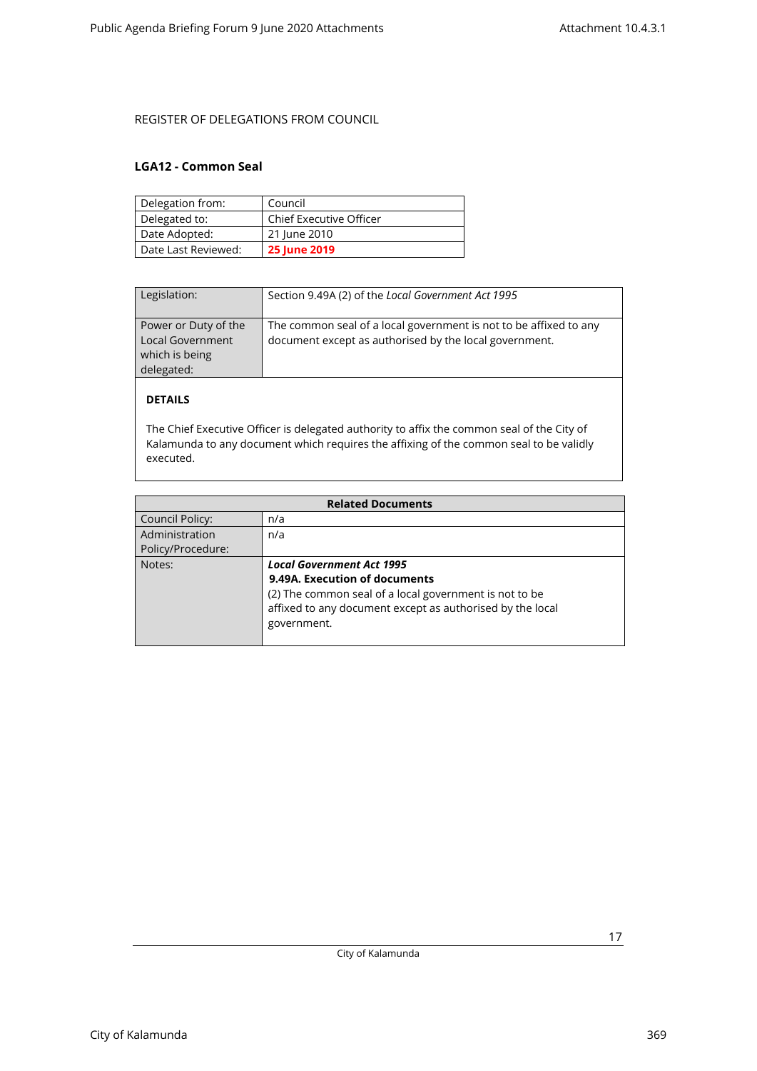REGISTER OF DELEGATIONS FROM COUNCIL

**LGA12 - Common Seal**

| Delegation from: | Council |
|---|---|
| Delegated to: | Chief Executive Officer |
| Date Adopted: | 21 June 2010 |
| Date Last Reviewed: | **25 June 2019** |

| Legislation: | Section 9.49A (2) of the *Local Government Act 1995* |
|---|---|
| Power or Duty of the Local Government which is being delegated: | The common seal of a local government is not to be affixed to any document except as authorised by the local government. |

**DETAILS**

The Chief Executive Officer is delegated authority to affix the common seal of the City of Kalamunda to any document which requires the affixing of the common seal to be validly executed.

| Related Documents | |
|---|---|
| Council Policy: | n/a |
| Administration Policy/Procedure: | n/a |
| Notes: | ***Local Government Act 1995*** <br> **9.49A. Execution of documents** <br> (2) The common seal of a local government is not to be affixed to any document except as authorised by the local government. |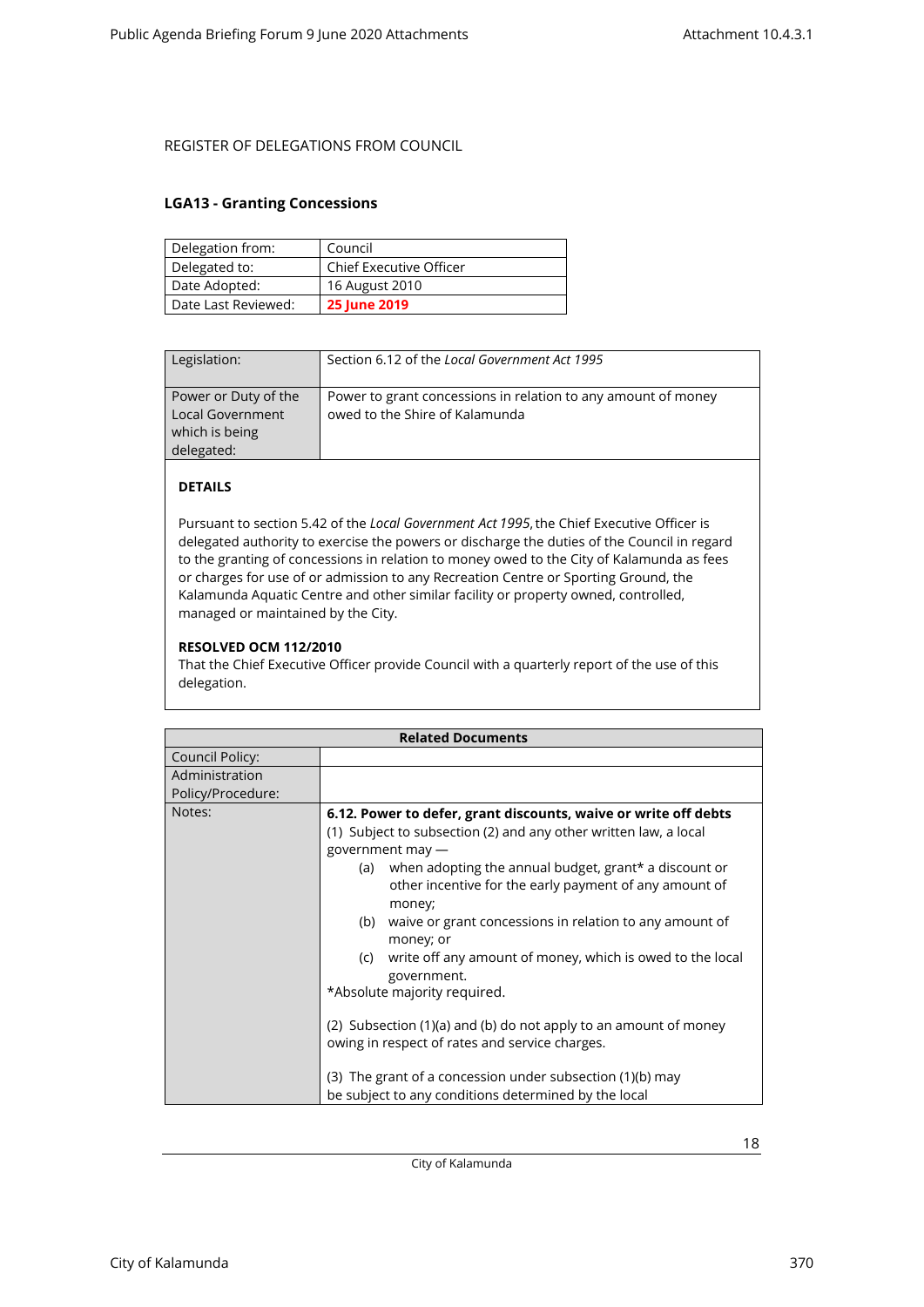REGISTER OF DELEGATIONS FROM COUNCIL

### LGA13 - Granting Concessions

| Delegation from: | Council |
|---|---|
| Delegated to: | Chief Executive Officer |
| Date Adopted: | 16 August 2010 |
| Date Last Reviewed: | **25 June 2019** |

| Legislation: | Section 6.12 of the *Local Government Act 1995* |
|---|---|
| Power or Duty of the Local Government which is being delegated: | Power to grant concessions in relation to any amount of money owed to the Shire of Kalamunda |

**DETAILS**

Pursuant to section 5.42 of the *Local Government Act 1995*, the Chief Executive Officer is delegated authority to exercise the powers or discharge the duties of the Council in regard to the granting of concessions in relation to money owed to the City of Kalamunda as fees or charges for use of or admission to any Recreation Centre or Sporting Ground, the Kalamunda Aquatic Centre and other similar facility or property owned, controlled, managed or maintained by the City.

**RESOLVED OCM 112/2010**
That the Chief Executive Officer provide Council with a quarterly report of the use of this delegation.

| Related Documents | |
|---|---|
| Council Policy: | |
| Administration Policy/Procedure: | |
| Notes: | **6.12. Power to defer, grant discounts, waive or write off debts**<br>(1) Subject to subsection (2) and any other written law, a local government may —<br>(a) when adopting the annual budget, grant* a discount or other incentive for the early payment of any amount of money;<br>(b) waive or grant concessions in relation to any amount of money; or<br>(c) write off any amount of money, which is owed to the local government.<br>*Absolute majority required.<br><br>(2) Subsection (1)(a) and (b) do not apply to an amount of money owing in respect of rates and service charges.<br><br>(3) The grant of a concession under subsection (1)(b) may be subject to any conditions determined by the local |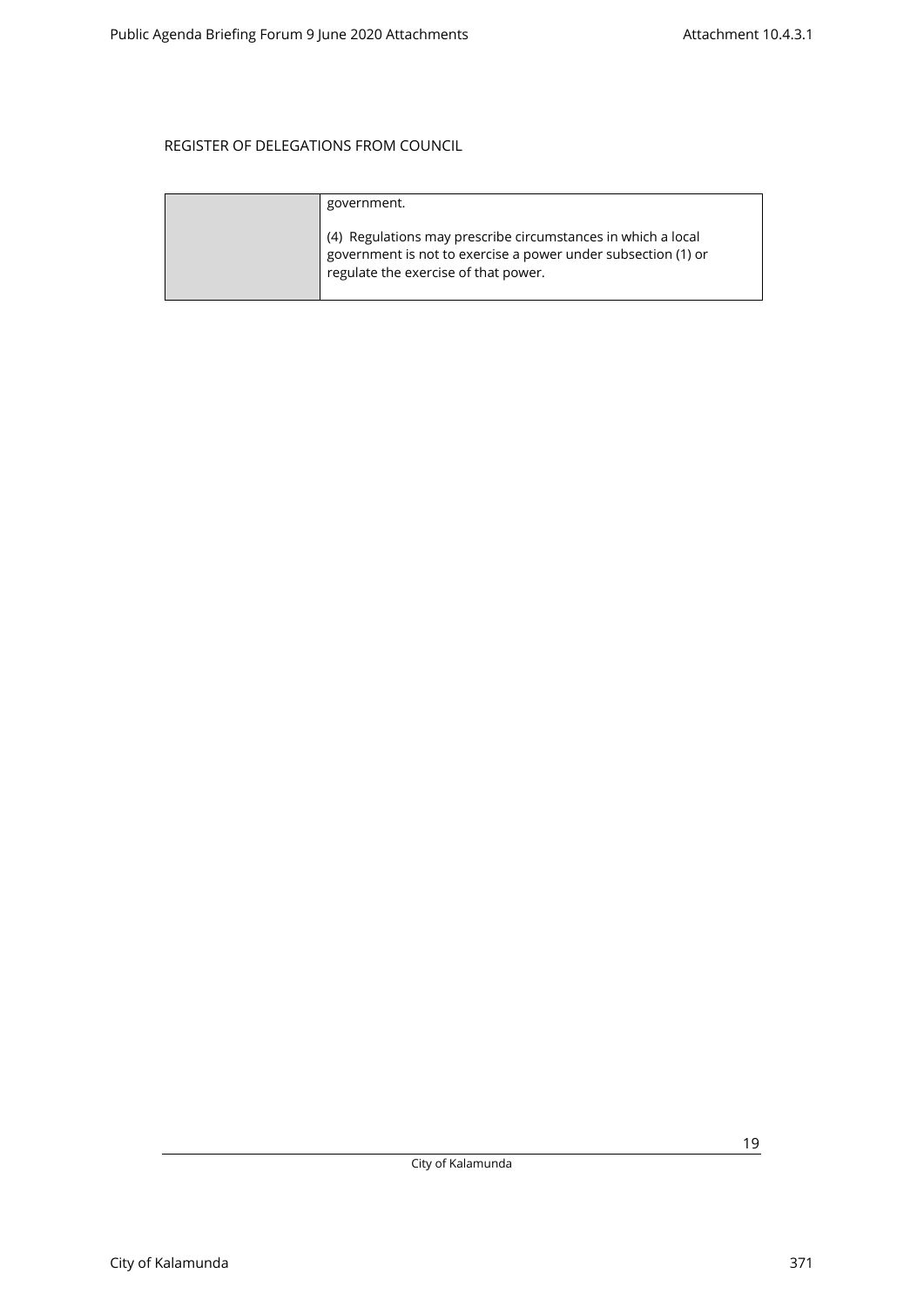REGISTER OF DELEGATIONS FROM COUNCIL

| | |
|---|---|
| | government.<br><br>(4) Regulations may prescribe circumstances in which a local government is not to exercise a power under subsection (1) or regulate the exercise of that power. |

City of Kalamunda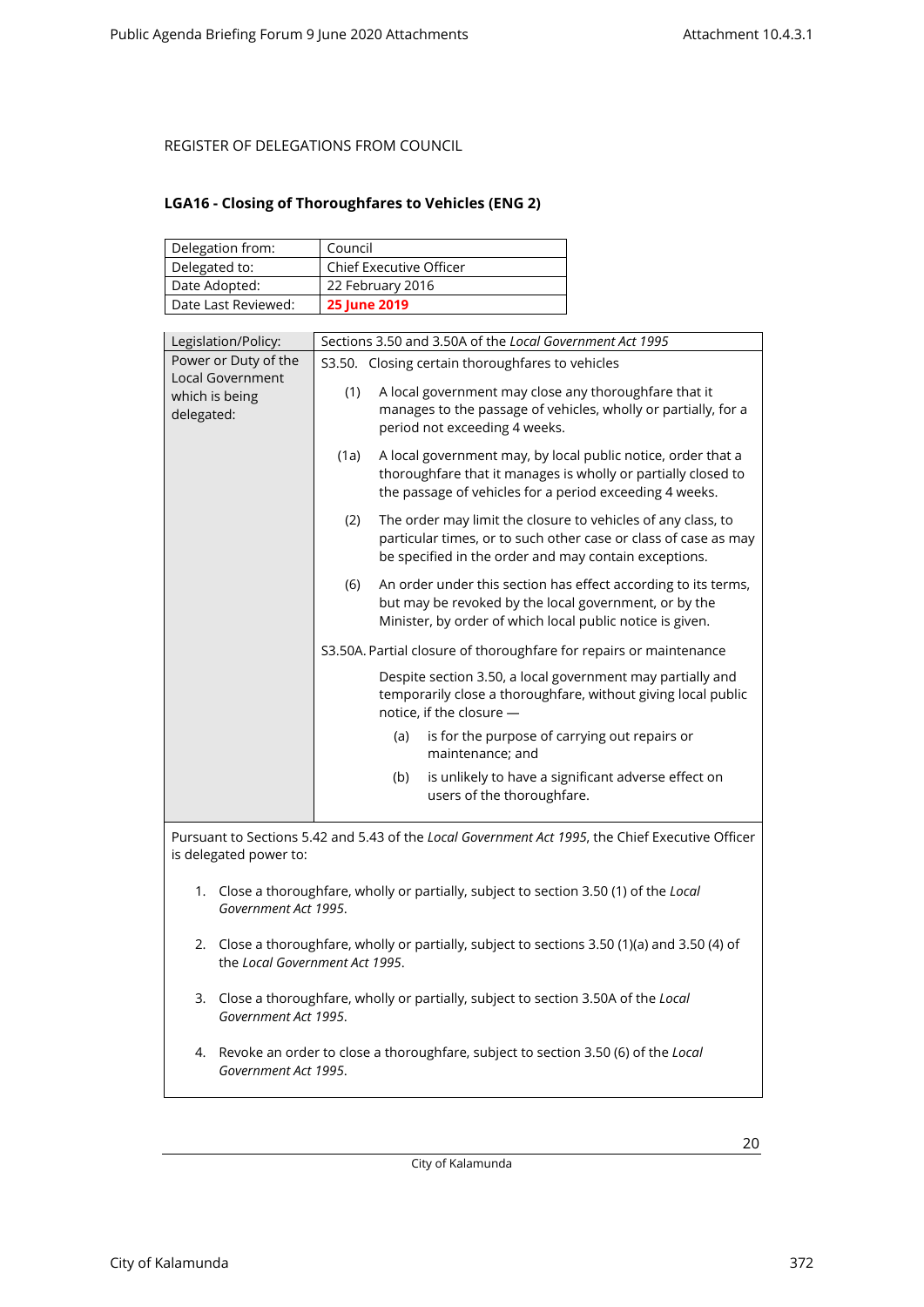REGISTER OF DELEGATIONS FROM COUNCIL

## LGA16 - Closing of Thoroughfares to Vehicles (ENG 2)

| Delegation from: | Council |
|---|---|
| Delegated to: | Chief Executive Officer |
| Date Adopted: | 22 February 2016 |
| Date Last Reviewed: | **25 June 2019** |

| Legislation/Policy: | Sections 3.50 and 3.50A of the *Local Government Act 1995* |
|---|---|
| Power or Duty of the Local Government which is being delegated: | S3.50. Closing certain thoroughfares to vehicles<br><br>(1) A local government may close any thoroughfare that it manages to the passage of vehicles, wholly or partially, for a period not exceeding 4 weeks.<br><br>(1a) A local government may, by local public notice, order that a thoroughfare that it manages is wholly or partially closed to the passage of vehicles for a period exceeding 4 weeks.<br><br>(2) The order may limit the closure to vehicles of any class, to particular times, or to such other case or class of case as may be specified in the order and may contain exceptions.<br><br>(6) An order under this section has effect according to its terms, but may be revoked by the local government, or by the Minister, by order of which local public notice is given.<br><br>S3.50A. Partial closure of thoroughfare for repairs or maintenance<br><br>Despite section 3.50, a local government may partially and temporarily close a thoroughfare, without giving local public notice, if the closure —<br><br>(a) is for the purpose of carrying out repairs or maintenance; and<br><br>(b) is unlikely to have a significant adverse effect on users of the thoroughfare. |

Pursuant to Sections 5.42 and 5.43 of the *Local Government Act 1995*, the Chief Executive Officer is delegated power to:

1. Close a thoroughfare, wholly or partially, subject to section 3.50 (1) of the *Local Government Act 1995*.
2. Close a thoroughfare, wholly or partially, subject to sections 3.50 (1)(a) and 3.50 (4) of the *Local Government Act 1995*.
3. Close a thoroughfare, wholly or partially, subject to section 3.50A of the *Local Government Act 1995*.
4. Revoke an order to close a thoroughfare, subject to section 3.50 (6) of the *Local Government Act 1995*.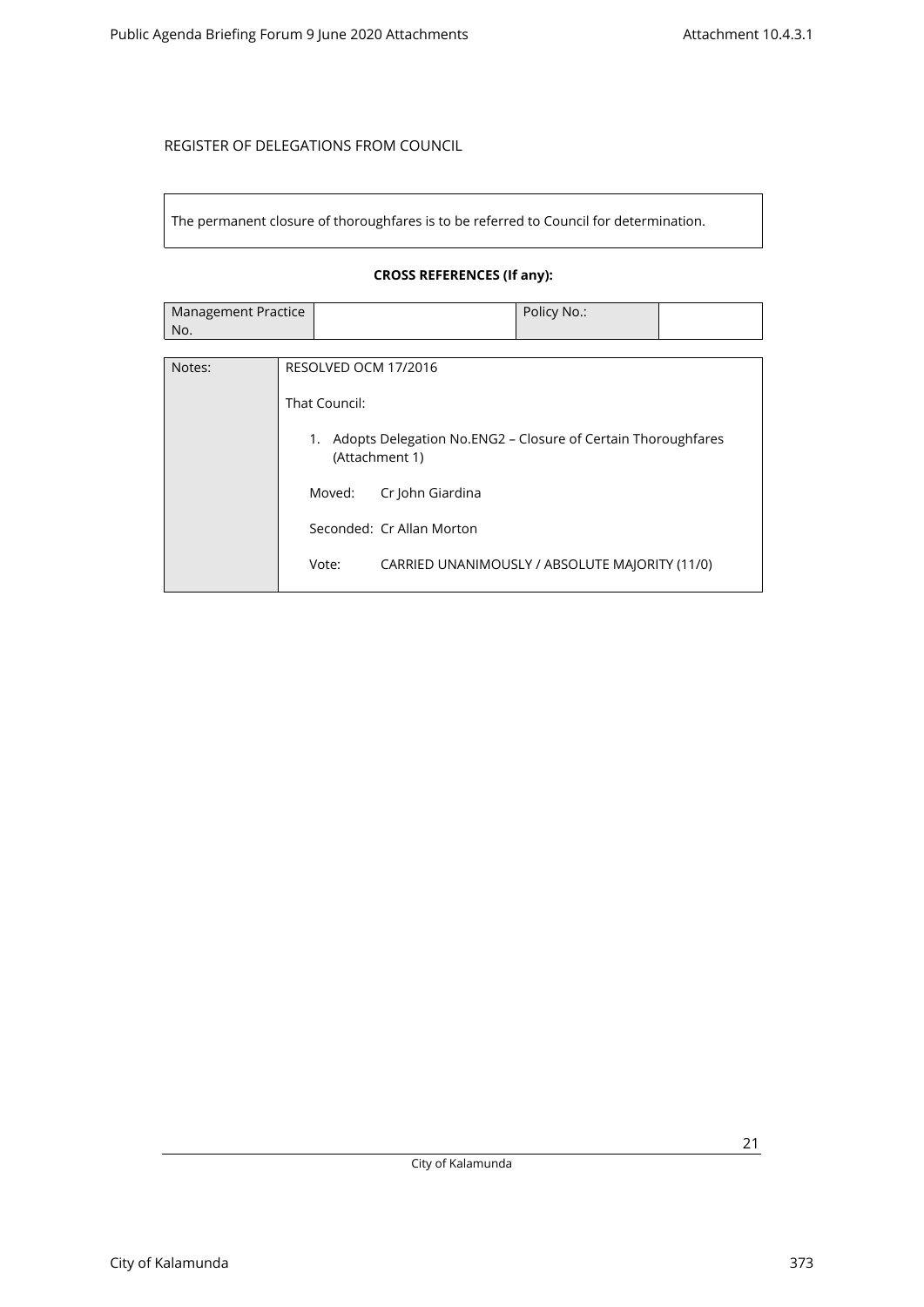REGISTER OF DELEGATIONS FROM COUNCIL

| The permanent closure of thoroughfares is to be referred to Council for determination. |
| --- |

**CROSS REFERENCES (If any):**

| Management Practice No. | | Policy No.: | |
| --- | --- | --- | --- |

| Notes: | RESOLVED OCM 17/2016<br><br>That Council:<br><br>1. Adopts Delegation No.ENG2 – Closure of Certain Thoroughfares (Attachment 1)<br><br>Moved: Cr John Giardina<br><br>Seconded: Cr Allan Morton<br><br>Vote: CARRIED UNANIMOUSLY / ABSOLUTE MAJORITY (11/0) |
| --- | --- |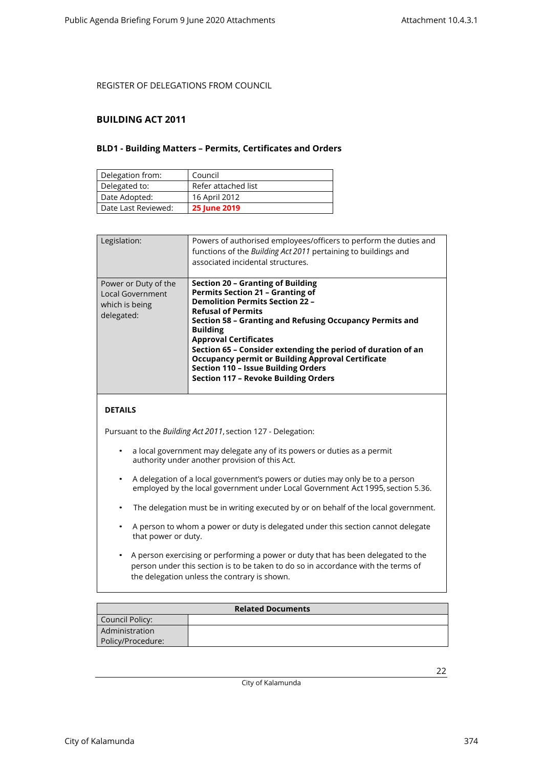REGISTER OF DELEGATIONS FROM COUNCIL

## BUILDING ACT 2011

### BLD1 - Building Matters – Permits, Certificates and Orders

| Delegation from: | Council |
|---|---|
| Delegated to: | Refer attached list |
| Date Adopted: | 16 April 2012 |
| Date Last Reviewed: | **25 June 2019** |

| Legislation: | Powers of authorised employees/officers to perform the duties and functions of the *Building Act 2011* pertaining to buildings and associated incidental structures. |
|---|---|
| Power or Duty of the Local Government which is being delegated: | **Section 20 – Granting of Building Permits Section 21 – Granting of Demolition Permits Section 22 – Refusal of Permits**<br>**Section 58 – Granting and Refusing Occupancy Permits and Building Approval Certificates**<br>**Section 65 – Consider extending the period of duration of an Occupancy permit or Building Approval Certificate**<br>**Section 110 – Issue Building Orders**<br>**Section 117 – Revoke Building Orders** |

**DETAILS**

Pursuant to the *Building Act 2011*, section 127 - Delegation:

- a local government may delegate any of its powers or duties as a permit authority under another provision of this Act.
- A delegation of a local government's powers or duties may only be to a person employed by the local government under Local Government Act 1995, section 5.36.
- The delegation must be in writing executed by or on behalf of the local government.
- A person to whom a power or duty is delegated under this section cannot delegate that power or duty.
- A person exercising or performing a power or duty that has been delegated to the person under this section is to be taken to do so in accordance with the terms of the delegation unless the contrary is shown.

| Related Documents | |
|---|---|
| Council Policy: | |
| Administration Policy/Procedure: | |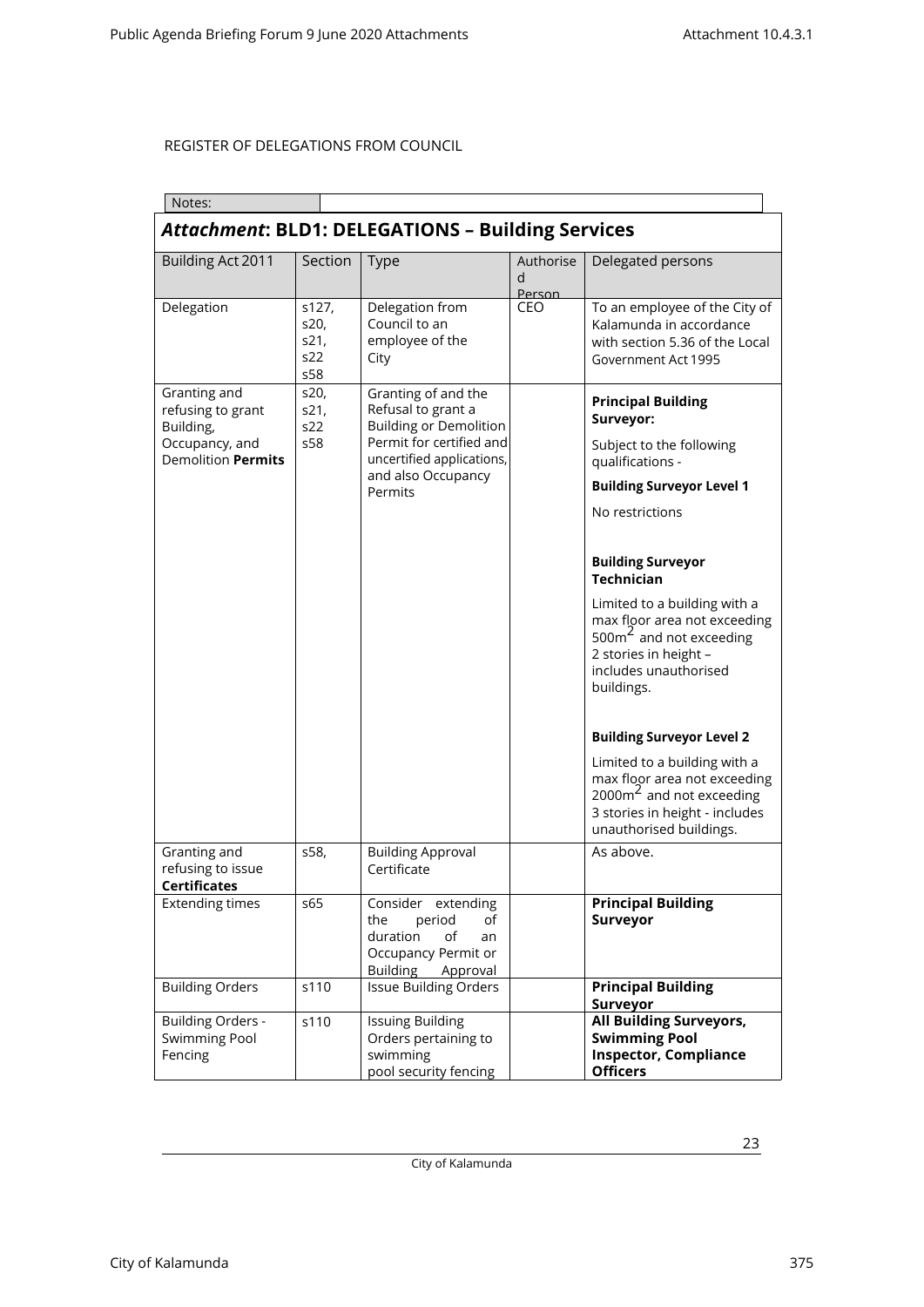REGISTER OF DELEGATIONS FROM COUNCIL

Notes:

## *Attachment*: BLD1: DELEGATIONS – Building Services

| Building Act 2011 | Section | Type | Authorised Person | Delegated persons |
|---|---|---|---|---|
| Delegation | s127, s20, s21, s22 s58 | Delegation from Council to an employee of the City | CEO | To an employee of the City of Kalamunda in accordance with section 5.36 of the Local Government Act 1995 |
| Granting and refusing to grant Building, Occupancy, and Demolition **Permits** | s20, s21, s22 s58 | Granting of and the Refusal to grant a Building or Demolition Permit for certified and uncertified applications, and also Occupancy Permits | | **Principal Building Surveyor:** Subject to the following qualifications - **Building Surveyor Level 1** No restrictions **Building Surveyor Technician** Limited to a building with a max floor area not exceeding 500m$^2$ and not exceeding 2 stories in height – includes unauthorised buildings. **Building Surveyor Level 2** Limited to a building with a max floor area not exceeding 2000m$^2$ and not exceeding 3 stories in height - includes unauthorised buildings. |
| Granting and refusing to issue **Certificates** | s58, | Building Approval Certificate | | As above. |
| Extending times | s65 | Consider extending the period of duration of an Occupancy Permit or Building Approval | | **Principal Building Surveyor** |
| Building Orders | s110 | Issue Building Orders | | **Principal Building Surveyor** |
| Building Orders - Swimming Pool Fencing | s110 | Issuing Building Orders pertaining to swimming pool security fencing | | **All Building Surveyors, Swimming Pool Inspector, Compliance Officers** |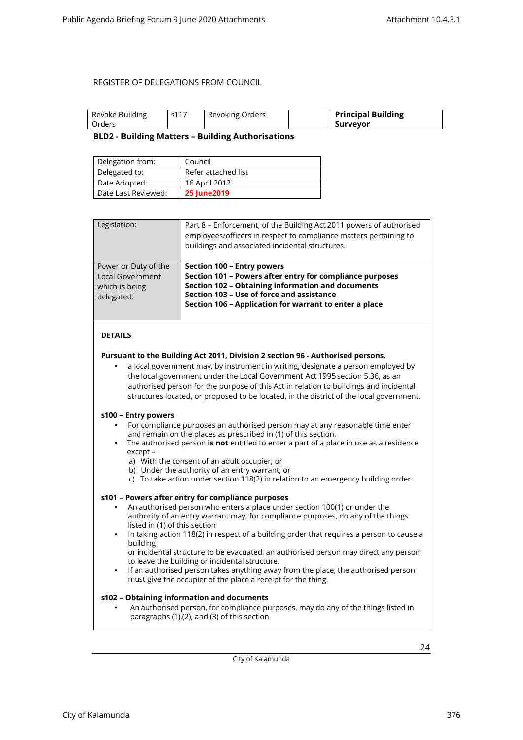REGISTER OF DELEGATIONS FROM COUNCIL

| Revoke Building Orders | s117 | Revoking Orders | | **Principal Building Surveyor** |
|---|---|---|---|---|

**BLD2 - Building Matters – Building Authorisations**

| Delegation from: | Council |
|---|---|
| Delegated to: | Refer attached list |
| Date Adopted: | 16 April 2012 |
| Date Last Reviewed: | **25 June2019** |

| Legislation: | Part 8 – Enforcement, of the Building Act 2011 powers of authorised employees/officers in respect to compliance matters pertaining to buildings and associated incidental structures. |
|---|---|
| Power or Duty of the Local Government which is being delegated: | **Section 100 – Entry powers**<br>**Section 101 – Powers after entry for compliance purposes**<br>**Section 102 – Obtaining information and documents**<br>**Section 103 – Use of force and assistance**<br>**Section 106 – Application for warrant to enter a place** |

**DETAILS**

**Pursuant to the Building Act 2011, Division 2 section 96 - Authorised persons.**

- a local government may, by instrument in writing, designate a person employed by the local government under the Local Government Act 1995 section 5.36, as an authorised person for the purpose of this Act in relation to buildings and incidental structures located, or proposed to be located, in the district of the local government.

**s100 – Entry powers**

- For compliance purposes an authorised person may at any reasonable time enter and remain on the places as prescribed in (1) of this section.
- The authorised person **is not** entitled to enter a part of a place in use as a residence except –
  a) With the consent of an adult occupier; or
  b) Under the authority of an entry warrant; or
  c) To take action under section 118(2) in relation to an emergency building order.

**s101 – Powers after entry for compliance purposes**

- An authorised person who enters a place under section 100(1) or under the authority of an entry warrant may, for compliance purposes, do any of the things listed in (1) of this section
- In taking action 118(2) in respect of a building order that requires a person to cause a building
  or incidental structure to be evacuated, an authorised person may direct any person to leave the building or incidental structure.
- If an authorised person takes anything away from the place, the authorised person must give the occupier of the place a receipt for the thing.

**s102 – Obtaining information and documents**

- An authorised person, for compliance purposes, may do any of the things listed in paragraphs (1),(2), and (3) of this section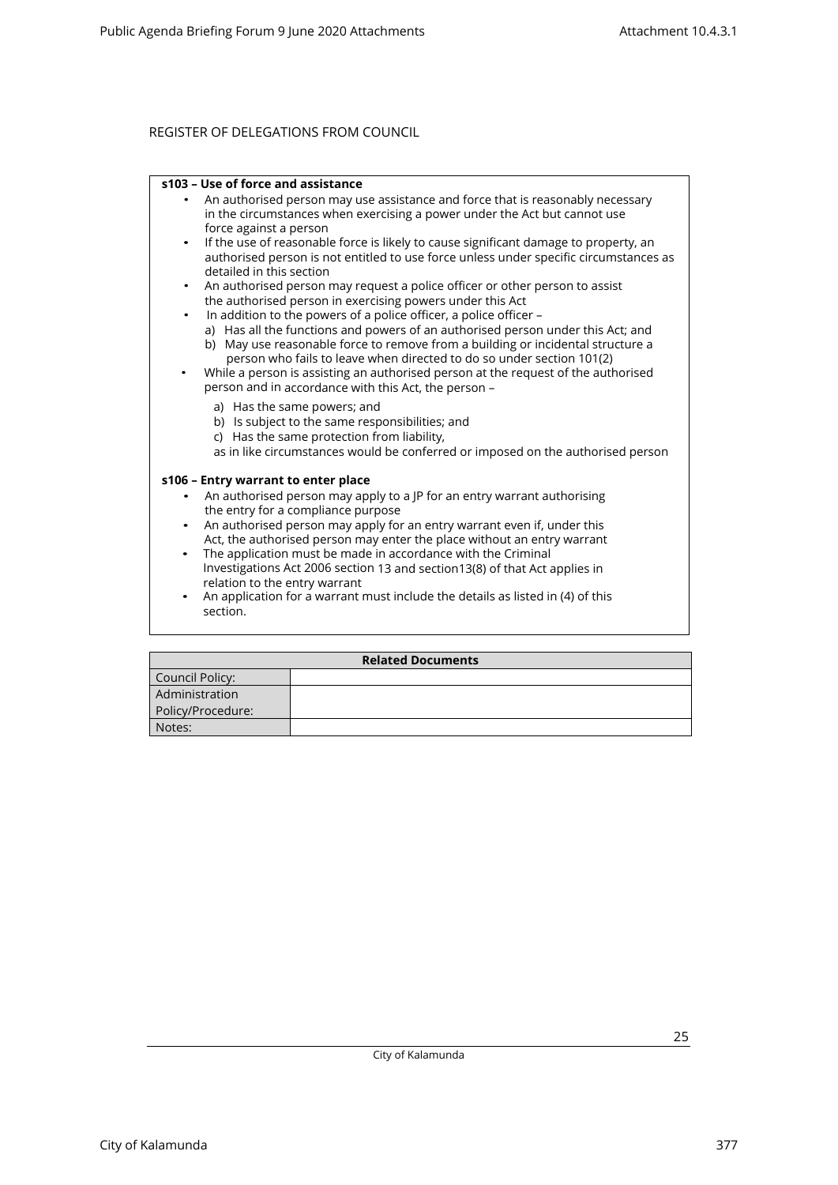REGISTER OF DELEGATIONS FROM COUNCIL

**s103 – Use of force and assistance**

- An authorised person may use assistance and force that is reasonably necessary in the circumstances when exercising a power under the Act but cannot use force against a person
- If the use of reasonable force is likely to cause significant damage to property, an authorised person is not entitled to use force unless under specific circumstances as detailed in this section
- An authorised person may request a police officer or other person to assist the authorised person in exercising powers under this Act
- In addition to the powers of a police officer, a police officer –
  a) Has all the functions and powers of an authorised person under this Act; and
  b) May use reasonable force to remove from a building or incidental structure a person who fails to leave when directed to do so under section 101(2)
- While a person is assisting an authorised person at the request of the authorised person and in accordance with this Act, the person –
  a) Has the same powers; and
  b) Is subject to the same responsibilities; and
  c) Has the same protection from liability,

  as in like circumstances would be conferred or imposed on the authorised person

**s106 – Entry warrant to enter place**

- An authorised person may apply to a JP for an entry warrant authorising the entry for a compliance purpose
- An authorised person may apply for an entry warrant even if, under this Act, the authorised person may enter the place without an entry warrant
- The application must be made in accordance with the Criminal Investigations Act 2006 section 13 and section13(8) of that Act applies in relation to the entry warrant
- An application for a warrant must include the details as listed in (4) of this section.

| Related Documents | |
|---|---|
| Council Policy: | |
| Administration Policy/Procedure: | |
| Notes: | |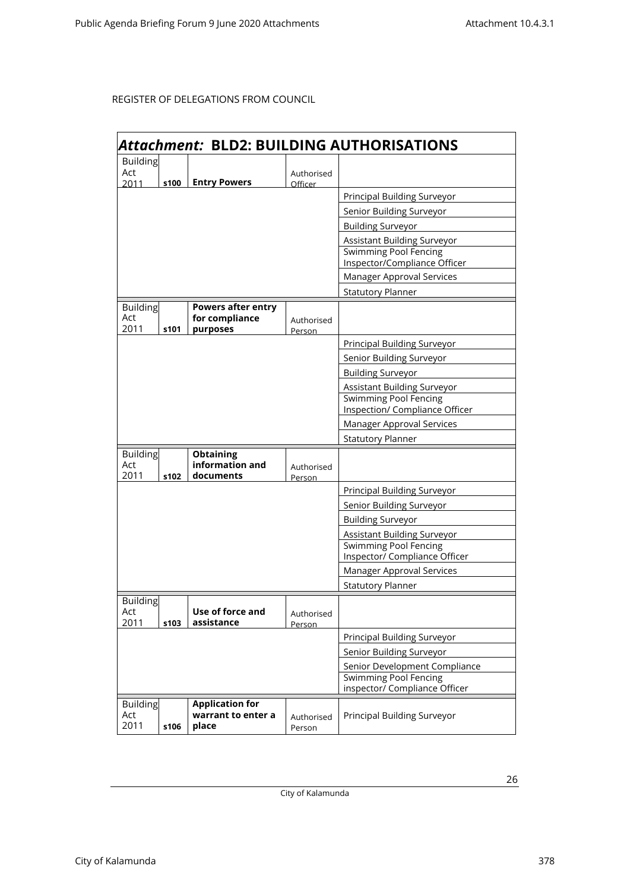REGISTER OF DELEGATIONS FROM COUNCIL

## *Attachment:* BLD2: BUILDING AUTHORISATIONS

| | | | | |
|---|---|---|---|---|
| Building Act 2011 | s100 | **Entry Powers** | Authorised Officer | |
| | | | | Principal Building Surveyor |
| | | | | Senior Building Surveyor |
| | | | | Building Surveyor |
| | | | | Assistant Building Surveyor |
| | | | | Swimming Pool Fencing Inspector/Compliance Officer |
| | | | | Manager Approval Services |
| | | | | Statutory Planner |
| Building Act 2011 | s101 | **Powers after entry for compliance purposes** | Authorised Person | |
| | | | | Principal Building Surveyor |
| | | | | Senior Building Surveyor |
| | | | | Building Surveyor |
| | | | | Assistant Building Surveyor |
| | | | | Swimming Pool Fencing Inspection/ Compliance Officer |
| | | | | Manager Approval Services |
| | | | | Statutory Planner |
| Building Act 2011 | s102 | **Obtaining information and documents** | Authorised Person | |
| | | | | Principal Building Surveyor |
| | | | | Senior Building Surveyor |
| | | | | Building Surveyor |
| | | | | Assistant Building Surveyor |
| | | | | Swimming Pool Fencing Inspector/ Compliance Officer |
| | | | | Manager Approval Services |
| | | | | Statutory Planner |
| Building Act 2011 | s103 | **Use of force and assistance** | Authorised Person | |
| | | | | Principal Building Surveyor |
| | | | | Senior Building Surveyor |
| | | | | Senior Development Compliance |
| | | | | Swimming Pool Fencing inspector/ Compliance Officer |
| Building Act 2011 | s106 | **Application for warrant to enter a place** | Authorised Person | Principal Building Surveyor |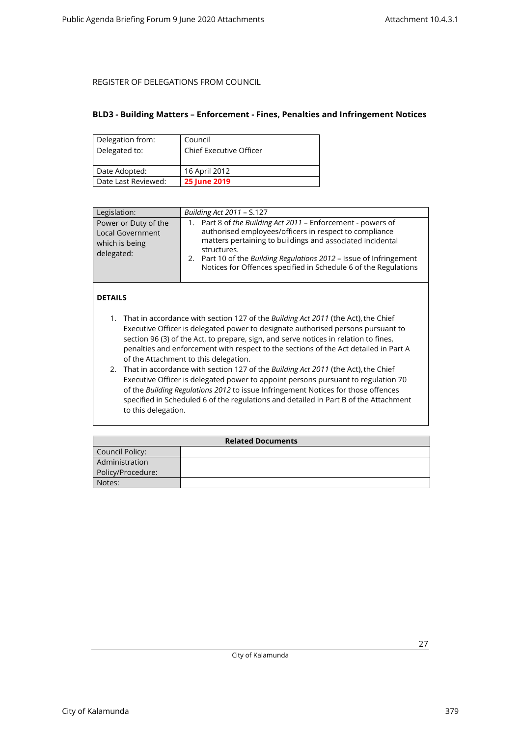REGISTER OF DELEGATIONS FROM COUNCIL

## BLD3 - Building Matters – Enforcement - Fines, Penalties and Infringement Notices

| Delegation from: | Council |
|---|---|
| Delegated to: | Chief Executive Officer |
| Date Adopted: | 16 April 2012 |
| Date Last Reviewed: | **25 June 2019** |

| Legislation: | *Building Act 2011* – S.127 |
|---|---|
| Power or Duty of the Local Government which is being delegated: | 1. Part 8 of *the Building Act 2011* – Enforcement - powers of authorised employees/officers in respect to compliance matters pertaining to buildings and associated incidental structures.<br>2. Part 10 of the *Building Regulations 2012* – Issue of Infringement Notices for Offences specified in Schedule 6 of the Regulations |

**DETAILS**

1. That in accordance with section 127 of the *Building Act 2011* (the Act), the Chief Executive Officer is delegated power to designate authorised persons pursuant to section 96 (3) of the Act, to prepare, sign, and serve notices in relation to fines, penalties and enforcement with respect to the sections of the Act detailed in Part A of the Attachment to this delegation.
2. That in accordance with section 127 of the *Building Act 2011* (the Act), the Chief Executive Officer is delegated power to appoint persons pursuant to regulation 70 of the *Building Regulations 2012* to issue Infringement Notices for those offences specified in Scheduled 6 of the regulations and detailed in Part B of the Attachment to this delegation.

| Related Documents | |
|---|---|
| Council Policy: | |
| Administration Policy/Procedure: | |
| Notes: | |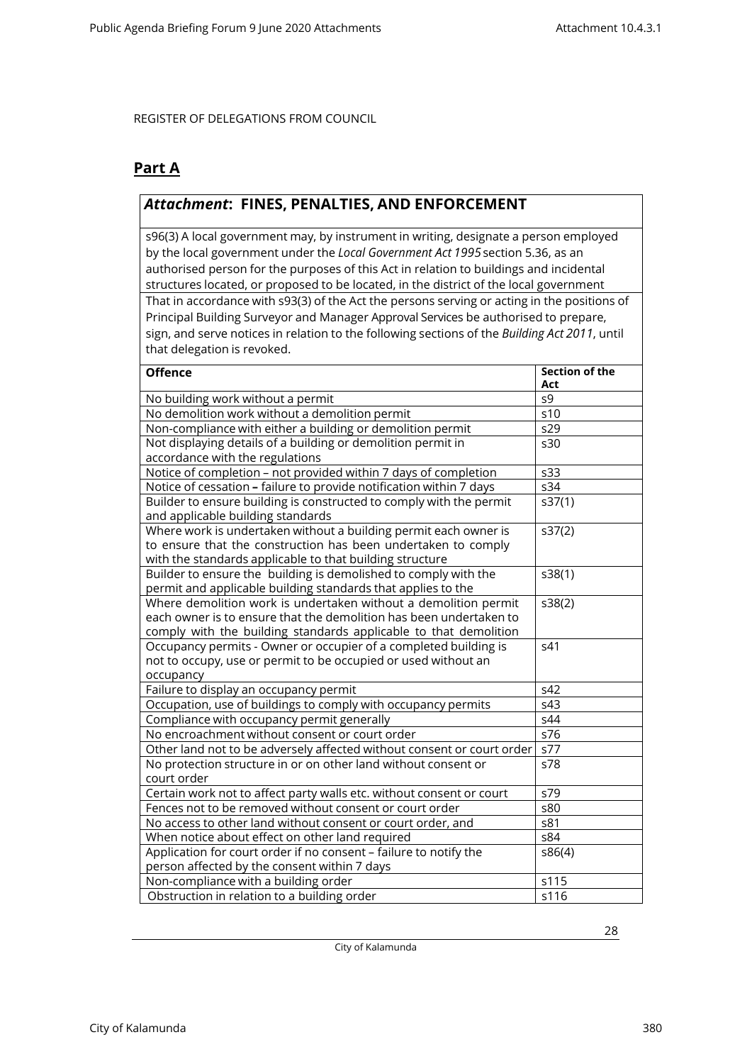REGISTER OF DELEGATIONS FROM COUNCIL

## Part A

### *Attachment*: FINES, PENALTIES, AND ENFORCEMENT

s96(3) A local government may, by instrument in writing, designate a person employed by the local government under the *Local Government Act 1995* section 5.36, as an authorised person for the purposes of this Act in relation to buildings and incidental structures located, or proposed to be located, in the district of the local government

That in accordance with s93(3) of the Act the persons serving or acting in the positions of Principal Building Surveyor and Manager Approval Services be authorised to prepare, sign, and serve notices in relation to the following sections of the *Building Act 2011*, until that delegation is revoked.

| Offence | Section of the Act |
|---|---|
| No building work without a permit | s9 |
| No demolition work without a demolition permit | s10 |
| Non-compliance with either a building or demolition permit | s29 |
| Not displaying details of a building or demolition permit in accordance with the regulations | s30 |
| Notice of completion – not provided within 7 days of completion | s33 |
| Notice of cessation – failure to provide notification within 7 days | s34 |
| Builder to ensure building is constructed to comply with the permit and applicable building standards | s37(1) |
| Where work is undertaken without a building permit each owner is to ensure that the construction has been undertaken to comply with the standards applicable to that building structure | s37(2) |
| Builder to ensure the building is demolished to comply with the permit and applicable building standards that applies to the | s38(1) |
| Where demolition work is undertaken without a demolition permit each owner is to ensure that the demolition has been undertaken to comply with the building standards applicable to that demolition | s38(2) |
| Occupancy permits - Owner or occupier of a completed building is not to occupy, use or permit to be occupied or used without an occupancy | s41 |
| Failure to display an occupancy permit | s42 |
| Occupation, use of buildings to comply with occupancy permits | s43 |
| Compliance with occupancy permit generally | s44 |
| No encroachment without consent or court order | s76 |
| Other land not to be adversely affected without consent or court order | s77 |
| No protection structure in or on other land without consent or court order | s78 |
| Certain work not to affect party walls etc. without consent or court | s79 |
| Fences not to be removed without consent or court order | s80 |
| No access to other land without consent or court order, and | s81 |
| When notice about effect on other land required | s84 |
| Application for court order if no consent – failure to notify the person affected by the consent within 7 days | s86(4) |
| Non-compliance with a building order | s115 |
| Obstruction in relation to a building order | s116 |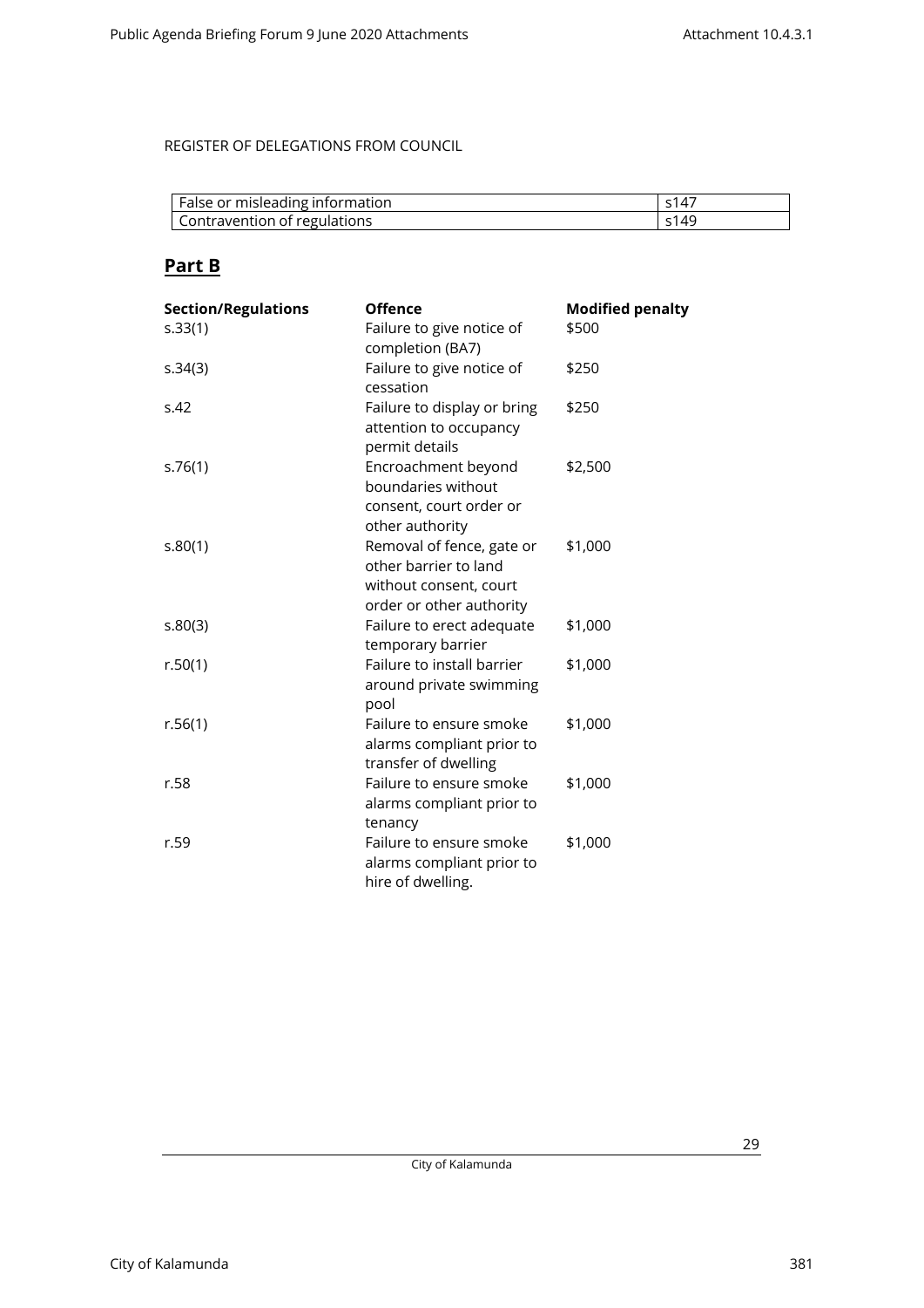REGISTER OF DELEGATIONS FROM COUNCIL

| | |
|---|---|
| False or misleading information | s147 |
| Contravention of regulations | s149 |

## Part B

| Section/Regulations | Offence | Modified penalty |
|---|---|---|
| s.33(1) | Failure to give notice of completion (BA7) | $500 |
| s.34(3) | Failure to give notice of cessation | $250 |
| s.42 | Failure to display or bring attention to occupancy permit details | $250 |
| s.76(1) | Encroachment beyond boundaries without consent, court order or other authority | $2,500 |
| s.80(1) | Removal of fence, gate or other barrier to land without consent, court order or other authority | $1,000 |
| s.80(3) | Failure to erect adequate temporary barrier | $1,000 |
| r.50(1) | Failure to install barrier around private swimming pool | $1,000 |
| r.56(1) | Failure to ensure smoke alarms compliant prior to transfer of dwelling | $1,000 |
| r.58 | Failure to ensure smoke alarms compliant prior to tenancy | $1,000 |
| r.59 | Failure to ensure smoke alarms compliant prior to hire of dwelling. | $1,000 |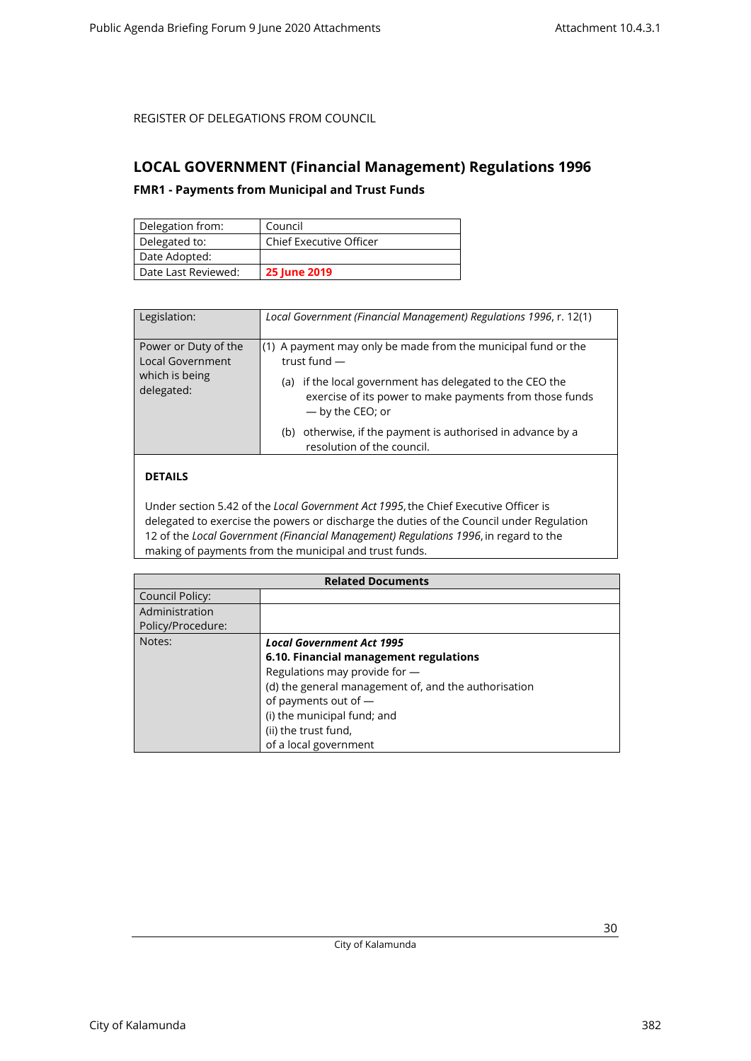REGISTER OF DELEGATIONS FROM COUNCIL

## LOCAL GOVERNMENT (Financial Management) Regulations 1996

### FMR1 - Payments from Municipal and Trust Funds

| Delegation from: | Council |
|---|---|
| Delegated to: | Chief Executive Officer |
| Date Adopted: | |
| Date Last Reviewed: | **25 June 2019** |

| Legislation: | *Local Government (Financial Management) Regulations 1996*, r. 12(1) |
|---|---|
| Power or Duty of the Local Government which is being delegated: | (1) A payment may only be made from the municipal fund or the trust fund — (a) if the local government has delegated to the CEO the exercise of its power to make payments from those funds — by the CEO; or (b) otherwise, if the payment is authorised in advance by a resolution of the council. |

**DETAILS**

Under section 5.42 of the *Local Government Act 1995*, the Chief Executive Officer is delegated to exercise the powers or discharge the duties of the Council under Regulation 12 of the *Local Government (Financial Management) Regulations 1996*, in regard to the making of payments from the municipal and trust funds.

| Related Documents | |
|---|---|
| Council Policy: | |
| Administration Policy/Procedure: | |
| Notes: | ***Local Government Act 1995*** **6.10. Financial management regulations** Regulations may provide for — (d) the general management of, and the authorisation of payments out of — (i) the municipal fund; and (ii) the trust fund, of a local government |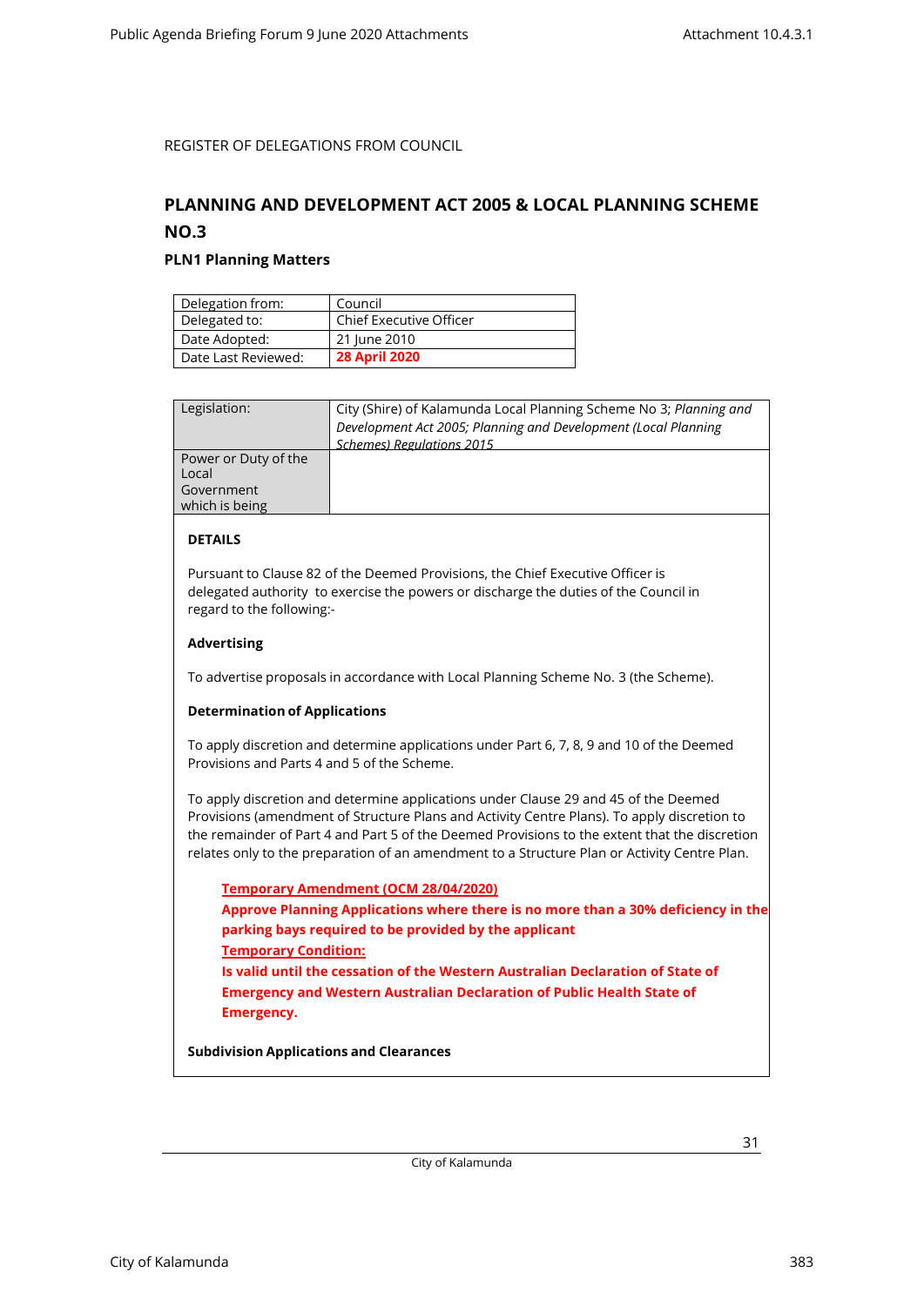REGISTER OF DELEGATIONS FROM COUNCIL

## PLANNING AND DEVELOPMENT ACT 2005 & LOCAL PLANNING SCHEME NO.3

### PLN1 Planning Matters

| Delegation from: | Council |
|---|---|
| Delegated to: | Chief Executive Officer |
| Date Adopted: | 21 June 2010 |
| Date Last Reviewed: | **28 April 2020** |

| Legislation: | City (Shire) of Kalamunda Local Planning Scheme No 3; *Planning and Development Act 2005; Planning and Development (Local Planning Schemes) Regulations 2015* |
|---|---|
| Power or Duty of the Local Government which is being | |

**DETAILS**

Pursuant to Clause 82 of the Deemed Provisions, the Chief Executive Officer is delegated authority to exercise the powers or discharge the duties of the Council in regard to the following:-

**Advertising**

To advertise proposals in accordance with Local Planning Scheme No. 3 (the Scheme).

**Determination of Applications**

To apply discretion and determine applications under Part 6, 7, 8, 9 and 10 of the Deemed Provisions and Parts 4 and 5 of the Scheme.

To apply discretion and determine applications under Clause 29 and 45 of the Deemed Provisions (amendment of Structure Plans and Activity Centre Plans). To apply discretion to the remainder of Part 4 and Part 5 of the Deemed Provisions to the extent that the discretion relates only to the preparation of an amendment to a Structure Plan or Activity Centre Plan.

**Temporary Amendment (OCM 28/04/2020)**

**Approve Planning Applications where there is no more than a 30% deficiency in the parking bays required to be provided by the applicant**

**Temporary Condition:**

**Is valid until the cessation of the Western Australian Declaration of State of Emergency and Western Australian Declaration of Public Health State of Emergency.**

**Subdivision Applications and Clearances**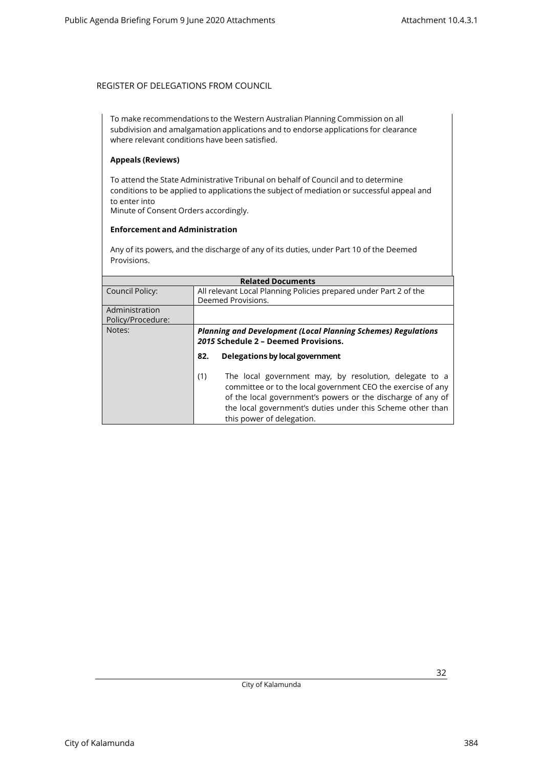REGISTER OF DELEGATIONS FROM COUNCIL

To make recommendations to the Western Australian Planning Commission on all subdivision and amalgamation applications and to endorse applications for clearance where relevant conditions have been satisfied.

**Appeals (Reviews)**

To attend the State Administrative Tribunal on behalf of Council and to determine conditions to be applied to applications the subject of mediation or successful appeal and to enter into Minute of Consent Orders accordingly.

**Enforcement and Administration**

Any of its powers, and the discharge of any of its duties, under Part 10 of the Deemed Provisions.

| **Related Documents** | |
|---|---|
| Council Policy: | All relevant Local Planning Policies prepared under Part 2 of the Deemed Provisions. |
| Administration Policy/Procedure: | |
| Notes: | ***Planning and Development (Local Planning Schemes) Regulations 2015* Schedule 2 – Deemed Provisions.** <br><br> **82. Delegations by local government** <br><br> (1) The local government may, by resolution, delegate to a committee or to the local government CEO the exercise of any of the local government's powers or the discharge of any of the local government's duties under this Scheme other than this power of delegation. |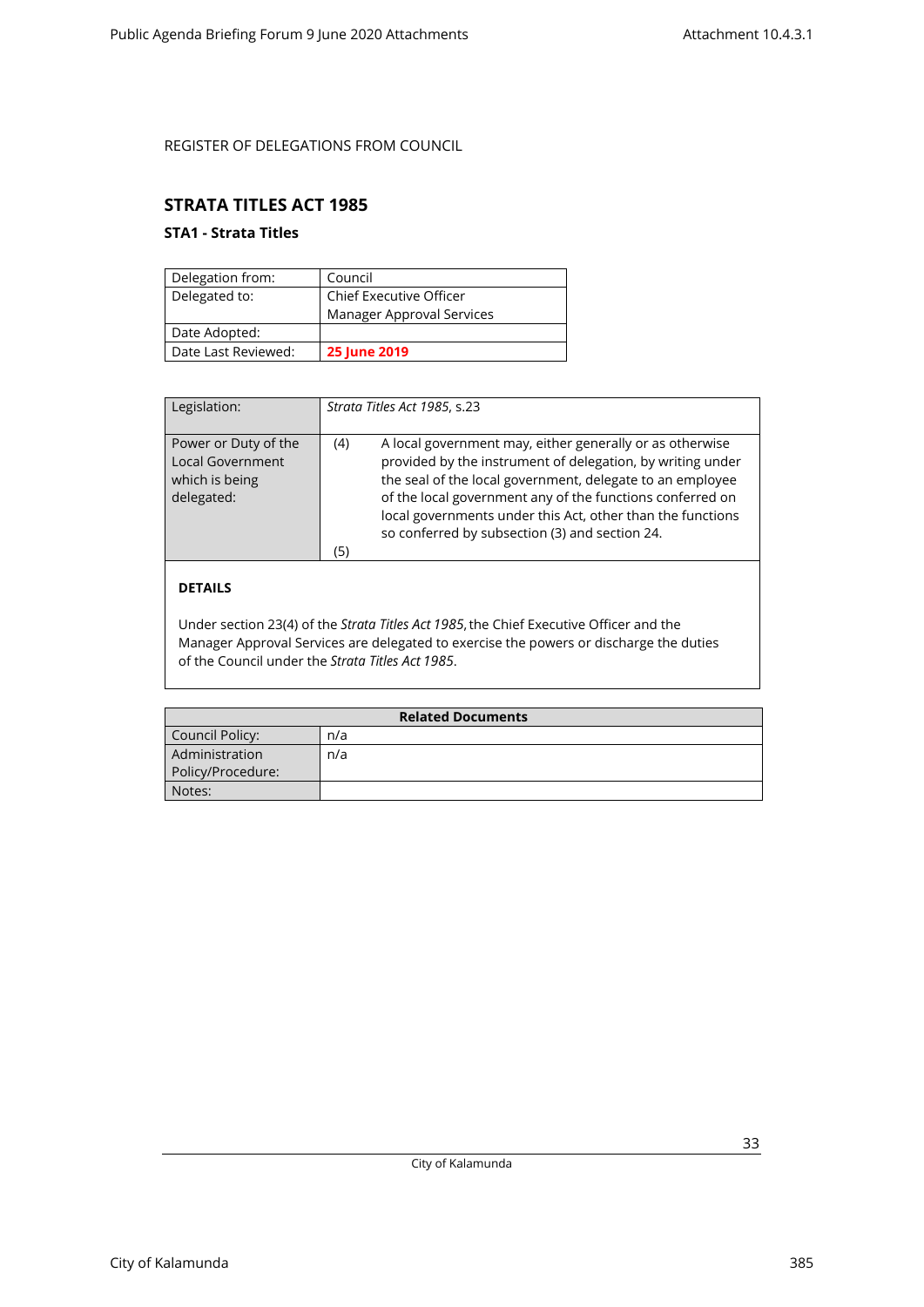REGISTER OF DELEGATIONS FROM COUNCIL

## STRATA TITLES ACT 1985

### STA1 - Strata Titles

| Delegation from: | Council |
|---|---|
| Delegated to: | Chief Executive Officer<br>Manager Approval Services |
| Date Adopted: | |
| Date Last Reviewed: | **25 June 2019** |

| Legislation: | *Strata Titles Act 1985*, s.23 |
|---|---|
| Power or Duty of the Local Government which is being delegated: | (4) A local government may, either generally or as otherwise provided by the instrument of delegation, by writing under the seal of the local government, delegate to an employee of the local government any of the functions conferred on local governments under this Act, other than the functions so conferred by subsection (3) and section 24.<br>(5) |

**DETAILS**

Under section 23(4) of the *Strata Titles Act 1985*, the Chief Executive Officer and the Manager Approval Services are delegated to exercise the powers or discharge the duties of the Council under the *Strata Titles Act 1985*.

| Related Documents | |
|---|---|
| Council Policy: | n/a |
| Administration Policy/Procedure: | n/a |
| Notes: | |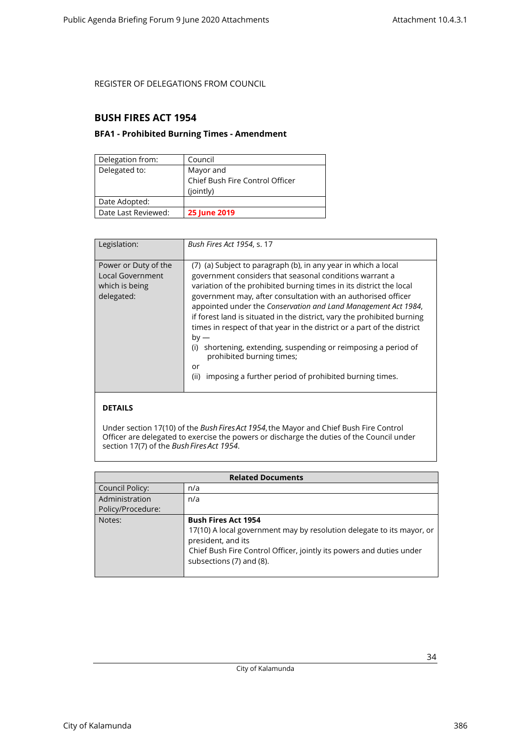REGISTER OF DELEGATIONS FROM COUNCIL

## BUSH FIRES ACT 1954

### BFA1 - Prohibited Burning Times - Amendment

| Delegation from: | Council |
|---|---|
| Delegated to: | Mayor and<br>Chief Bush Fire Control Officer<br>(jointly) |
| Date Adopted: | |
| Date Last Reviewed: | **25 June 2019** |

| Legislation: | *Bush Fires Act 1954*, s. 17 |
|---|---|
| Power or Duty of the Local Government which is being delegated: | (7) (a) Subject to paragraph (b), in any year in which a local government considers that seasonal conditions warrant a variation of the prohibited burning times in its district the local government may, after consultation with an authorised officer appointed under the *Conservation and Land Management Act 1984*, if forest land is situated in the district, vary the prohibited burning times in respect of that year in the district or a part of the district by —<br>(i) shortening, extending, suspending or reimposing a period of prohibited burning times;<br>or<br>(ii) imposing a further period of prohibited burning times. |

**DETAILS**

Under section 17(10) of the *Bush Fires Act 1954*, the Mayor and Chief Bush Fire Control Officer are delegated to exercise the powers or discharge the duties of the Council under section 17(7) of the *Bush Fires Act 1954*.

| Related Documents | |
|---|---|
| Council Policy: | n/a |
| Administration Policy/Procedure: | n/a |
| Notes: | **Bush Fires Act 1954**<br>17(10) A local government may by resolution delegate to its mayor, or president, and its<br>Chief Bush Fire Control Officer, jointly its powers and duties under subsections (7) and (8). |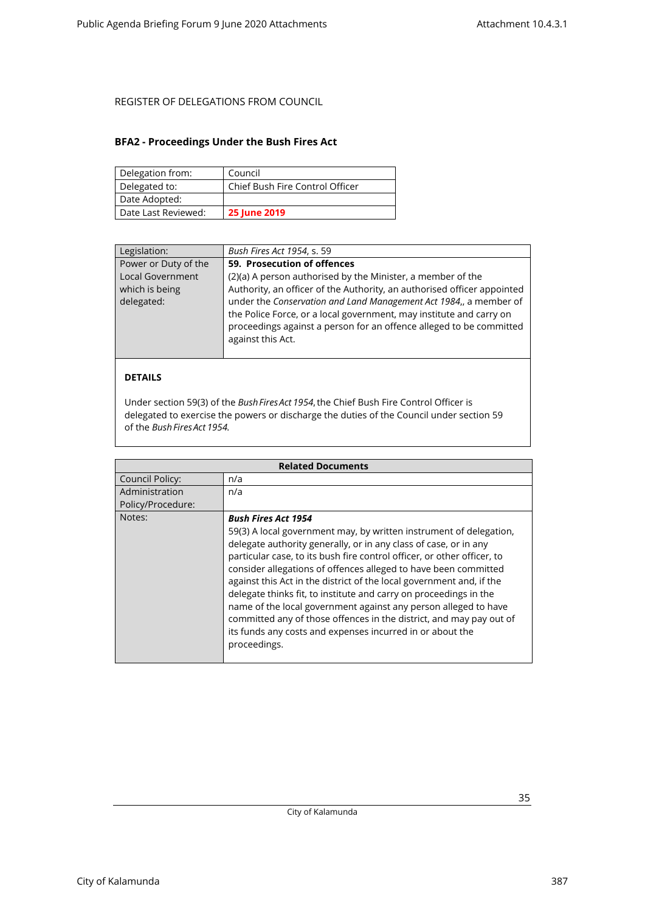REGISTER OF DELEGATIONS FROM COUNCIL

## BFA2 - Proceedings Under the Bush Fires Act

| Delegation from: | Council |
|---|---|
| Delegated to: | Chief Bush Fire Control Officer |
| Date Adopted: | |
| Date Last Reviewed: | **25 June 2019** |

| Legislation: | *Bush Fires Act 1954*, s. 59 |
|---|---|
| Power or Duty of the Local Government which is being delegated: | **59. Prosecution of offences** <br> (2)(a) A person authorised by the Minister, a member of the Authority, an officer of the Authority, an authorised officer appointed under the *Conservation and Land Management Act 1984*,, a member of the Police Force, or a local government, may institute and carry on proceedings against a person for an offence alleged to be committed against this Act. |

**DETAILS**

Under section 59(3) of the *Bush Fires Act 1954*, the Chief Bush Fire Control Officer is delegated to exercise the powers or discharge the duties of the Council under section 59 of the *Bush Fires Act 1954.*

| Related Documents | |
|---|---|
| Council Policy: | n/a |
| Administration Policy/Procedure: | n/a |
| Notes: | ***Bush Fires Act 1954*** <br> 59(3) A local government may, by written instrument of delegation, delegate authority generally, or in any class of case, or in any particular case, to its bush fire control officer, or other officer, to consider allegations of offences alleged to have been committed against this Act in the district of the local government and, if the delegate thinks fit, to institute and carry on proceedings in the name of the local government against any person alleged to have committed any of those offences in the district, and may pay out of its funds any costs and expenses incurred in or about the proceedings. |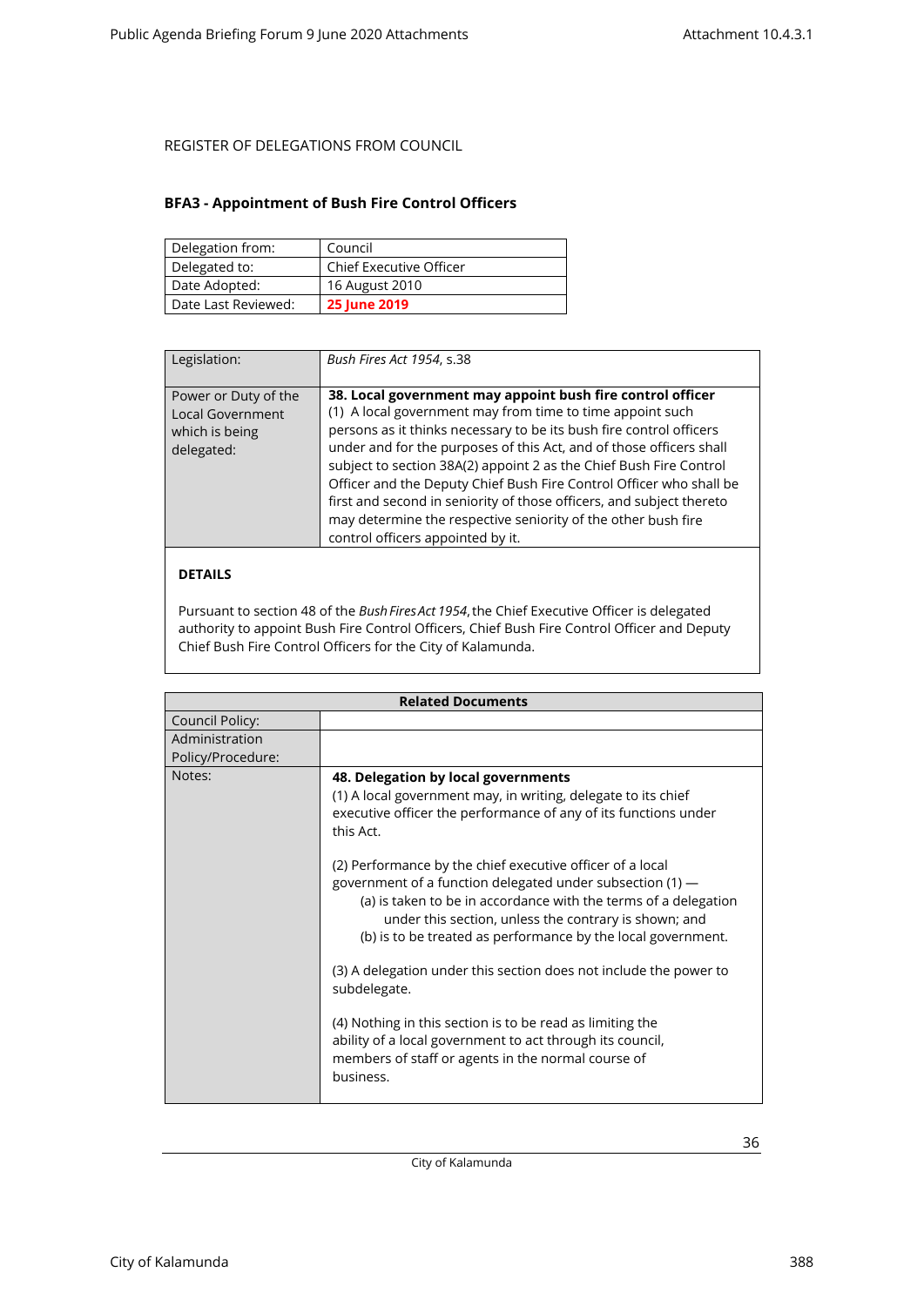REGISTER OF DELEGATIONS FROM COUNCIL

## BFA3 - Appointment of Bush Fire Control Officers

| Delegation from: | Council |
|---|---|
| Delegated to: | Chief Executive Officer |
| Date Adopted: | 16 August 2010 |
| Date Last Reviewed: | **25 June 2019** |

| Legislation: | *Bush Fires Act 1954*, s.38 |
|---|---|
| Power or Duty of the Local Government which is being delegated: | **38. Local government may appoint bush fire control officer**<br>(1) A local government may from time to time appoint such persons as it thinks necessary to be its bush fire control officers under and for the purposes of this Act, and of those officers shall subject to section 38A(2) appoint 2 as the Chief Bush Fire Control Officer and the Deputy Chief Bush Fire Control Officer who shall be first and second in seniority of those officers, and subject thereto may determine the respective seniority of the other bush fire control officers appointed by it. |

**DETAILS**

Pursuant to section 48 of the *Bush Fires Act 1954*, the Chief Executive Officer is delegated authority to appoint Bush Fire Control Officers, Chief Bush Fire Control Officer and Deputy Chief Bush Fire Control Officers for the City of Kalamunda.

| Related Documents | |
|---|---|
| Council Policy: | |
| Administration Policy/Procedure: | |
| Notes: | **48. Delegation by local governments**<br>(1) A local government may, in writing, delegate to its chief executive officer the performance of any of its functions under this Act.<br><br>(2) Performance by the chief executive officer of a local government of a function delegated under subsection (1) —<br>(a) is taken to be in accordance with the terms of a delegation under this section, unless the contrary is shown; and<br>(b) is to be treated as performance by the local government.<br><br>(3) A delegation under this section does not include the power to subdelegate.<br><br>(4) Nothing in this section is to be read as limiting the ability of a local government to act through its council, members of staff or agents in the normal course of business. |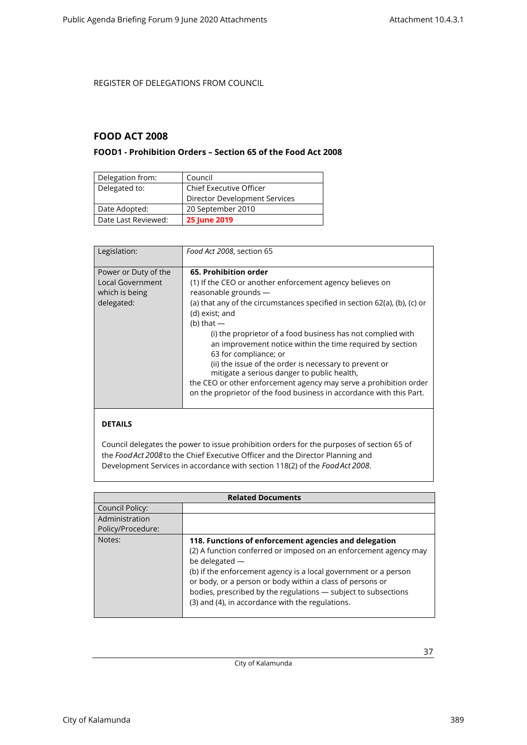REGISTER OF DELEGATIONS FROM COUNCIL

## FOOD ACT 2008

### FOOD1 - Prohibition Orders – Section 65 of the Food Act 2008

| Delegation from: | Council |
|---|---|
| Delegated to: | Chief Executive Officer<br>Director Development Services |
| Date Adopted: | 20 September 2010 |
| Date Last Reviewed: | **25 June 2019** |

| Legislation: | *Food Act 2008*, section 65 |
|---|---|
| Power or Duty of the Local Government which is being delegated: | **65. Prohibition order**<br>(1) If the CEO or another enforcement agency believes on reasonable grounds —<br>(a) that any of the circumstances specified in section 62(a), (b), (c) or (d) exist; and<br>(b) that —<br>(i) the proprietor of a food business has not complied with an improvement notice within the time required by section 63 for compliance; or<br>(ii) the issue of the order is necessary to prevent or mitigate a serious danger to public health,<br>the CEO or other enforcement agency may serve a prohibition order on the proprietor of the food business in accordance with this Part. |

**DETAILS**

Council delegates the power to issue prohibition orders for the purposes of section 65 of the *Food Act 2008* to the Chief Executive Officer and the Director Planning and Development Services in accordance with section 118(2) of the *Food Act 2008*.

| Related Documents | |
|---|---|
| Council Policy: | |
| Administration Policy/Procedure: | |
| Notes: | **118. Functions of enforcement agencies and delegation**<br>(2) A function conferred or imposed on an enforcement agency may be delegated —<br>(b) if the enforcement agency is a local government or a person or body, or a person or body within a class of persons or bodies, prescribed by the regulations — subject to subsections (3) and (4), in accordance with the regulations. |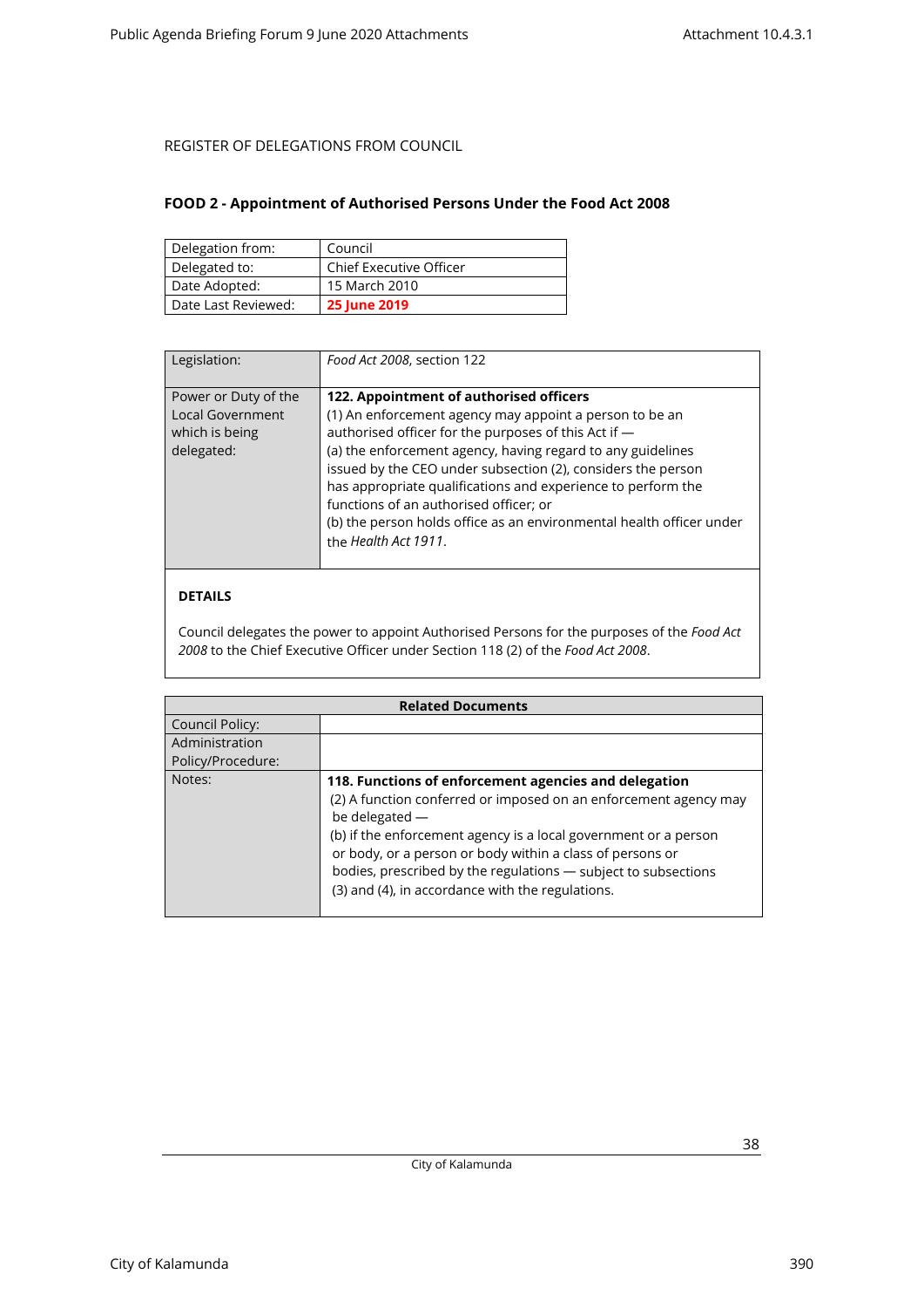REGISTER OF DELEGATIONS FROM COUNCIL

## FOOD 2 - Appointment of Authorised Persons Under the Food Act 2008

| Delegation from: | Council |
|---|---|
| Delegated to: | Chief Executive Officer |
| Date Adopted: | 15 March 2010 |
| Date Last Reviewed: | **25 June 2019** |

| Legislation: | *Food Act 2008*, section 122 |
|---|---|
| Power or Duty of the Local Government which is being delegated: | **122. Appointment of authorised officers**<br>(1) An enforcement agency may appoint a person to be an authorised officer for the purposes of this Act if —<br>(a) the enforcement agency, having regard to any guidelines issued by the CEO under subsection (2), considers the person has appropriate qualifications and experience to perform the functions of an authorised officer; or<br>(b) the person holds office as an environmental health officer under the *Health Act 1911*. |

**DETAILS**

Council delegates the power to appoint Authorised Persons for the purposes of the *Food Act 2008* to the Chief Executive Officer under Section 118 (2) of the *Food Act 2008*.

| Related Documents | |
|---|---|
| Council Policy: | |
| Administration Policy/Procedure: | |
| Notes: | **118. Functions of enforcement agencies and delegation**<br>(2) A function conferred or imposed on an enforcement agency may be delegated —<br>(b) if the enforcement agency is a local government or a person or body, or a person or body within a class of persons or bodies, prescribed by the regulations — subject to subsections (3) and (4), in accordance with the regulations. |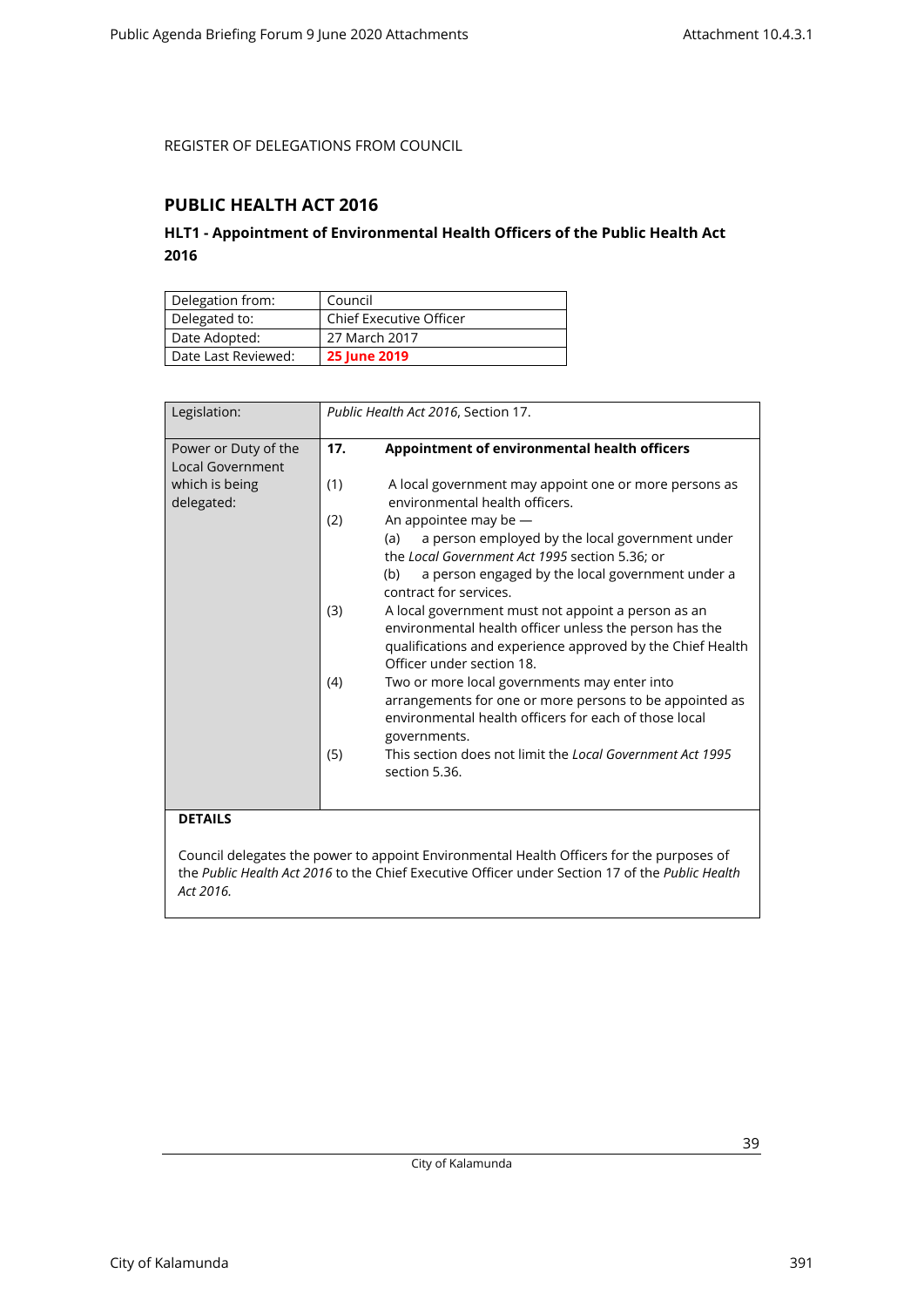REGISTER OF DELEGATIONS FROM COUNCIL

## PUBLIC HEALTH ACT 2016

### HLT1 - Appointment of Environmental Health Officers of the Public Health Act 2016

| Delegation from: | Council |
|---|---|
| Delegated to: | Chief Executive Officer |
| Date Adopted: | 27 March 2017 |
| Date Last Reviewed: | **25 June 2019** |

| Legislation: | *Public Health Act 2016*, Section 17. |
|---|---|
| Power or Duty of the Local Government which is being delegated: | **17. Appointment of environmental health officers**<br><br>(1) A local government may appoint one or more persons as environmental health officers.<br>(2) An appointee may be —<br>(a) a person employed by the local government under the *Local Government Act 1995* section 5.36; or<br>(b) a person engaged by the local government under a contract for services.<br>(3) A local government must not appoint a person as an environmental health officer unless the person has the qualifications and experience approved by the Chief Health Officer under section 18.<br>(4) Two or more local governments may enter into arrangements for one or more persons to be appointed as environmental health officers for each of those local governments.<br>(5) This section does not limit the *Local Government Act 1995* section 5.36. |

**DETAILS**

Council delegates the power to appoint Environmental Health Officers for the purposes of the *Public Health Act 2016* to the Chief Executive Officer under Section 17 of the *Public Health Act 2016.*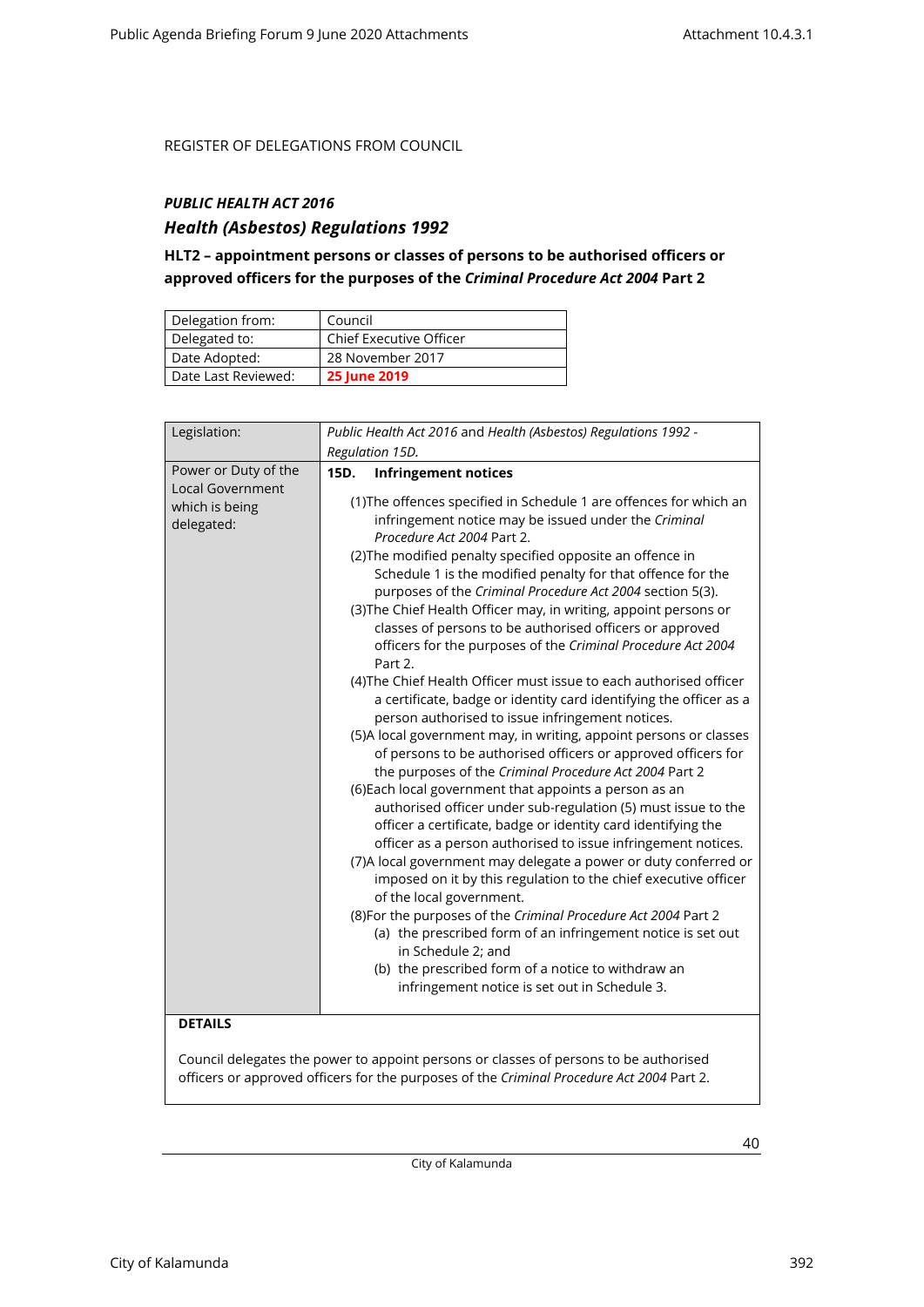REGISTER OF DELEGATIONS FROM COUNCIL

***PUBLIC HEALTH ACT 2016***

### *Health (Asbestos) Regulations 1992*

**HLT2 – appointment persons or classes of persons to be authorised officers or approved officers for the purposes of the *Criminal Procedure Act 2004* Part 2**

| Delegation from: | Council |
|---|---|
| Delegated to: | Chief Executive Officer |
| Date Adopted: | 28 November 2017 |
| Date Last Reviewed: | **25 June 2019** |

| Legislation: | *Public Health Act 2016* and *Health (Asbestos) Regulations 1992 - Regulation 15D.* |
|---|---|
| Power or Duty of the Local Government which is being delegated: | **15D. Infringement notices**<br><br>(1)The offences specified in Schedule 1 are offences for which an infringement notice may be issued under the *Criminal Procedure Act 2004* Part 2.<br>(2)The modified penalty specified opposite an offence in Schedule 1 is the modified penalty for that offence for the purposes of the *Criminal Procedure Act 2004* section 5(3).<br>(3)The Chief Health Officer may, in writing, appoint persons or classes of persons to be authorised officers or approved officers for the purposes of the *Criminal Procedure Act 2004* Part 2.<br>(4)The Chief Health Officer must issue to each authorised officer a certificate, badge or identity card identifying the officer as a person authorised to issue infringement notices.<br>(5)A local government may, in writing, appoint persons or classes of persons to be authorised officers or approved officers for the purposes of the *Criminal Procedure Act 2004* Part 2<br>(6)Each local government that appoints a person as an authorised officer under sub-regulation (5) must issue to the officer a certificate, badge or identity card identifying the officer as a person authorised to issue infringement notices.<br>(7)A local government may delegate a power or duty conferred or imposed on it by this regulation to the chief executive officer of the local government.<br>(8)For the purposes of the *Criminal Procedure Act 2004* Part 2<br>(a) the prescribed form of an infringement notice is set out in Schedule 2; and<br>(b) the prescribed form of a notice to withdraw an infringement notice is set out in Schedule 3. |

**DETAILS**

Council delegates the power to appoint persons or classes of persons to be authorised officers or approved officers for the purposes of the *Criminal Procedure Act 2004* Part 2.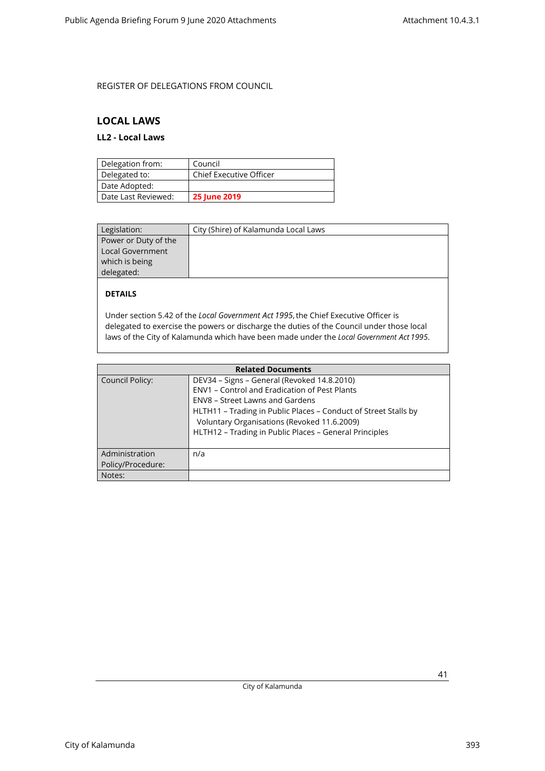REGISTER OF DELEGATIONS FROM COUNCIL

## LOCAL LAWS

### LL2 - Local Laws

| Delegation from: | Council |
|---|---|
| Delegated to: | Chief Executive Officer |
| Date Adopted: | |
| Date Last Reviewed: | **25 June 2019** |

| Legislation: | City (Shire) of Kalamunda Local Laws |
|---|---|
| Power or Duty of the Local Government which is being delegated: | |

**DETAILS**

Under section 5.42 of the *Local Government Act 1995*, the Chief Executive Officer is delegated to exercise the powers or discharge the duties of the Council under those local laws of the City of Kalamunda which have been made under the *Local Government Act 1995*.

| Related Documents | |
|---|---|
| Council Policy: | DEV34 – Signs – General (Revoked 14.8.2010)<br>ENV1 – Control and Eradication of Pest Plants<br>ENV8 – Street Lawns and Gardens<br>HLTH11 – Trading in Public Places – Conduct of Street Stalls by Voluntary Organisations (Revoked 11.6.2009)<br>HLTH12 – Trading in Public Places – General Principles |
| Administration Policy/Procedure: | n/a |
| Notes: | |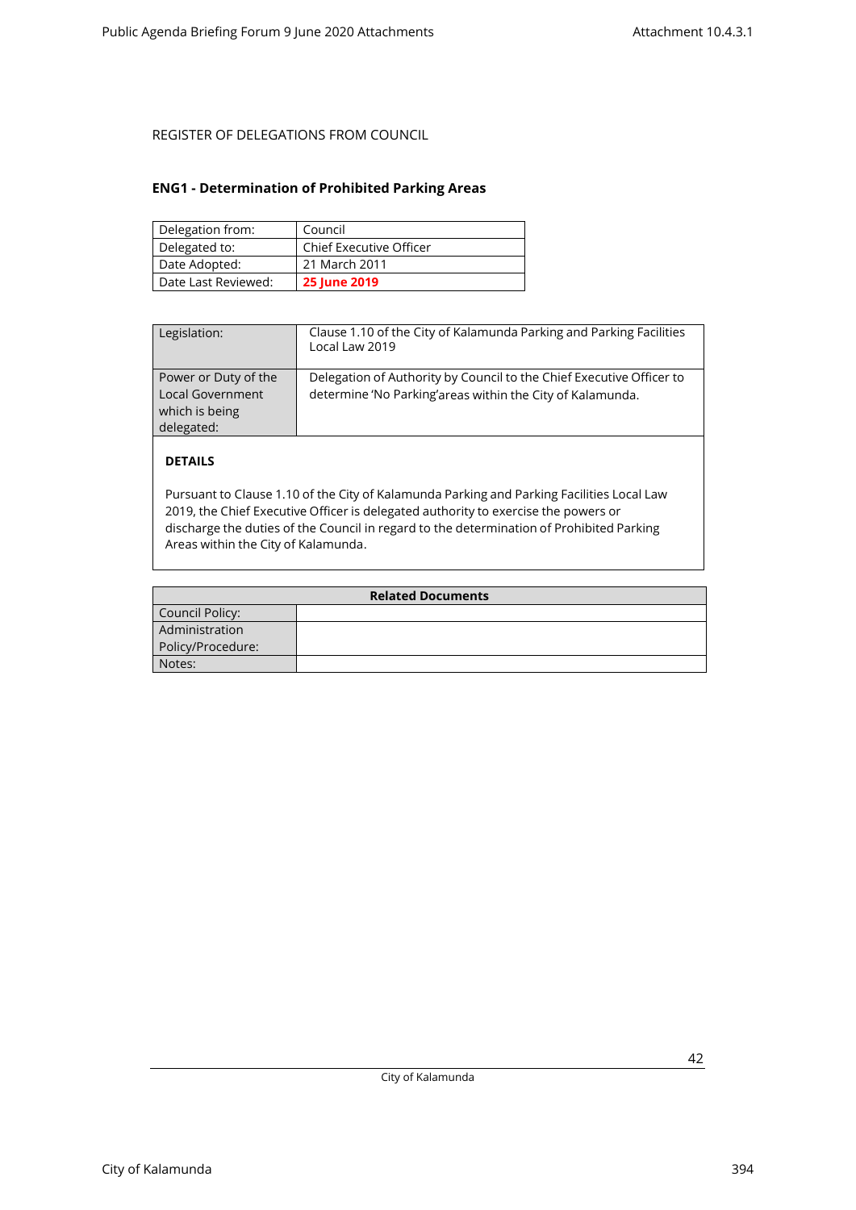REGISTER OF DELEGATIONS FROM COUNCIL

## ENG1 - Determination of Prohibited Parking Areas

| Delegation from: | Council |
|---|---|
| Delegated to: | Chief Executive Officer |
| Date Adopted: | 21 March 2011 |
| Date Last Reviewed: | **25 June 2019** |

| Legislation: | Clause 1.10 of the City of Kalamunda Parking and Parking Facilities Local Law 2019 |
|---|---|
| Power or Duty of the Local Government which is being delegated: | Delegation of Authority by Council to the Chief Executive Officer to determine 'No Parking'areas within the City of Kalamunda. |

**DETAILS**

Pursuant to Clause 1.10 of the City of Kalamunda Parking and Parking Facilities Local Law 2019, the Chief Executive Officer is delegated authority to exercise the powers or discharge the duties of the Council in regard to the determination of Prohibited Parking Areas within the City of Kalamunda.

| **Related Documents** | |
|---|---|
| Council Policy: | |
| Administration Policy/Procedure: | |
| Notes: | |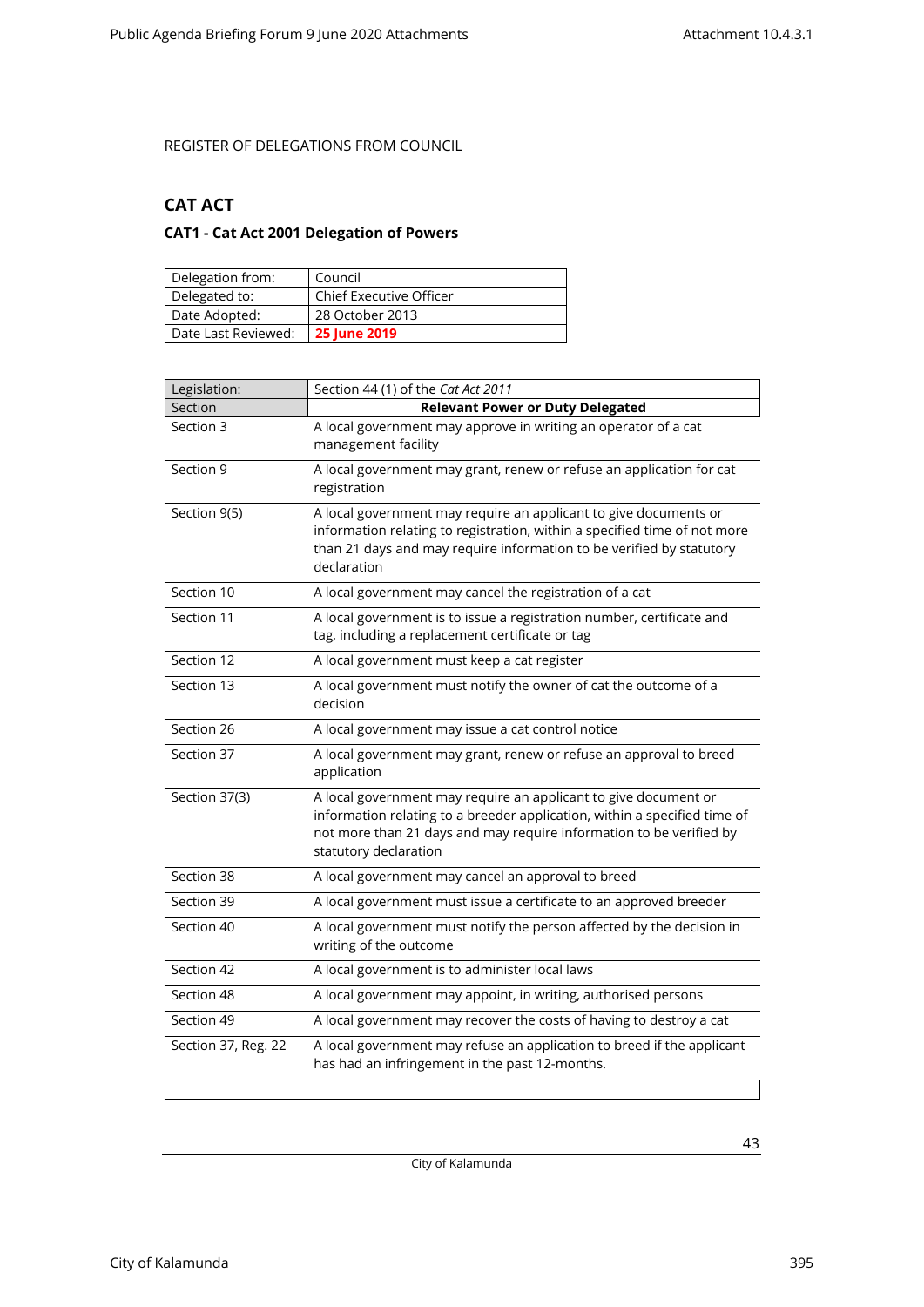REGISTER OF DELEGATIONS FROM COUNCIL

## CAT ACT

### CAT1 - Cat Act 2001 Delegation of Powers

| Delegation from: | Council |
|---|---|
| Delegated to: | Chief Executive Officer |
| Date Adopted: | 28 October 2013 |
| Date Last Reviewed: | **25 June 2019** |

| Legislation: | Section 44 (1) of the *Cat Act 2011* |
|---|---|
| Section | **Relevant Power or Duty Delegated** |
| Section 3 | A local government may approve in writing an operator of a cat management facility |
| Section 9 | A local government may grant, renew or refuse an application for cat registration |
| Section 9(5) | A local government may require an applicant to give documents or information relating to registration, within a specified time of not more than 21 days and may require information to be verified by statutory declaration |
| Section 10 | A local government may cancel the registration of a cat |
| Section 11 | A local government is to issue a registration number, certificate and tag, including a replacement certificate or tag |
| Section 12 | A local government must keep a cat register |
| Section 13 | A local government must notify the owner of cat the outcome of a decision |
| Section 26 | A local government may issue a cat control notice |
| Section 37 | A local government may grant, renew or refuse an approval to breed application |
| Section 37(3) | A local government may require an applicant to give document or information relating to a breeder application, within a specified time of not more than 21 days and may require information to be verified by statutory declaration |
| Section 38 | A local government may cancel an approval to breed |
| Section 39 | A local government must issue a certificate to an approved breeder |
| Section 40 | A local government must notify the person affected by the decision in writing of the outcome |
| Section 42 | A local government is to administer local laws |
| Section 48 | A local government may appoint, in writing, authorised persons |
| Section 49 | A local government may recover the costs of having to destroy a cat |
| Section 37, Reg. 22 | A local government may refuse an application to breed if the applicant has had an infringement in the past 12-months. |
| | |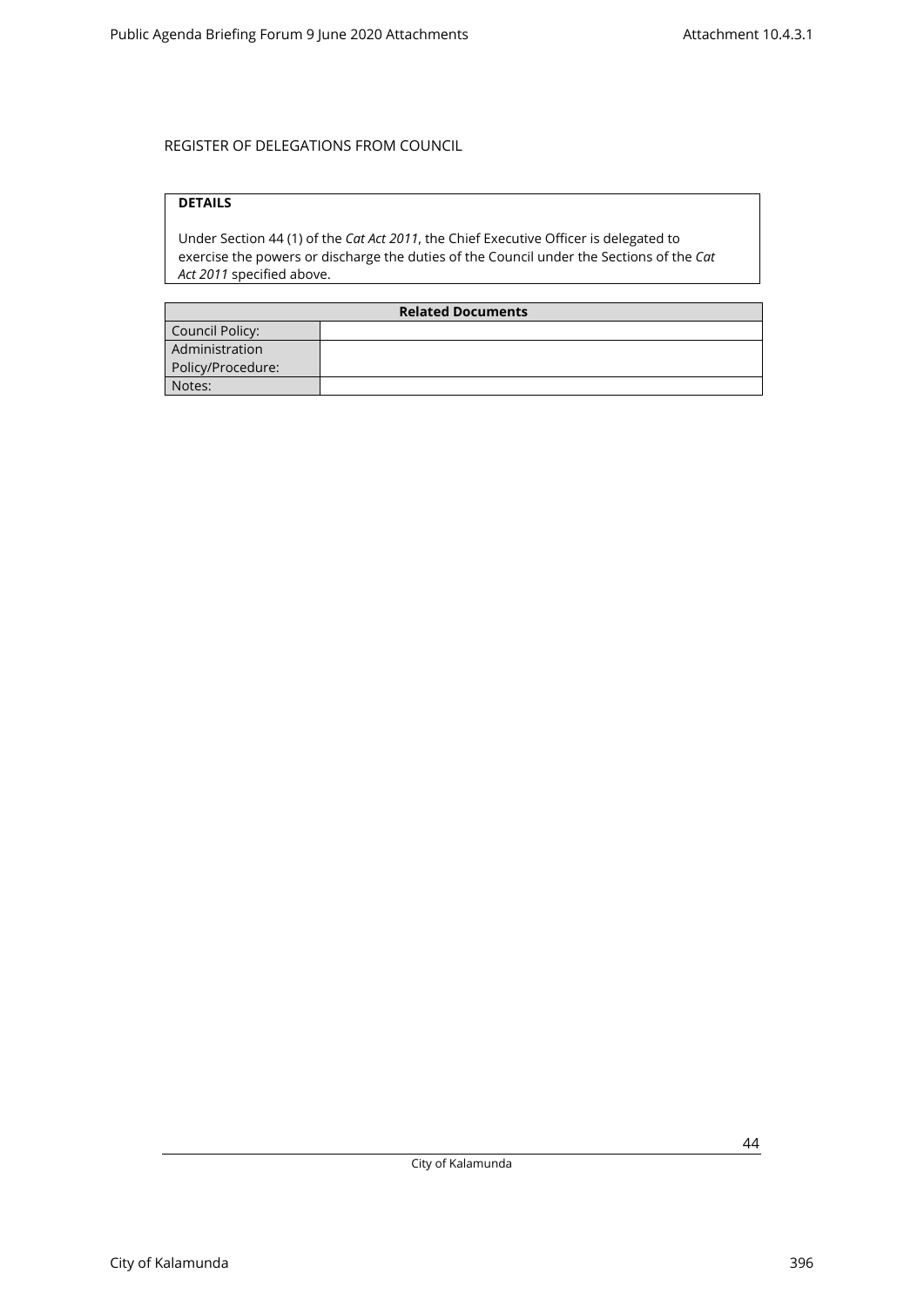REGISTER OF DELEGATIONS FROM COUNCIL

| **DETAILS** |
|---|
| Under Section 44 (1) of the *Cat Act 2011*, the Chief Executive Officer is delegated to exercise the powers or discharge the duties of the Council under the Sections of the *Cat Act 2011* specified above. |

| **Related Documents** | |
|---|---|
| Council Policy: | |
| Administration Policy/Procedure: | |
| Notes: | |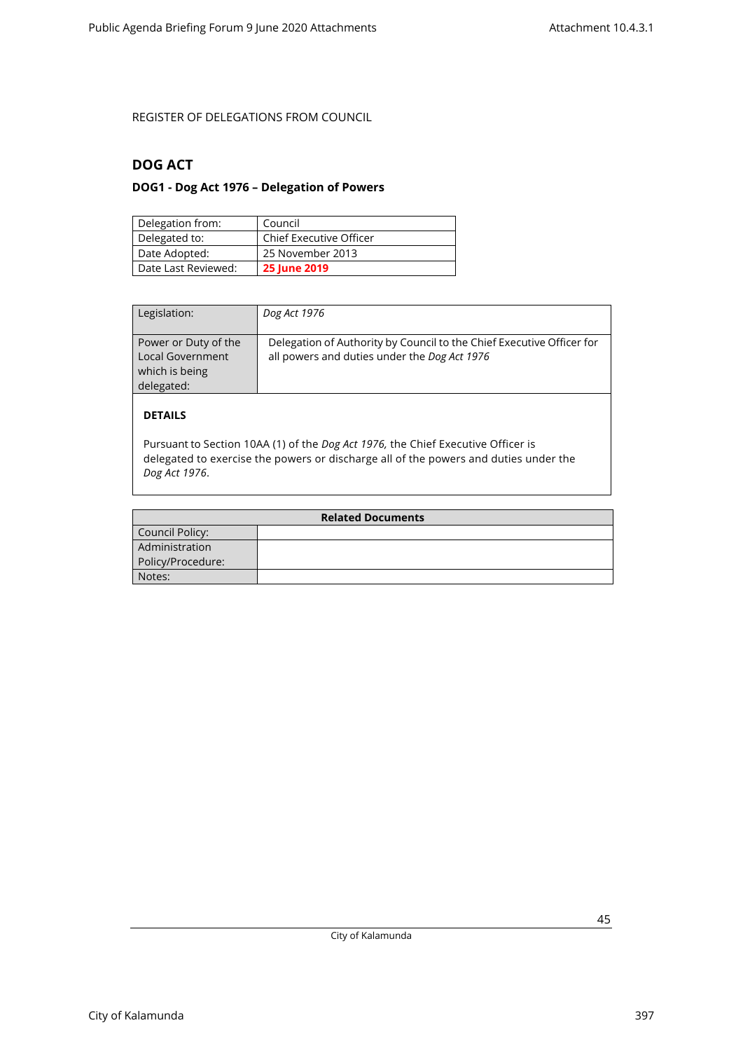REGISTER OF DELEGATIONS FROM COUNCIL

## DOG ACT

### DOG1 - Dog Act 1976 – Delegation of Powers

| Delegation from: | Council |
|---|---|
| Delegated to: | Chief Executive Officer |
| Date Adopted: | 25 November 2013 |
| Date Last Reviewed: | **25 June 2019** |

| Legislation: | *Dog Act 1976* |
|---|---|
| Power or Duty of the Local Government which is being delegated: | Delegation of Authority by Council to the Chief Executive Officer for all powers and duties under the *Dog Act 1976* |

**DETAILS**

Pursuant to Section 10AA (1) of the *Dog Act 1976,* the Chief Executive Officer is delegated to exercise the powers or discharge all of the powers and duties under the *Dog Act 1976*.

| Related Documents | |
|---|---|
| Council Policy: | |
| Administration Policy/Procedure: | |
| Notes: | |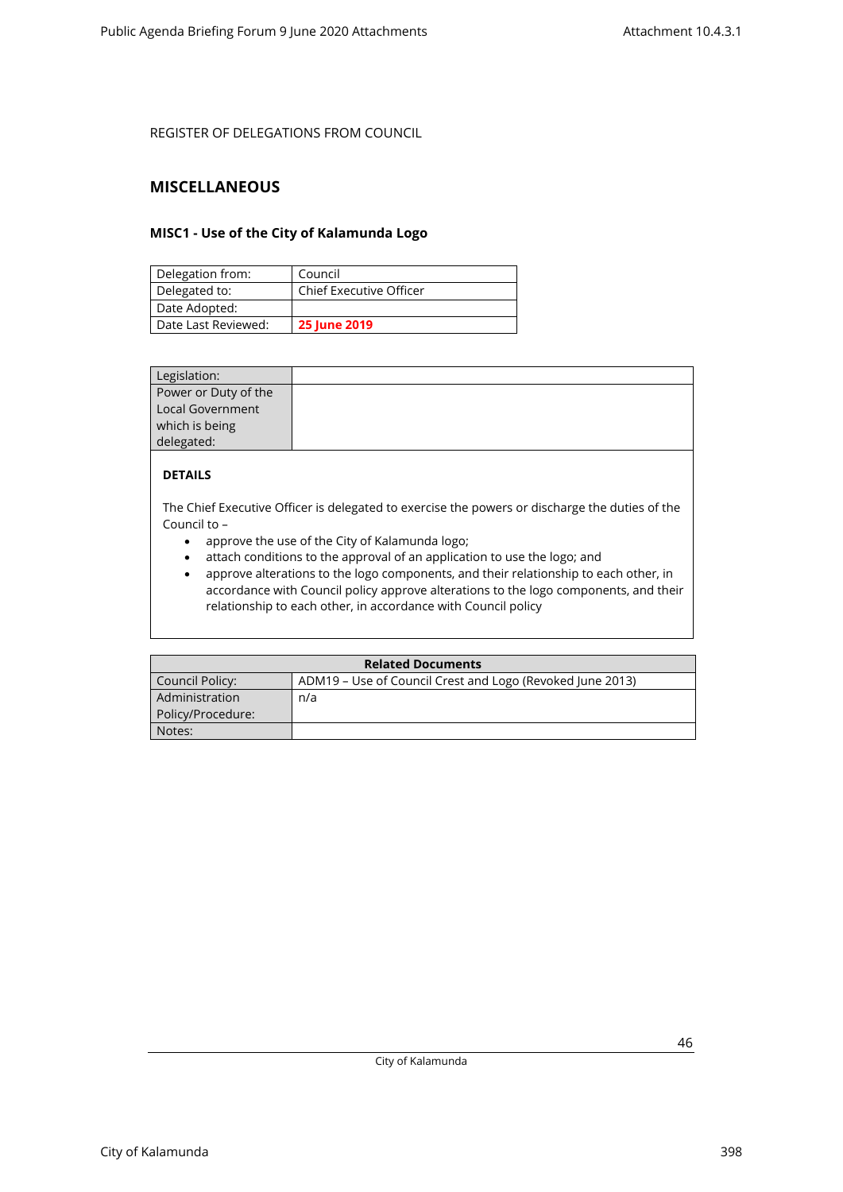REGISTER OF DELEGATIONS FROM COUNCIL

## MISCELLANEOUS

### MISC1 - Use of the City of Kalamunda Logo

| Delegation from: | Council |
|---|---|
| Delegated to: | Chief Executive Officer |
| Date Adopted: | |
| Date Last Reviewed: | **25 June 2019** |

| Legislation: | |
|---|---|
| Power or Duty of the Local Government which is being delegated: | |

**DETAILS**

The Chief Executive Officer is delegated to exercise the powers or discharge the duties of the Council to –

- approve the use of the City of Kalamunda logo;
- attach conditions to the approval of an application to use the logo; and
- approve alterations to the logo components, and their relationship to each other, in accordance with Council policy approve alterations to the logo components, and their relationship to each other, in accordance with Council policy

| Related Documents | |
|---|---|
| Council Policy: | ADM19 – Use of Council Crest and Logo (Revoked June 2013) |
| Administration Policy/Procedure: | n/a |
| Notes: | |

City of Kalamunda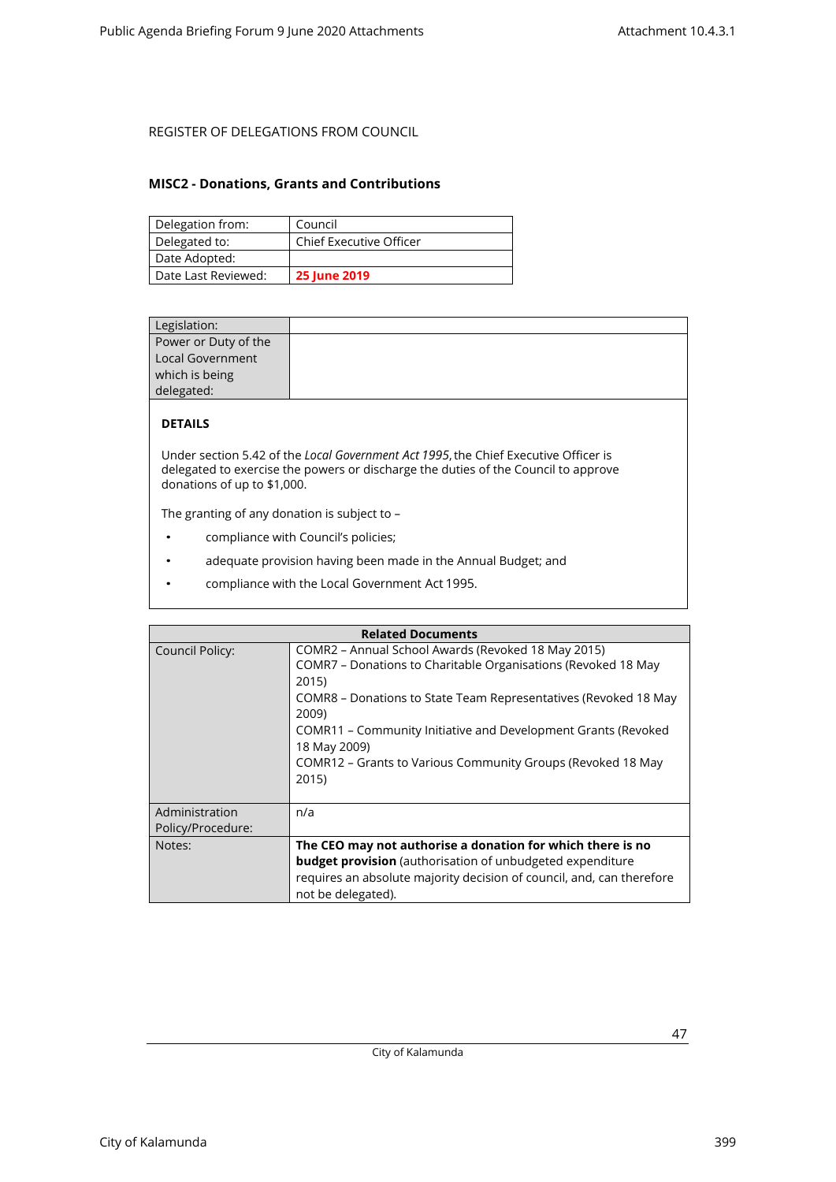REGISTER OF DELEGATIONS FROM COUNCIL

## MISC2 - Donations, Grants and Contributions

| Delegation from: | Council |
|---|---|
| Delegated to: | Chief Executive Officer |
| Date Adopted: | |
| Date Last Reviewed: | **25 June 2019** |

| Legislation: | |
|---|---|
| Power or Duty of the Local Government which is being delegated: | |

**DETAILS**

Under section 5.42 of the *Local Government Act 1995*, the Chief Executive Officer is delegated to exercise the powers or discharge the duties of the Council to approve donations of up to $1,000.

The granting of any donation is subject to –

- compliance with Council's policies;
- adequate provision having been made in the Annual Budget; and
- compliance with the Local Government Act 1995.

| Related Documents | |
|---|---|
| Council Policy: | COMR2 – Annual School Awards (Revoked 18 May 2015)<br>COMR7 – Donations to Charitable Organisations (Revoked 18 May 2015)<br>COMR8 – Donations to State Team Representatives (Revoked 18 May 2009)<br>COMR11 – Community Initiative and Development Grants (Revoked 18 May 2009)<br>COMR12 – Grants to Various Community Groups (Revoked 18 May 2015) |
| Administration Policy/Procedure: | n/a |
| Notes: | **The CEO may not authorise a donation for which there is no budget provision** (authorisation of unbudgeted expenditure requires an absolute majority decision of council, and, can therefore not be delegated). |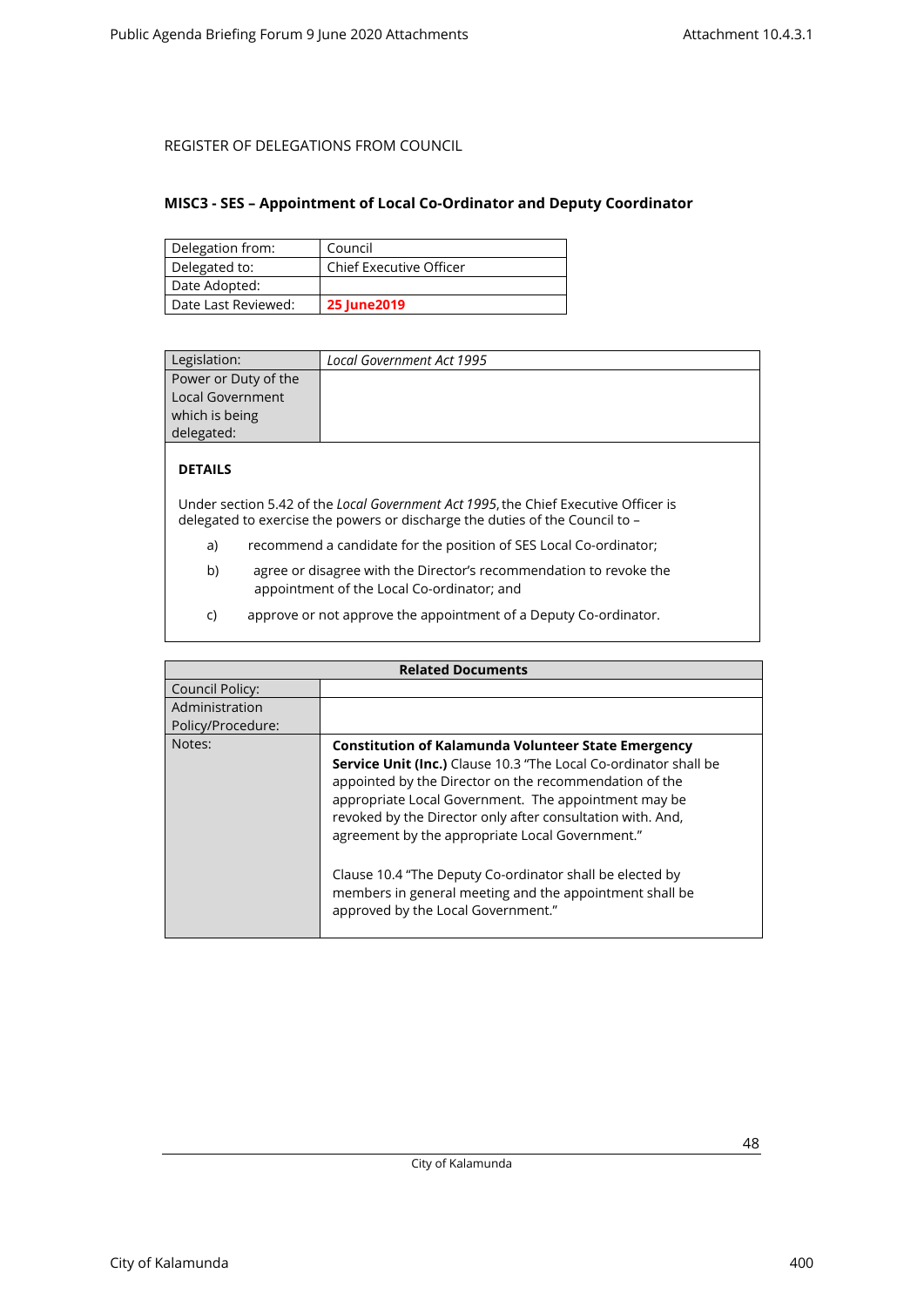REGISTER OF DELEGATIONS FROM COUNCIL

## MISC3 - SES – Appointment of Local Co-Ordinator and Deputy Coordinator

| Delegation from: | Council |
|---|---|
| Delegated to: | Chief Executive Officer |
| Date Adopted: | |
| Date Last Reviewed: | **25 June2019** |

| Legislation: | *Local Government Act 1995* |
|---|---|
| Power or Duty of the Local Government which is being delegated: | |

**DETAILS**

Under section 5.42 of the *Local Government Act 1995*, the Chief Executive Officer is delegated to exercise the powers or discharge the duties of the Council to –

a) recommend a candidate for the position of SES Local Co-ordinator;

b) agree or disagree with the Director's recommendation to revoke the appointment of the Local Co-ordinator; and

c) approve or not approve the appointment of a Deputy Co-ordinator.

| Related Documents | |
|---|---|
| Council Policy: | |
| Administration Policy/Procedure: | |
| Notes: | **Constitution of Kalamunda Volunteer State Emergency Service Unit (Inc.)** Clause 10.3 "The Local Co-ordinator shall be appointed by the Director on the recommendation of the appropriate Local Government. The appointment may be revoked by the Director only after consultation with. And, agreement by the appropriate Local Government."<br><br>Clause 10.4 "The Deputy Co-ordinator shall be elected by members in general meeting and the appointment shall be approved by the Local Government." |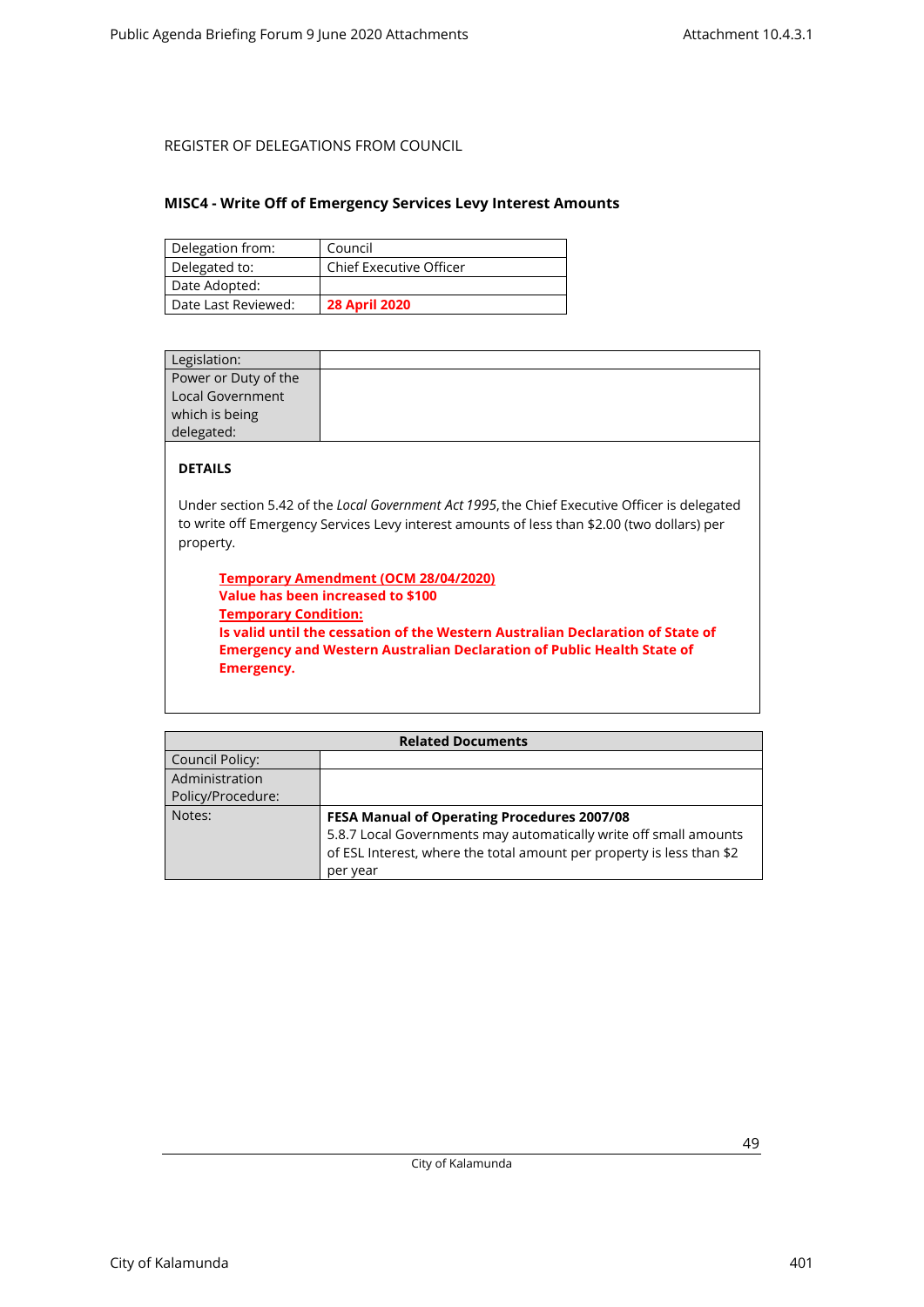REGISTER OF DELEGATIONS FROM COUNCIL

## MISC4 - Write Off of Emergency Services Levy Interest Amounts

| Delegation from: | Council |
|---|---|
| Delegated to: | Chief Executive Officer |
| Date Adopted: | |
| Date Last Reviewed: | **28 April 2020** |

| Legislation: | |
|---|---|
| Power or Duty of the Local Government which is being delegated: | |

**DETAILS**

Under section 5.42 of the *Local Government Act 1995*, the Chief Executive Officer is delegated to write off Emergency Services Levy interest amounts of less than $2.00 (two dollars) per property.

> **Temporary Amendment (OCM 28/04/2020)**
> **Value has been increased to $100**
> **Temporary Condition:**
> **Is valid until the cessation of the Western Australian Declaration of State of Emergency and Western Australian Declaration of Public Health State of Emergency.**

| Related Documents | |
|---|---|
| Council Policy: | |
| Administration Policy/Procedure: | |
| Notes: | **FESA Manual of Operating Procedures 2007/08**<br>5.8.7 Local Governments may automatically write off small amounts of ESL Interest, where the total amount per property is less than $2 per year |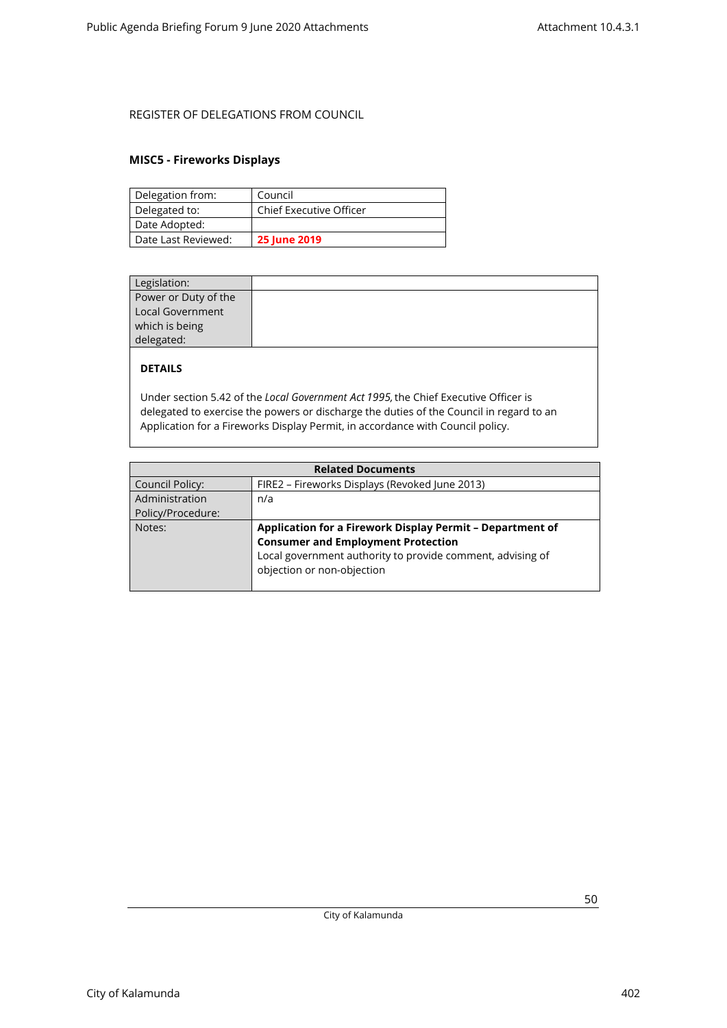REGISTER OF DELEGATIONS FROM COUNCIL

## MISC5 - Fireworks Displays

| Delegation from: | Council |
|---|---|
| Delegated to: | Chief Executive Officer |
| Date Adopted: | |
| Date Last Reviewed: | **25 June 2019** |

| Legislation: | |
|---|---|
| Power or Duty of the Local Government which is being delegated: | |

**DETAILS**

Under section 5.42 of the *Local Government Act 1995,* the Chief Executive Officer is delegated to exercise the powers or discharge the duties of the Council in regard to an Application for a Fireworks Display Permit, in accordance with Council policy.

| Related Documents | |
|---|---|
| Council Policy: | FIRE2 – Fireworks Displays (Revoked June 2013) |
| Administration Policy/Procedure: | n/a |
| Notes: | **Application for a Firework Display Permit – Department of Consumer and Employment Protection** Local government authority to provide comment, advising of objection or non-objection |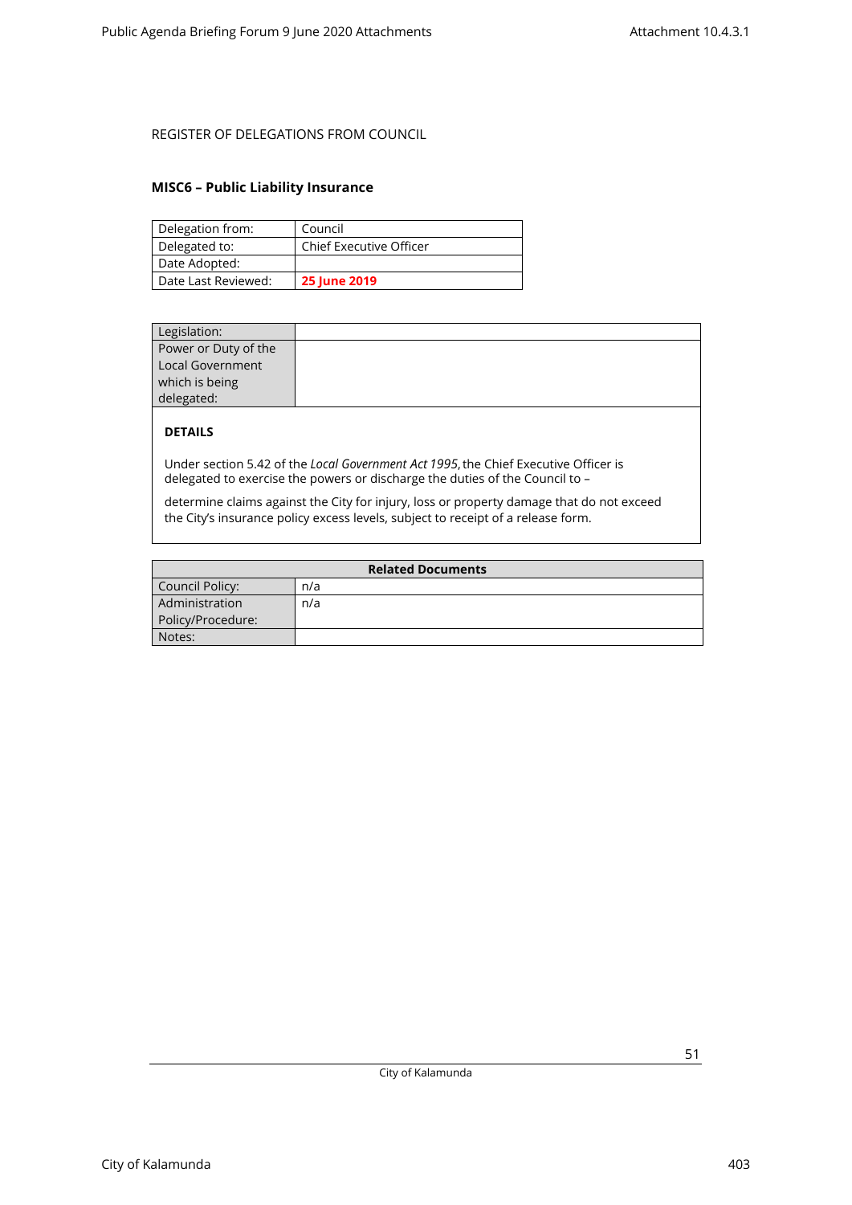REGISTER OF DELEGATIONS FROM COUNCIL

## MISC6 – Public Liability Insurance

| Delegation from: | Council |
|---|---|
| Delegated to: | Chief Executive Officer |
| Date Adopted: | |
| Date Last Reviewed: | **25 June 2019** |

| Legislation: | |
|---|---|
| Power or Duty of the Local Government which is being delegated: | |

**DETAILS**

Under section 5.42 of the *Local Government Act 1995*, the Chief Executive Officer is delegated to exercise the powers or discharge the duties of the Council to –

determine claims against the City for injury, loss or property damage that do not exceed the City's insurance policy excess levels, subject to receipt of a release form.

| Related Documents | |
|---|---|
| Council Policy: | n/a |
| Administration Policy/Procedure: | n/a |
| Notes: | |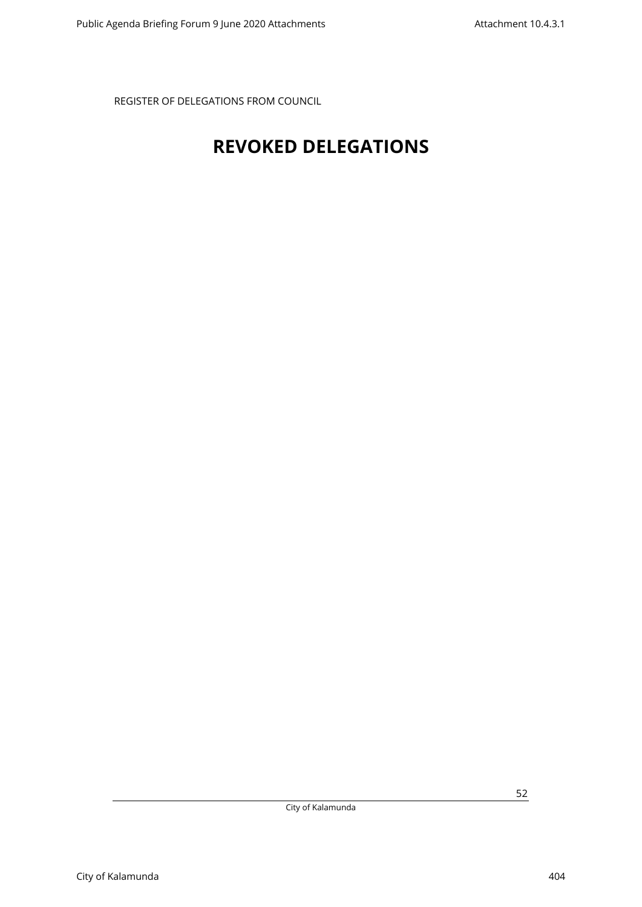REGISTER OF DELEGATIONS FROM COUNCIL

# REVOKED DELEGATIONS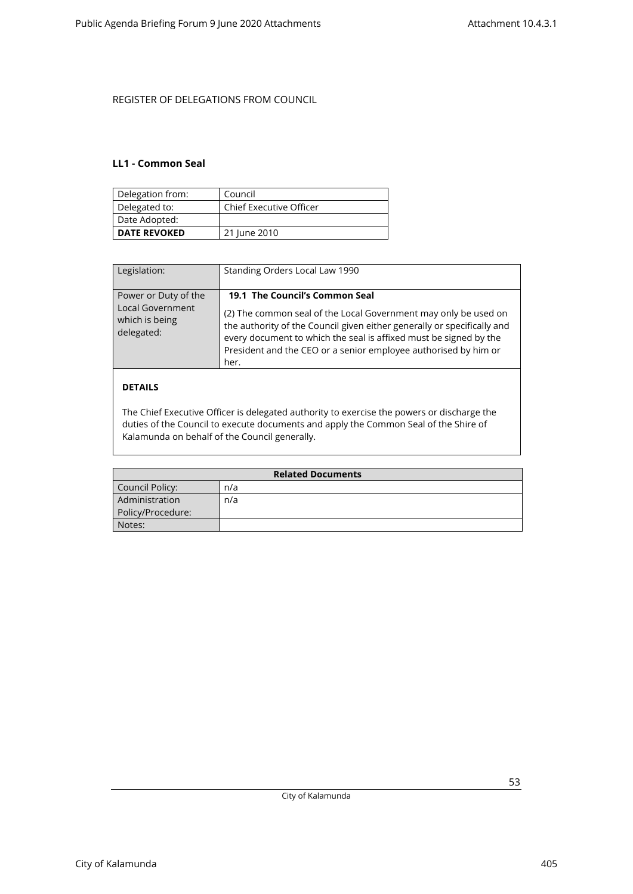REGISTER OF DELEGATIONS FROM COUNCIL

### LL1 - Common Seal

| Delegation from: | Council |
|---|---|
| Delegated to: | Chief Executive Officer |
| Date Adopted: | |
| **DATE REVOKED** | 21 June 2010 |

| Legislation: | Standing Orders Local Law 1990 |
|---|---|
| Power or Duty of the Local Government which is being delegated: | **19.1 The Council's Common Seal**<br><br>(2) The common seal of the Local Government may only be used on the authority of the Council given either generally or specifically and every document to which the seal is affixed must be signed by the President and the CEO or a senior employee authorised by him or her. |

**DETAILS**

The Chief Executive Officer is delegated authority to exercise the powers or discharge the duties of the Council to execute documents and apply the Common Seal of the Shire of Kalamunda on behalf of the Council generally.

| **Related Documents** | |
|---|---|
| Council Policy: | n/a |
| Administration Policy/Procedure: | n/a |
| Notes: | |

City of Kalamunda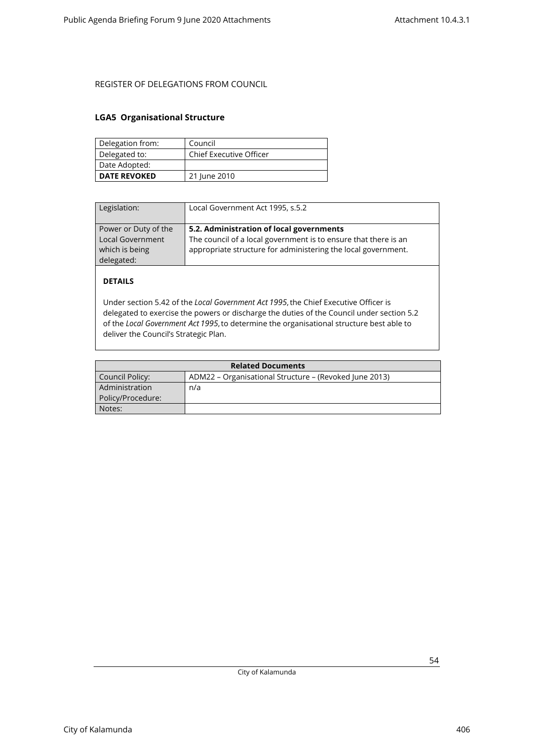REGISTER OF DELEGATIONS FROM COUNCIL

## LGA5 Organisational Structure

| Delegation from: | Council |
|---|---|
| Delegated to: | Chief Executive Officer |
| Date Adopted: | |
| **DATE REVOKED** | 21 June 2010 |

| Legislation: | Local Government Act 1995, s.5.2 |
|---|---|
| Power or Duty of the Local Government which is being delegated: | **5.2. Administration of local governments** The council of a local government is to ensure that there is an appropriate structure for administering the local government. |

**DETAILS**

Under section 5.42 of the *Local Government Act 1995*, the Chief Executive Officer is delegated to exercise the powers or discharge the duties of the Council under section 5.2 of the *Local Government Act 1995*, to determine the organisational structure best able to deliver the Council's Strategic Plan.

| **Related Documents** | |
|---|---|
| Council Policy: | ADM22 – Organisational Structure – (Revoked June 2013) |
| Administration Policy/Procedure: | n/a |
| Notes: | |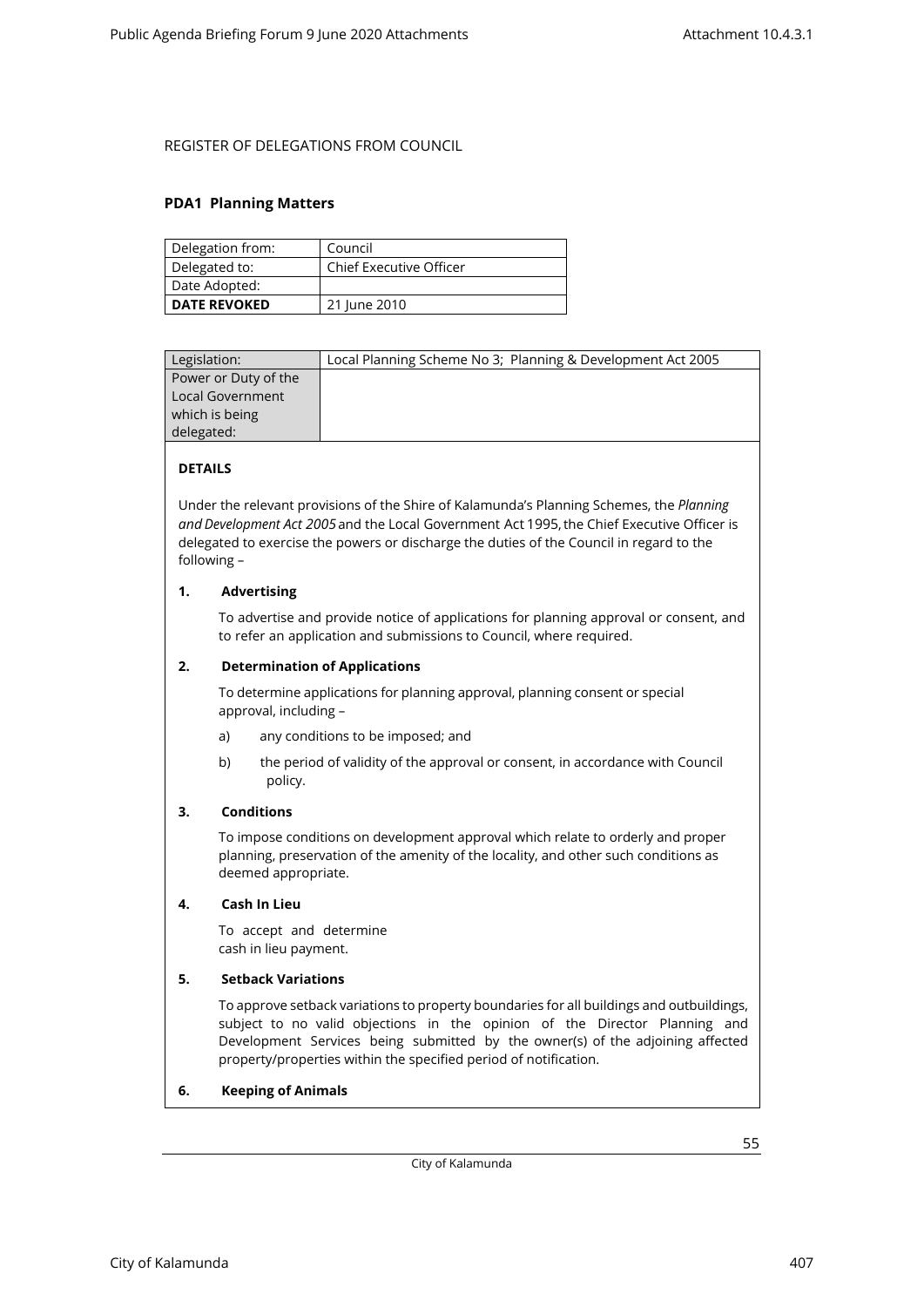REGISTER OF DELEGATIONS FROM COUNCIL

## PDA1 Planning Matters

| Delegation from: | Council |
|---|---|
| Delegated to: | Chief Executive Officer |
| Date Adopted: | |
| **DATE REVOKED** | 21 June 2010 |

| Legislation: | Local Planning Scheme No 3; Planning & Development Act 2005 |
|---|---|
| Power or Duty of the Local Government which is being delegated: | |

**DETAILS**

Under the relevant provisions of the Shire of Kalamunda's Planning Schemes, the *Planning and Development Act 2005* and the Local Government Act 1995, the Chief Executive Officer is delegated to exercise the powers or discharge the duties of the Council in regard to the following –

**1. Advertising**

To advertise and provide notice of applications for planning approval or consent, and to refer an application and submissions to Council, where required.

**2. Determination of Applications**

To determine applications for planning approval, planning consent or special approval, including –

a) any conditions to be imposed; and

b) the period of validity of the approval or consent, in accordance with Council policy.

**3. Conditions**

To impose conditions on development approval which relate to orderly and proper planning, preservation of the amenity of the locality, and other such conditions as deemed appropriate.

**4. Cash In Lieu**

To accept and determine cash in lieu payment.

**5. Setback Variations**

To approve setback variations to property boundaries for all buildings and outbuildings, subject to no valid objections in the opinion of the Director Planning and Development Services being submitted by the owner(s) of the adjoining affected property/properties within the specified period of notification.

**6. Keeping of Animals**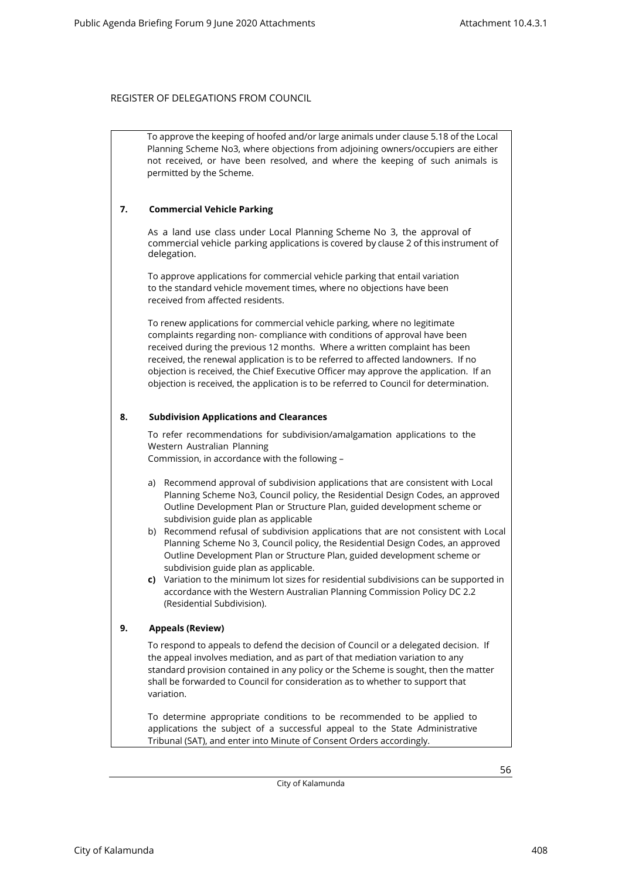REGISTER OF DELEGATIONS FROM COUNCIL

To approve the keeping of hoofed and/or large animals under clause 5.18 of the Local Planning Scheme No3, where objections from adjoining owners/occupiers are either not received, or have been resolved, and where the keeping of such animals is permitted by the Scheme.

**7. Commercial Vehicle Parking**

As a land use class under Local Planning Scheme No 3, the approval of commercial vehicle parking applications is covered by clause 2 of this instrument of delegation.

To approve applications for commercial vehicle parking that entail variation to the standard vehicle movement times, where no objections have been received from affected residents.

To renew applications for commercial vehicle parking, where no legitimate complaints regarding non- compliance with conditions of approval have been received during the previous 12 months. Where a written complaint has been received, the renewal application is to be referred to affected landowners. If no objection is received, the Chief Executive Officer may approve the application. If an objection is received, the application is to be referred to Council for determination.

**8. Subdivision Applications and Clearances**

To refer recommendations for subdivision/amalgamation applications to the Western Australian Planning Commission, in accordance with the following –

a) Recommend approval of subdivision applications that are consistent with Local Planning Scheme No3, Council policy, the Residential Design Codes, an approved Outline Development Plan or Structure Plan, guided development scheme or subdivision guide plan as applicable
b) Recommend refusal of subdivision applications that are not consistent with Local Planning Scheme No 3, Council policy, the Residential Design Codes, an approved Outline Development Plan or Structure Plan, guided development scheme or subdivision guide plan as applicable.
**c)** Variation to the minimum lot sizes for residential subdivisions can be supported in accordance with the Western Australian Planning Commission Policy DC 2.2 (Residential Subdivision).

**9. Appeals (Review)**

To respond to appeals to defend the decision of Council or a delegated decision. If the appeal involves mediation, and as part of that mediation variation to any standard provision contained in any policy or the Scheme is sought, then the matter shall be forwarded to Council for consideration as to whether to support that variation.

To determine appropriate conditions to be recommended to be applied to applications the subject of a successful appeal to the State Administrative Tribunal (SAT), and enter into Minute of Consent Orders accordingly.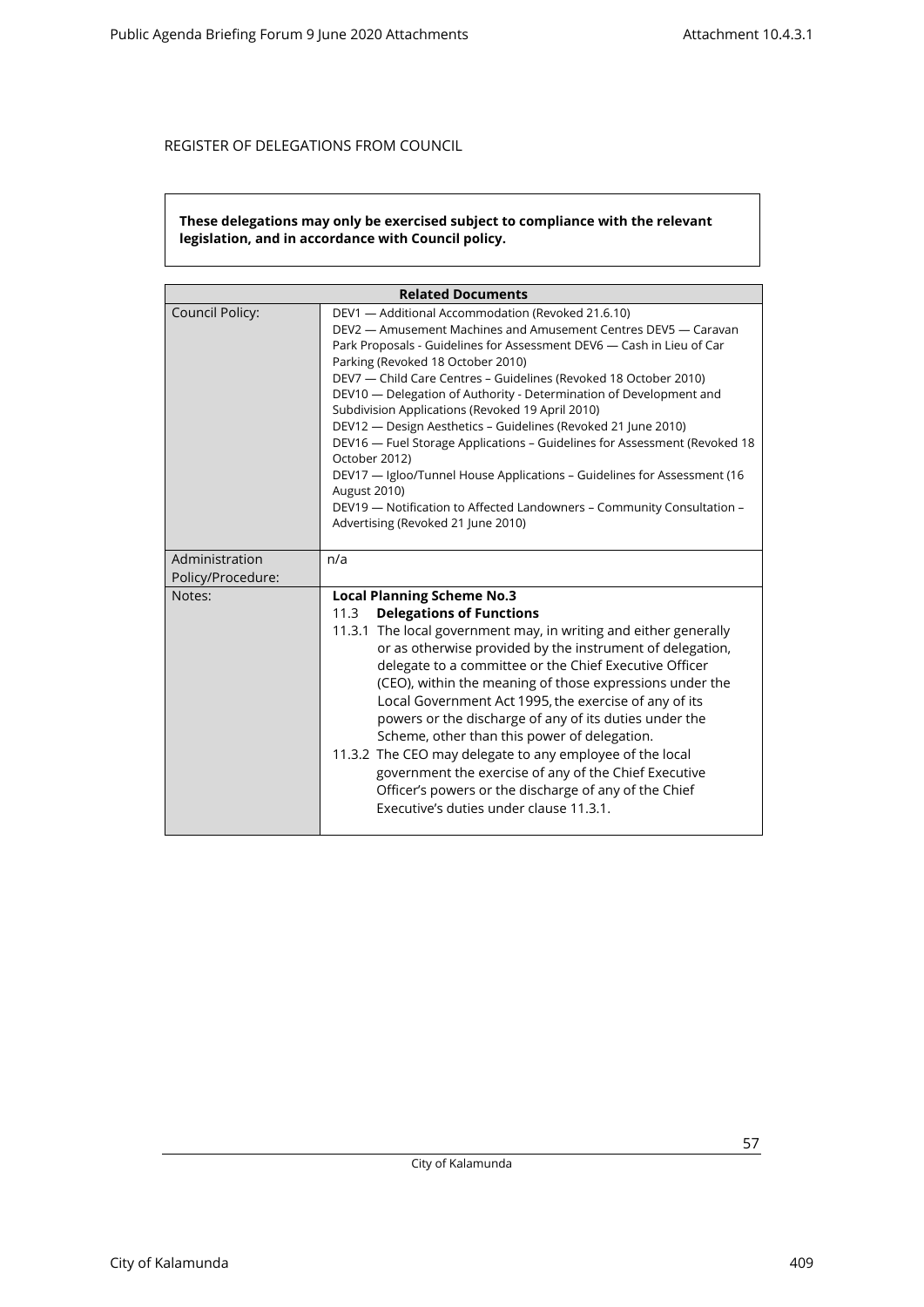REGISTER OF DELEGATIONS FROM COUNCIL

**These delegations may only be exercised subject to compliance with the relevant legislation, and in accordance with Council policy.**

| **Related Documents** | |
|---|---|
| Council Policy: | DEV1 — Additional Accommodation (Revoked 21.6.10)<br>DEV2 — Amusement Machines and Amusement Centres DEV5 — Caravan Park Proposals - Guidelines for Assessment DEV6 — Cash in Lieu of Car Parking (Revoked 18 October 2010)<br>DEV7 — Child Care Centres – Guidelines (Revoked 18 October 2010)<br>DEV10 — Delegation of Authority - Determination of Development and Subdivision Applications (Revoked 19 April 2010)<br>DEV12 — Design Aesthetics – Guidelines (Revoked 21 June 2010)<br>DEV16 — Fuel Storage Applications – Guidelines for Assessment (Revoked 18 October 2012)<br>DEV17 — Igloo/Tunnel House Applications – Guidelines for Assessment (16 August 2010)<br>DEV19 — Notification to Affected Landowners – Community Consultation – Advertising (Revoked 21 June 2010) |
| Administration Policy/Procedure: | n/a |
| Notes: | **Local Planning Scheme No.3**<br>11.3 **Delegations of Functions**<br>11.3.1 The local government may, in writing and either generally or as otherwise provided by the instrument of delegation, delegate to a committee or the Chief Executive Officer (CEO), within the meaning of those expressions under the Local Government Act 1995, the exercise of any of its powers or the discharge of any of its duties under the Scheme, other than this power of delegation.<br>11.3.2 The CEO may delegate to any employee of the local government the exercise of any of the Chief Executive Officer's powers or the discharge of any of the Chief Executive's duties under clause 11.3.1. |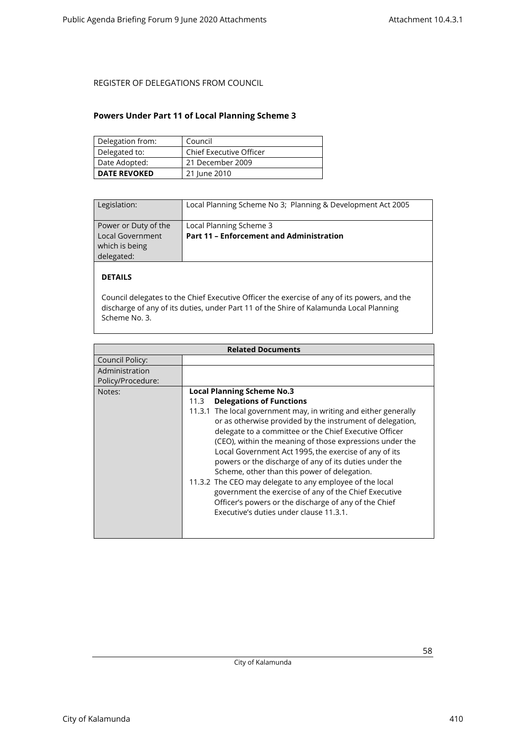REGISTER OF DELEGATIONS FROM COUNCIL

### Powers Under Part 11 of Local Planning Scheme 3

| Delegation from: | Council |
|---|---|
| Delegated to: | Chief Executive Officer |
| Date Adopted: | 21 December 2009 |
| **DATE REVOKED** | 21 June 2010 |

| Legislation: | Local Planning Scheme No 3; Planning & Development Act 2005 |
|---|---|
| Power or Duty of the Local Government which is being delegated: | Local Planning Scheme 3<br>**Part 11 – Enforcement and Administration** |

**DETAILS**

Council delegates to the Chief Executive Officer the exercise of any of its powers, and the discharge of any of its duties, under Part 11 of the Shire of Kalamunda Local Planning Scheme No. 3.

| Related Documents | |
|---|---|
| Council Policy: | |
| Administration Policy/Procedure: | |
| Notes: | **Local Planning Scheme No.3**<br>11.3 **Delegations of Functions**<br>11.3.1 The local government may, in writing and either generally or as otherwise provided by the instrument of delegation, delegate to a committee or the Chief Executive Officer (CEO), within the meaning of those expressions under the Local Government Act 1995, the exercise of any of its powers or the discharge of any of its duties under the Scheme, other than this power of delegation.<br>11.3.2 The CEO may delegate to any employee of the local government the exercise of any of the Chief Executive Officer's powers or the discharge of any of the Chief Executive's duties under clause 11.3.1. |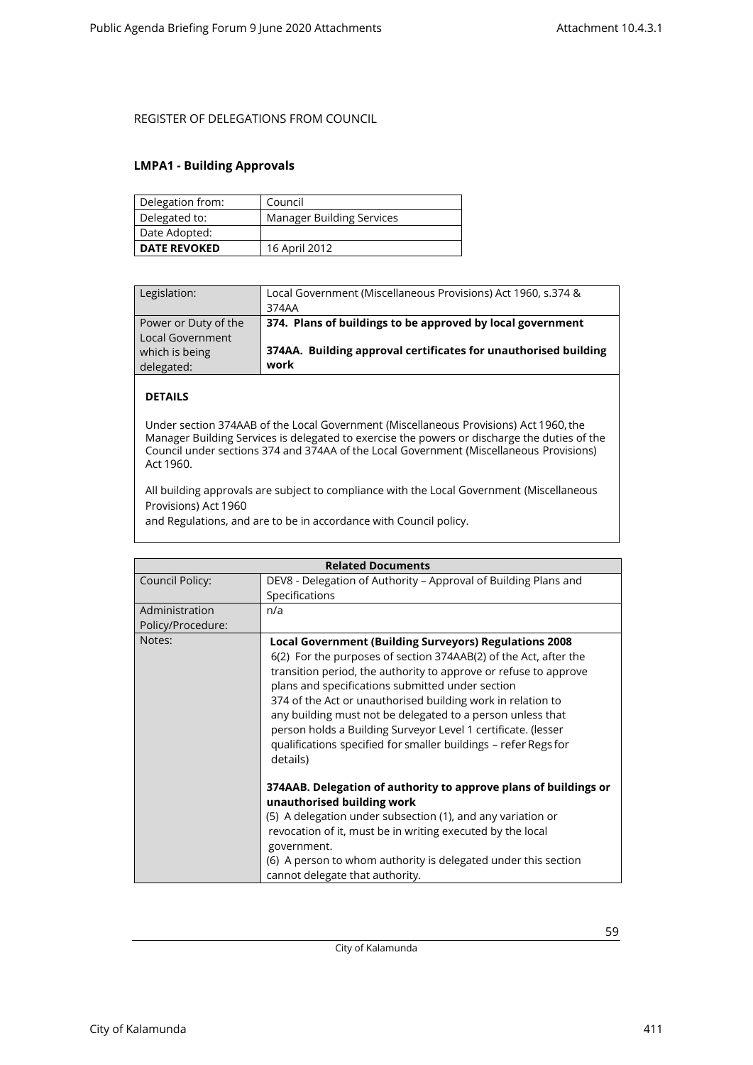REGISTER OF DELEGATIONS FROM COUNCIL

**LMPA1 - Building Approvals**

| Delegation from: | Council |
|---|---|
| Delegated to: | Manager Building Services |
| Date Adopted: | |
| **DATE REVOKED** | 16 April 2012 |

| Legislation: | Local Government (Miscellaneous Provisions) Act 1960, s.374 & 374AA |
|---|---|
| Power or Duty of the Local Government which is being delegated: | **374. Plans of buildings to be approved by local government**<br><br>**374AA. Building approval certificates for unauthorised building work** |

**DETAILS**

Under section 374AAB of the Local Government (Miscellaneous Provisions) Act 1960, the Manager Building Services is delegated to exercise the powers or discharge the duties of the Council under sections 374 and 374AA of the Local Government (Miscellaneous Provisions) Act 1960.

All building approvals are subject to compliance with the Local Government (Miscellaneous Provisions) Act 1960
and Regulations, and are to be in accordance with Council policy.

| **Related Documents** | |
|---|---|
| Council Policy: | DEV8 - Delegation of Authority – Approval of Building Plans and Specifications |
| Administration Policy/Procedure: | n/a |
| Notes: | **Local Government (Building Surveyors) Regulations 2008**<br>6(2) For the purposes of section 374AAB(2) of the Act, after the transition period, the authority to approve or refuse to approve plans and specifications submitted under section 374 of the Act or unauthorised building work in relation to any building must not be delegated to a person unless that person holds a Building Surveyor Level 1 certificate. (lesser qualifications specified for smaller buildings – refer Regs for details)<br><br>**374AAB. Delegation of authority to approve plans of buildings or unauthorised building work**<br>(5) A delegation under subsection (1), and any variation or revocation of it, must be in writing executed by the local government.<br>(6) A person to whom authority is delegated under this section cannot delegate that authority. |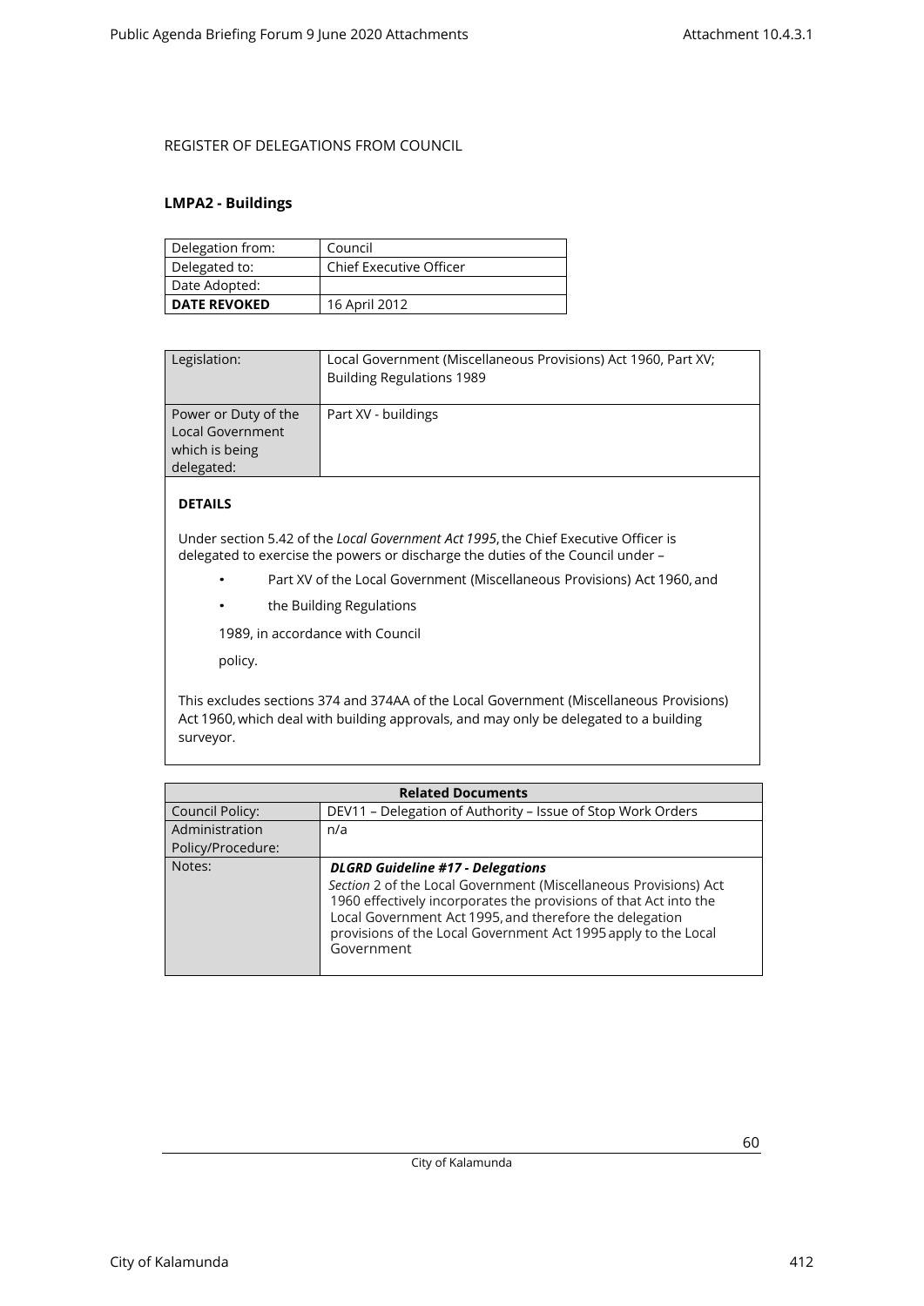REGISTER OF DELEGATIONS FROM COUNCIL

**LMPA2 - Buildings**

| Delegation from: | Council |
|---|---|
| Delegated to: | Chief Executive Officer |
| Date Adopted: | |
| **DATE REVOKED** | 16 April 2012 |

| Legislation: | Local Government (Miscellaneous Provisions) Act 1960, Part XV; Building Regulations 1989 |
|---|---|
| Power or Duty of the Local Government which is being delegated: | Part XV - buildings |

**DETAILS**

Under section 5.42 of the *Local Government Act 1995*, the Chief Executive Officer is delegated to exercise the powers or discharge the duties of the Council under –

- Part XV of the Local Government (Miscellaneous Provisions) Act 1960, and
- the Building Regulations

1989, in accordance with Council

policy.

This excludes sections 374 and 374AA of the Local Government (Miscellaneous Provisions) Act 1960, which deal with building approvals, and may only be delegated to a building surveyor.

| Related Documents | |
|---|---|
| Council Policy: | DEV11 – Delegation of Authority – Issue of Stop Work Orders |
| Administration Policy/Procedure: | n/a |
| Notes: | ***DLGRD Guideline #17 - Delegations*** *Section* 2 of the Local Government (Miscellaneous Provisions) Act 1960 effectively incorporates the provisions of that Act into the Local Government Act 1995, and therefore the delegation provisions of the Local Government Act 1995 apply to the Local Government |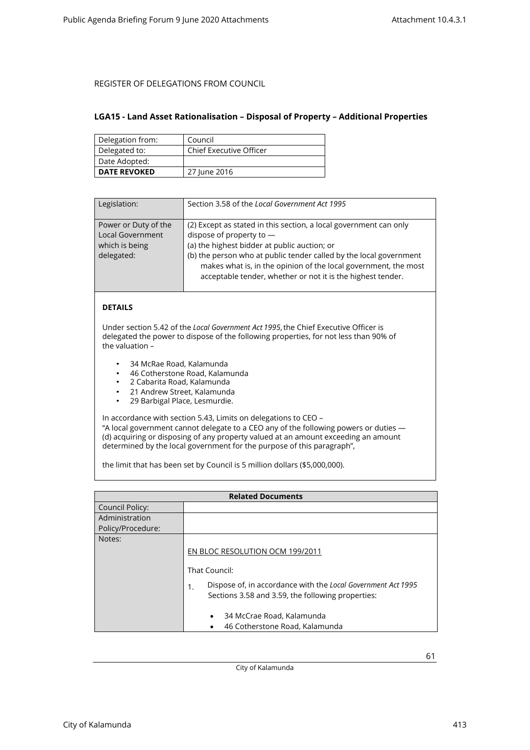REGISTER OF DELEGATIONS FROM COUNCIL

## LGA15 - Land Asset Rationalisation – Disposal of Property – Additional Properties

| Delegation from: | Council |
|---|---|
| Delegated to: | Chief Executive Officer |
| Date Adopted: | |
| **DATE REVOKED** | 27 June 2016 |

| Legislation: | Section 3.58 of the *Local Government Act 1995* |
|---|---|
| Power or Duty of the Local Government which is being delegated: | (2) Except as stated in this section, a local government can only dispose of property to — (a) the highest bidder at public auction; or (b) the person who at public tender called by the local government makes what is, in the opinion of the local government, the most acceptable tender, whether or not it is the highest tender. |

**DETAILS**

Under section 5.42 of the *Local Government Act 1995*, the Chief Executive Officer is delegated the power to dispose of the following properties, for not less than 90% of the valuation –

- 34 McRae Road, Kalamunda
- 46 Cotherstone Road, Kalamunda
- 2 Cabarita Road, Kalamunda
- 21 Andrew Street, Kalamunda
- 29 Barbigal Place, Lesmurdie.

In accordance with section 5.43, Limits on delegations to CEO –
"A local government cannot delegate to a CEO any of the following powers or duties — (d) acquiring or disposing of any property valued at an amount exceeding an amount determined by the local government for the purpose of this paragraph",

the limit that has been set by Council is 5 million dollars ($5,000,000).

| Related Documents | |
|---|---|
| Council Policy: | |
| Administration Policy/Procedure: | |
| Notes: | EN BLOC RESOLUTION OCM 199/2011<br><br>That Council:<br><br>1. Dispose of, in accordance with the *Local Government Act 1995* Sections 3.58 and 3.59, the following properties:<br><br>• 34 McCrae Road, Kalamunda<br>• 46 Cotherstone Road, Kalamunda |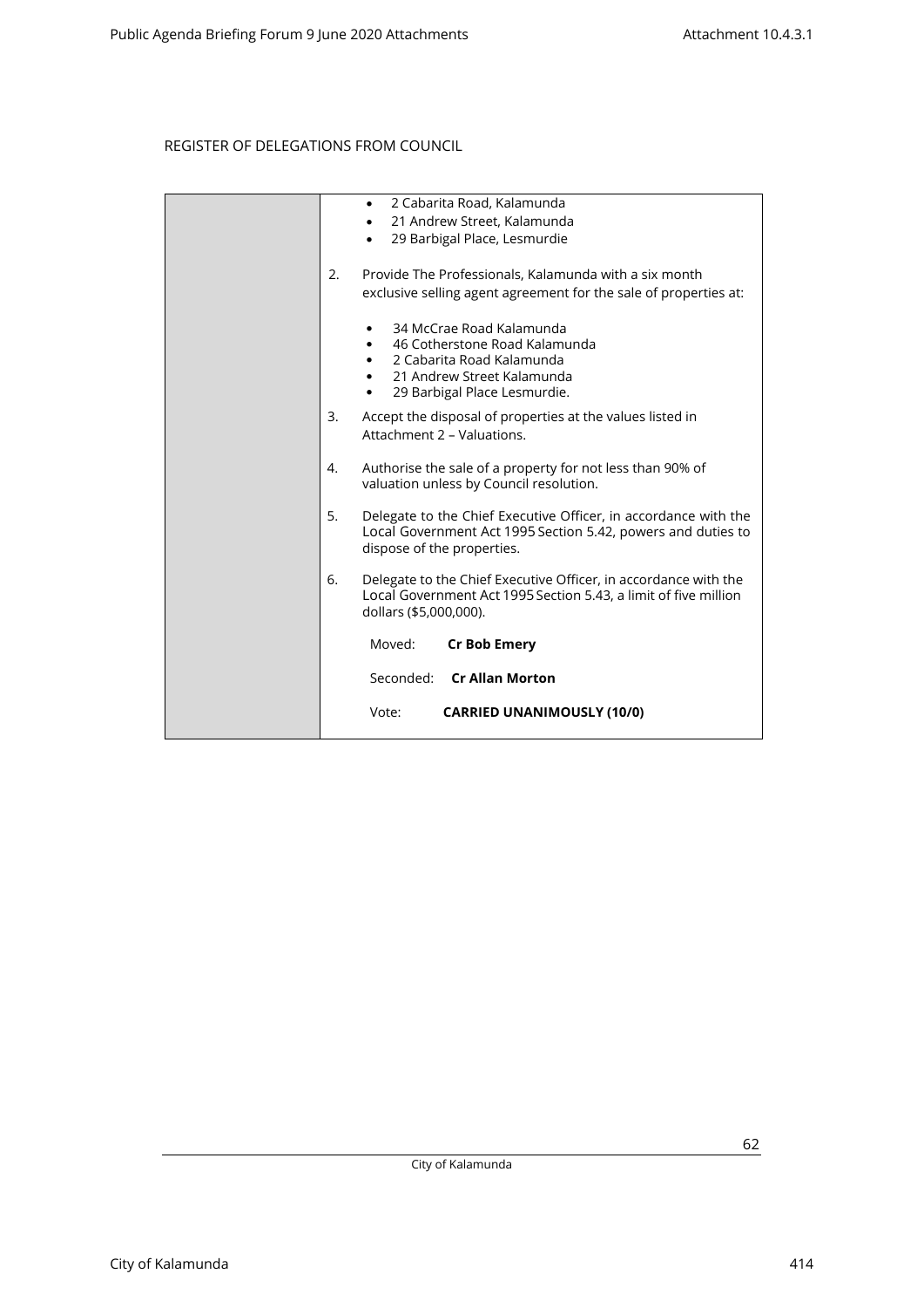REGISTER OF DELEGATIONS FROM COUNCIL

| | |
|---|---|
| | • 2 Cabarita Road, Kalamunda<br>• 21 Andrew Street, Kalamunda<br>• 29 Barbigal Place, Lesmurdie<br><br>2. Provide The Professionals, Kalamunda with a six month exclusive selling agent agreement for the sale of properties at:<br><br>• 34 McCrae Road Kalamunda<br>• 46 Cotherstone Road Kalamunda<br>• 2 Cabarita Road Kalamunda<br>• 21 Andrew Street Kalamunda<br>• 29 Barbigal Place Lesmurdie.<br><br>3. Accept the disposal of properties at the values listed in Attachment 2 – Valuations.<br><br>4. Authorise the sale of a property for not less than 90% of valuation unless by Council resolution.<br><br>5. Delegate to the Chief Executive Officer, in accordance with the Local Government Act 1995 Section 5.42, powers and duties to dispose of the properties.<br><br>6. Delegate to the Chief Executive Officer, in accordance with the Local Government Act 1995 Section 5.43, a limit of five million dollars ($5,000,000).<br><br>Moved: **Cr Bob Emery**<br><br>Seconded: **Cr Allan Morton**<br><br>Vote: **CARRIED UNANIMOUSLY (10/0)** |

City of Kalamunda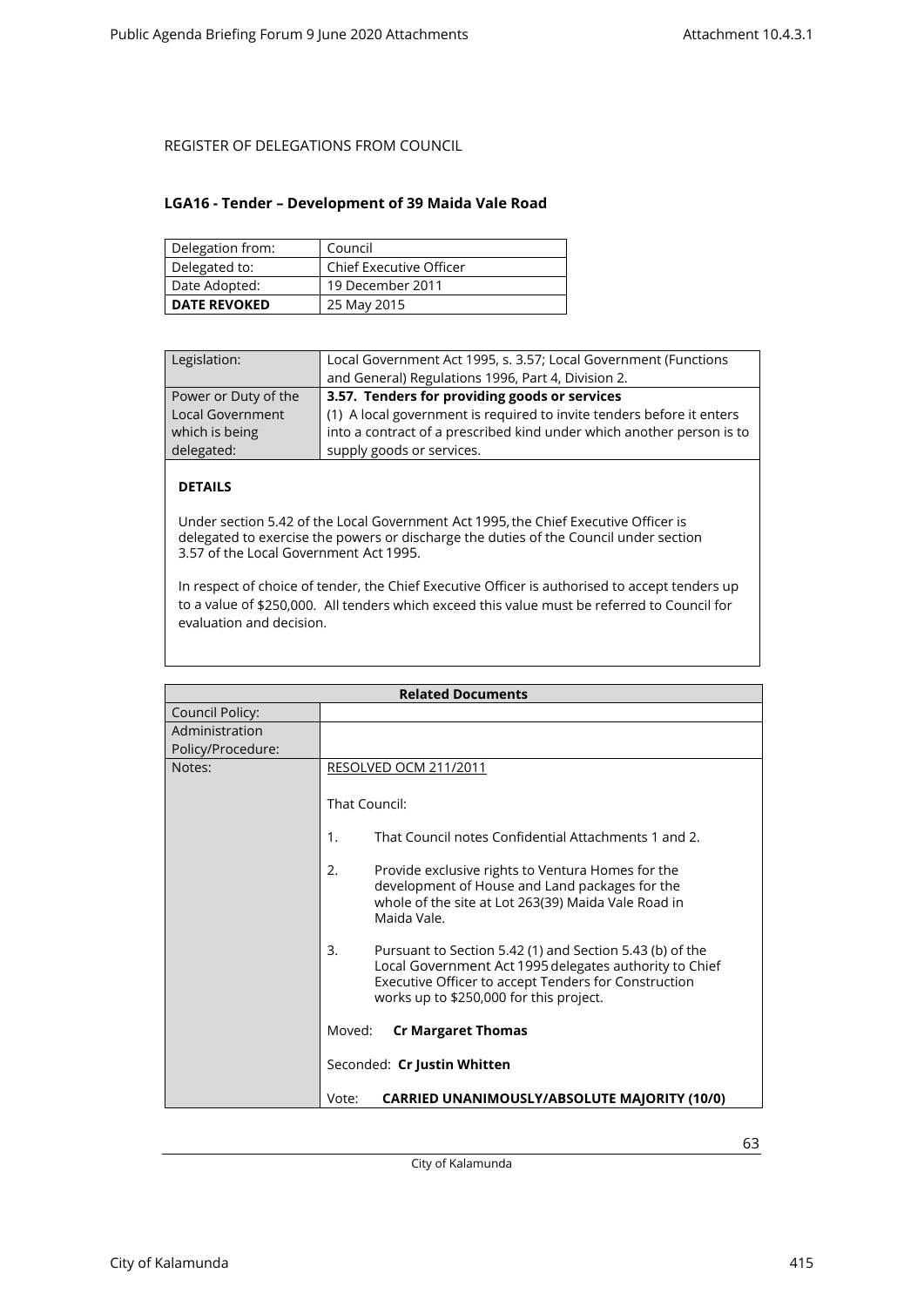REGISTER OF DELEGATIONS FROM COUNCIL

### LGA16 - Tender – Development of 39 Maida Vale Road

| Delegation from: | Council |
|---|---|
| Delegated to: | Chief Executive Officer |
| Date Adopted: | 19 December 2011 |
| **DATE REVOKED** | 25 May 2015 |

| Legislation: | Local Government Act 1995, s. 3.57; Local Government (Functions and General) Regulations 1996, Part 4, Division 2. |
|---|---|
| Power or Duty of the Local Government which is being delegated: | **3.57. Tenders for providing goods or services**<br>(1) A local government is required to invite tenders before it enters into a contract of a prescribed kind under which another person is to supply goods or services. |

**DETAILS**

Under section 5.42 of the Local Government Act 1995, the Chief Executive Officer is delegated to exercise the powers or discharge the duties of the Council under section 3.57 of the Local Government Act 1995.

In respect of choice of tender, the Chief Executive Officer is authorised to accept tenders up to a value of $250,000. All tenders which exceed this value must be referred to Council for evaluation and decision.

| **Related Documents** | |
|---|---|
| Council Policy: | |
| Administration Policy/Procedure: | |
| Notes: | RESOLVED OCM 211/2011<br><br>That Council:<br><br>1. That Council notes Confidential Attachments 1 and 2.<br><br>2. Provide exclusive rights to Ventura Homes for the development of House and Land packages for the whole of the site at Lot 263(39) Maida Vale Road in Maida Vale.<br><br>3. Pursuant to Section 5.42 (1) and Section 5.43 (b) of the Local Government Act 1995 delegates authority to Chief Executive Officer to accept Tenders for Construction works up to $250,000 for this project.<br><br>Moved: **Cr Margaret Thomas**<br><br>Seconded: **Cr Justin Whitten**<br><br>Vote: **CARRIED UNANIMOUSLY/ABSOLUTE MAJORITY (10/0)** |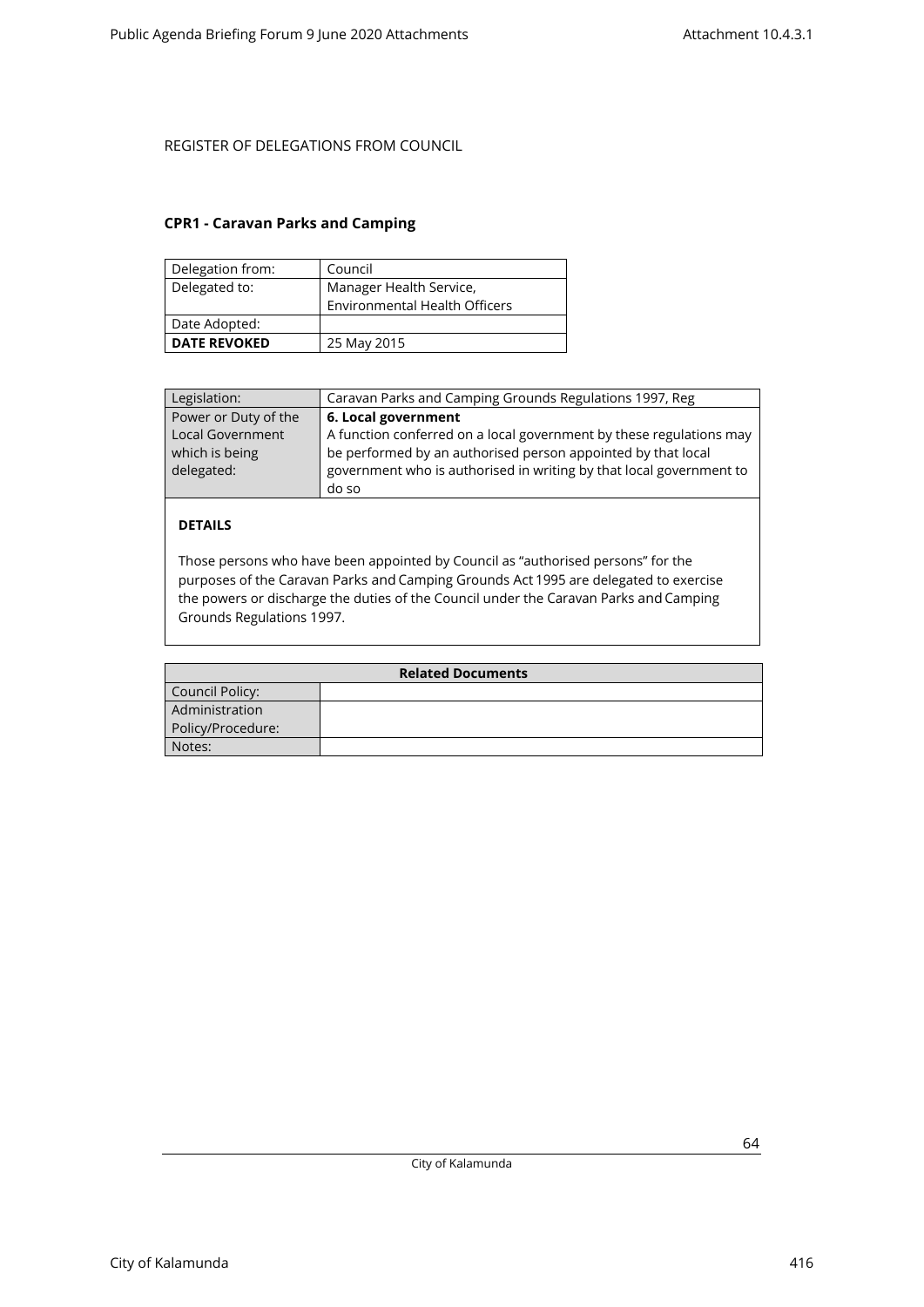REGISTER OF DELEGATIONS FROM COUNCIL

## CPR1 - Caravan Parks and Camping

| Delegation from: | Council |
|---|---|
| Delegated to: | Manager Health Service, Environmental Health Officers |
| Date Adopted: | |
| **DATE REVOKED** | 25 May 2015 |

| Legislation: | Caravan Parks and Camping Grounds Regulations 1997, Reg |
|---|---|
| Power or Duty of the Local Government which is being delegated: | **6. Local government** A function conferred on a local government by these regulations may be performed by an authorised person appointed by that local government who is authorised in writing by that local government to do so |

**DETAILS**

Those persons who have been appointed by Council as "authorised persons" for the purposes of the Caravan Parks and Camping Grounds Act 1995 are delegated to exercise the powers or discharge the duties of the Council under the Caravan Parks and Camping Grounds Regulations 1997.

| **Related Documents** | |
|---|---|
| Council Policy: | |
| Administration Policy/Procedure: | |
| Notes: | |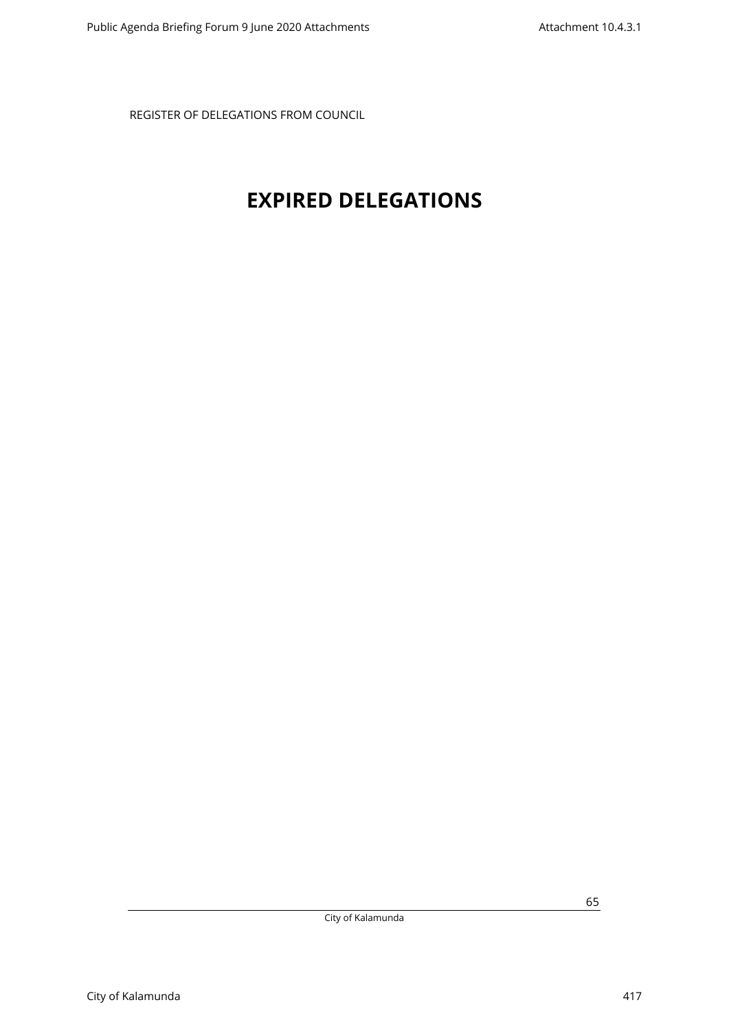REGISTER OF DELEGATIONS FROM COUNCIL

# EXPIRED DELEGATIONS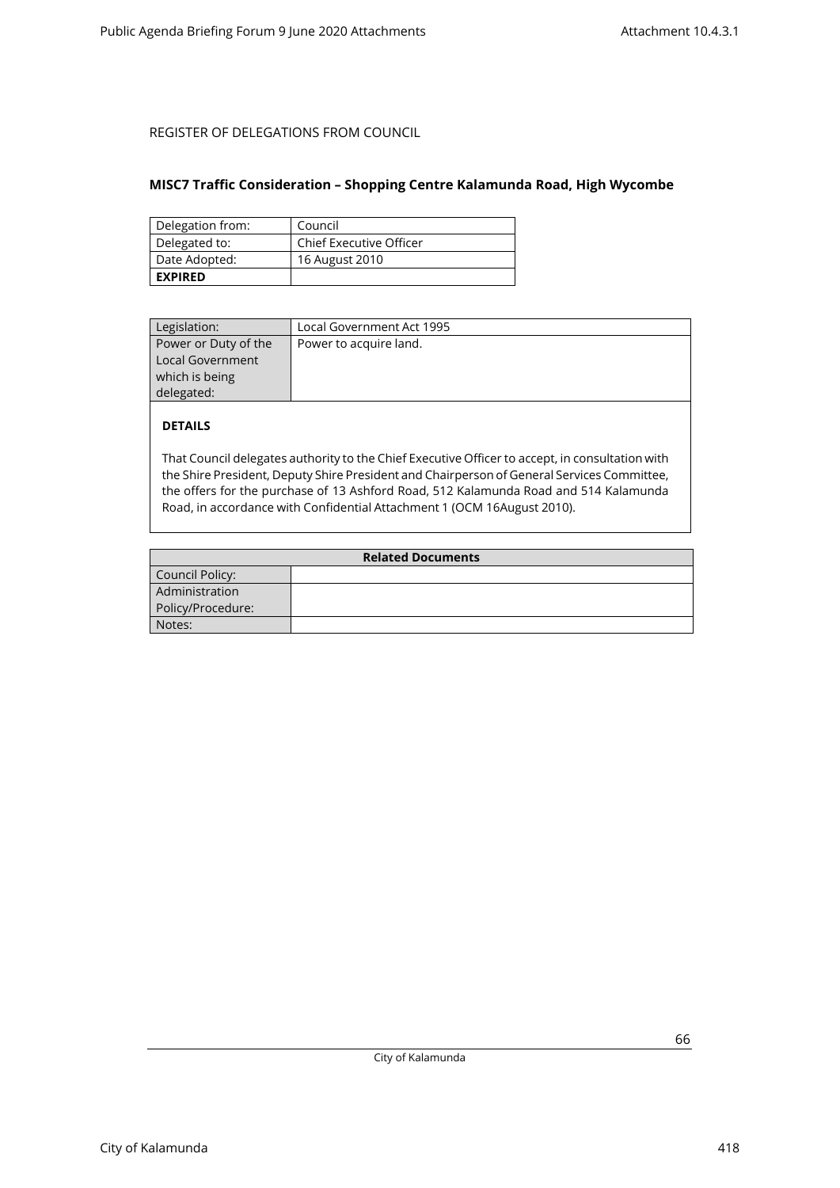REGISTER OF DELEGATIONS FROM COUNCIL

**MISC7 Traffic Consideration – Shopping Centre Kalamunda Road, High Wycombe**

| Delegation from: | Council |
|---|---|
| Delegated to: | Chief Executive Officer |
| Date Adopted: | 16 August 2010 |
| **EXPIRED** | |

| Legislation: | Local Government Act 1995 |
|---|---|
| Power or Duty of the Local Government which is being delegated: | Power to acquire land. |

**DETAILS**

That Council delegates authority to the Chief Executive Officer to accept, in consultation with the Shire President, Deputy Shire President and Chairperson of General Services Committee, the offers for the purchase of 13 Ashford Road, 512 Kalamunda Road and 514 Kalamunda Road, in accordance with Confidential Attachment 1 (OCM 16August 2010).

| Related Documents | |
|---|---|
| Council Policy: | |
| Administration Policy/Procedure: | |
| Notes: | |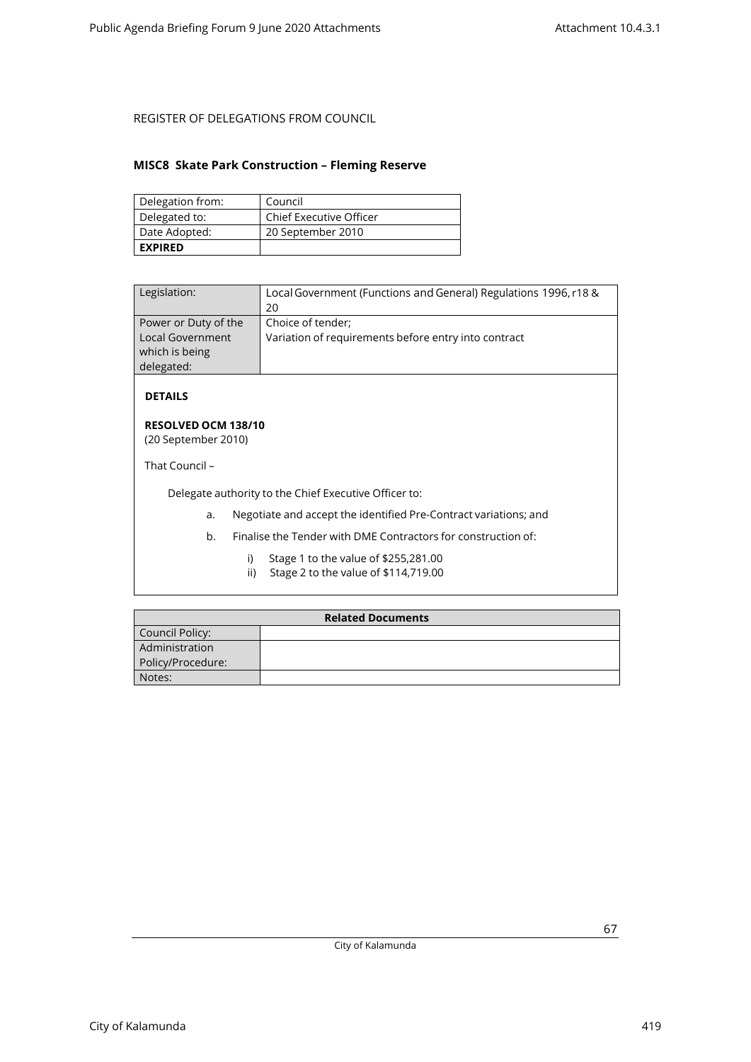REGISTER OF DELEGATIONS FROM COUNCIL

## MISC8 Skate Park Construction – Fleming Reserve

| Delegation from: | Council |
|---|---|
| Delegated to: | Chief Executive Officer |
| Date Adopted: | 20 September 2010 |
| **EXPIRED** | |

| Legislation: | Local Government (Functions and General) Regulations 1996, r18 & 20 |
|---|---|
| Power or Duty of the Local Government which is being delegated: | Choice of tender; Variation of requirements before entry into contract |

**DETAILS**

**RESOLVED OCM 138/10**
(20 September 2010)

That Council –

Delegate authority to the Chief Executive Officer to:

a. Negotiate and accept the identified Pre-Contract variations; and

b. Finalise the Tender with DME Contractors for construction of:

i) Stage 1 to the value of $255,281.00
ii) Stage 2 to the value of $114,719.00

| Related Documents | |
|---|---|
| Council Policy: | |
| Administration Policy/Procedure: | |
| Notes: | |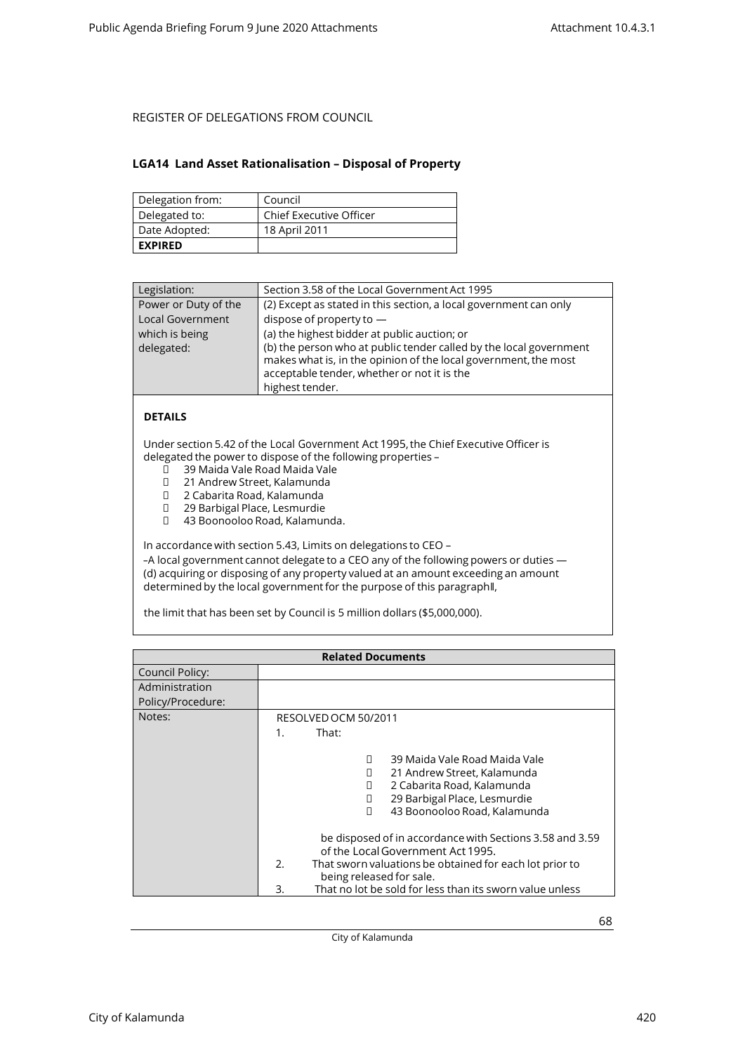REGISTER OF DELEGATIONS FROM COUNCIL

### LGA14 Land Asset Rationalisation – Disposal of Property

| Delegation from: | Council |
|---|---|
| Delegated to: | Chief Executive Officer |
| Date Adopted: | 18 April 2011 |
| **EXPIRED** | |

| Legislation: | Section 3.58 of the Local Government Act 1995 |
|---|---|
| Power or Duty of the Local Government which is being delegated: | (2) Except as stated in this section, a local government can only dispose of property to — (a) the highest bidder at public auction; or (b) the person who at public tender called by the local government makes what is, in the opinion of the local government, the most acceptable tender, whether or not it is the highest tender. |

**DETAILS**

Under section 5.42 of the Local Government Act 1995, the Chief Executive Officer is delegated the power to dispose of the following properties –

- 39 Maida Vale Road Maida Vale
- 21 Andrew Street, Kalamunda
- 2 Cabarita Road, Kalamunda
- 29 Barbigal Place, Lesmurdie
- 43 Boonooloo Road, Kalamunda.

In accordance with section 5.43, Limits on delegations to CEO –

–A local government cannot delegate to a CEO any of the following powers or duties — (d) acquiring or disposing of any property valued at an amount exceeding an amount determined by the local government for the purpose of this paragraph‖,

the limit that has been set by Council is 5 million dollars ($5,000,000).

| Related Documents | |
|---|---|
| Council Policy: | |
| Administration Policy/Procedure: | |
| Notes: | RESOLVED OCM 50/2011<br>1. That:<br>- 39 Maida Vale Road Maida Vale<br>- 21 Andrew Street, Kalamunda<br>- 2 Cabarita Road, Kalamunda<br>- 29 Barbigal Place, Lesmurdie<br>- 43 Boonooloo Road, Kalamunda<br><br>be disposed of in accordance with Sections 3.58 and 3.59 of the Local Government Act 1995.<br>2. That sworn valuations be obtained for each lot prior to being released for sale.<br>3. That no lot be sold for less than its sworn value unless |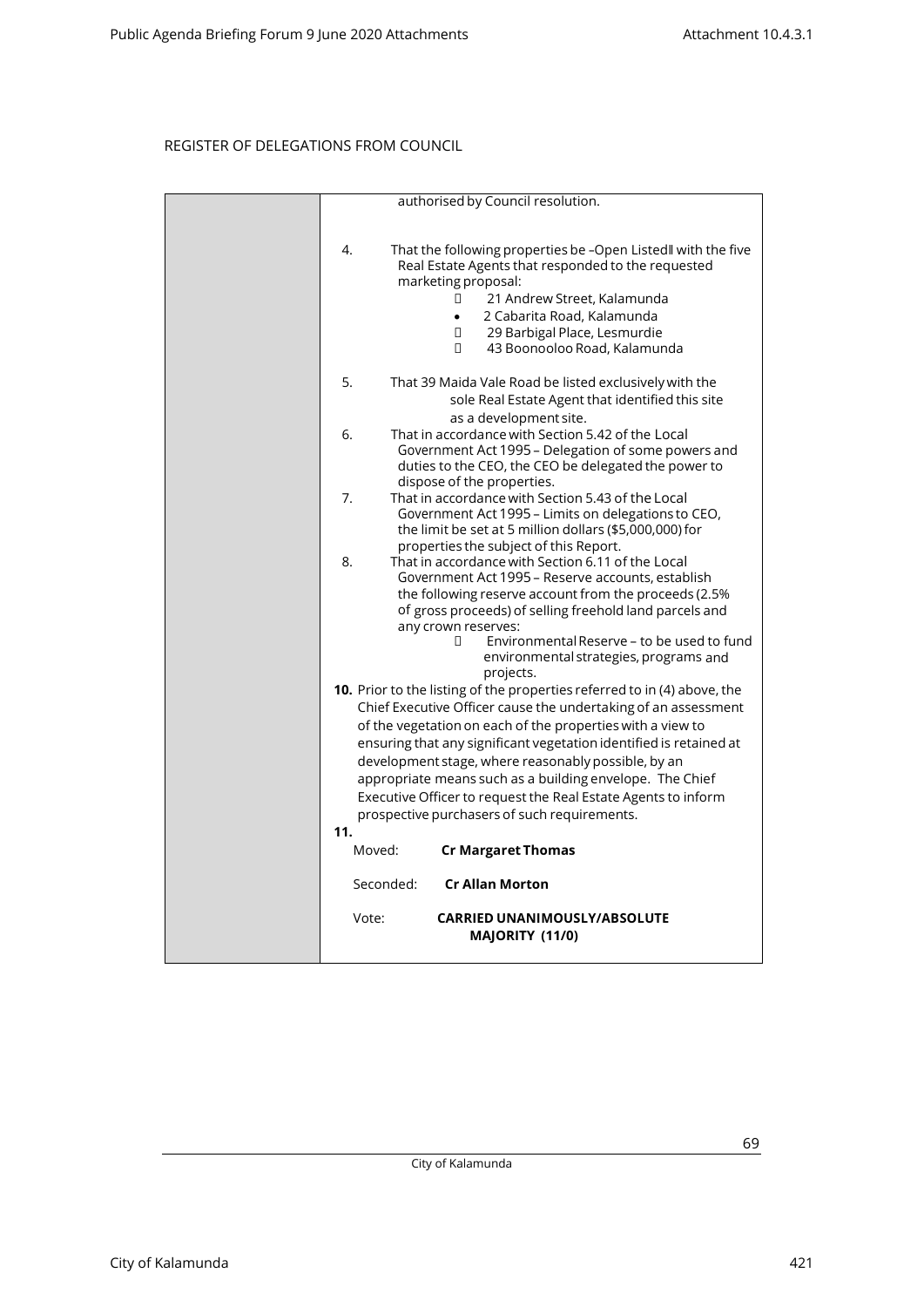REGISTER OF DELEGATIONS FROM COUNCIL

| | |
|---|---|
| | authorised by Council resolution.<br><br>4. That the following properties be –Open Listed‖ with the five Real Estate Agents that responded to the requested marketing proposal:<br>- 21 Andrew Street, Kalamunda<br>- 2 Cabarita Road, Kalamunda<br>- 29 Barbigal Place, Lesmurdie<br>- 43 Boonooloo Road, Kalamunda<br><br>5. That 39 Maida Vale Road be listed exclusively with the sole Real Estate Agent that identified this site as a development site.<br>6. That in accordance with Section 5.42 of the Local Government Act 1995 – Delegation of some powers and duties to the CEO, the CEO be delegated the power to dispose of the properties.<br>7. That in accordance with Section 5.43 of the Local Government Act 1995 – Limits on delegations to CEO, the limit be set at 5 million dollars ($5,000,000) for properties the subject of this Report.<br>8. That in accordance with Section 6.11 of the Local Government Act 1995 – Reserve accounts, establish the following reserve account from the proceeds (2.5% of gross proceeds) of selling freehold land parcels and any crown reserves:<br>- Environmental Reserve – to be used to fund environmental strategies, programs and projects.<br><br>**10.** Prior to the listing of the properties referred to in (4) above, the Chief Executive Officer cause the undertaking of an assessment of the vegetation on each of the properties with a view to ensuring that any significant vegetation identified is retained at development stage, where reasonably possible, by an appropriate means such as a building envelope. The Chief Executive Officer to request the Real Estate Agents to inform prospective purchasers of such requirements.<br>**11.**<br>Moved: **Cr Margaret Thomas**<br><br>Seconded: **Cr Allan Morton**<br><br>Vote: **CARRIED UNANIMOUSLY/ABSOLUTE MAJORITY (11/0)** |